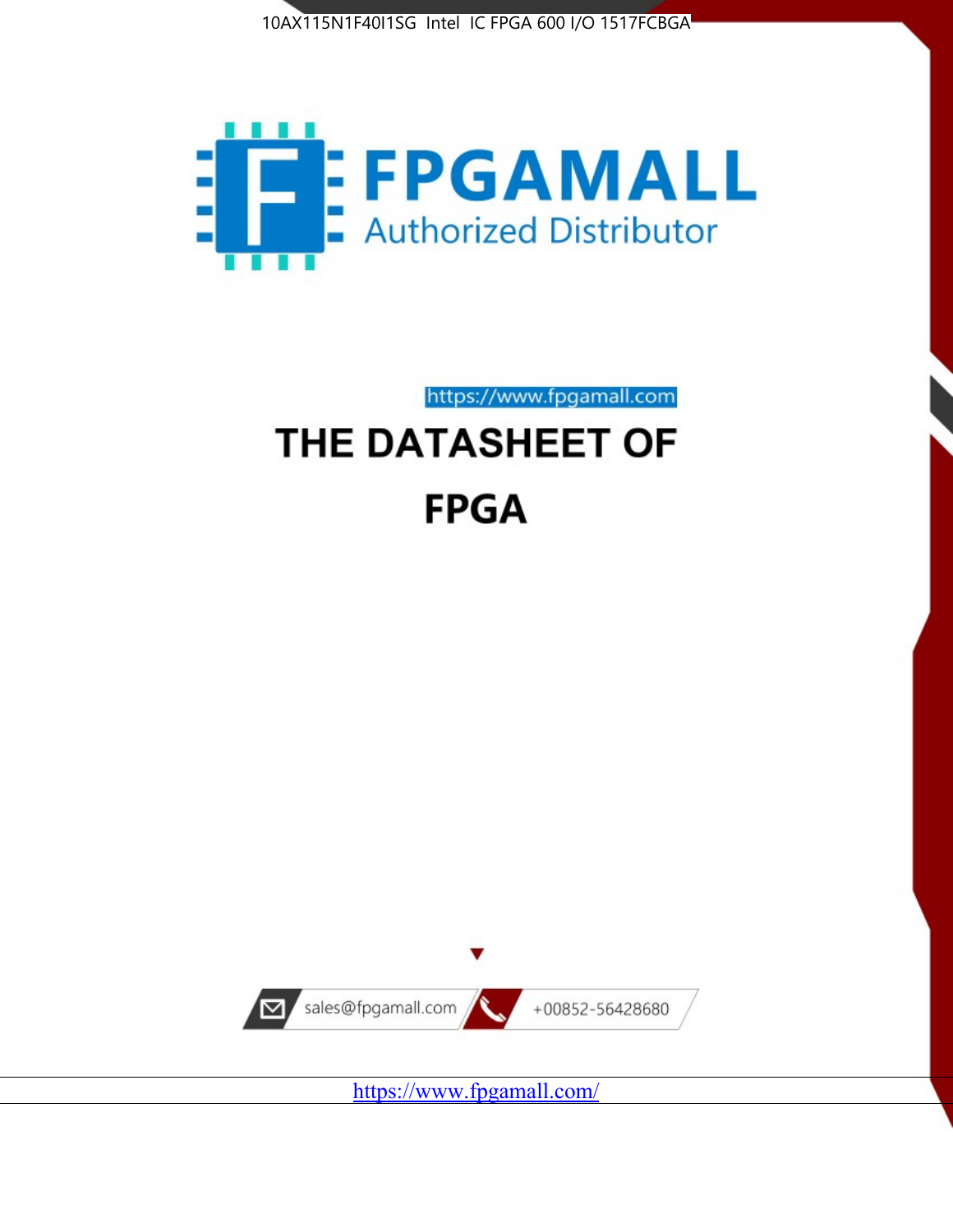10AX115N1F40I1SG Intel IC FPGA 600 I/O 1517FCBGA

# FPGAMALL

Authorized Distributor

https://www.fpgamall.com

# THE DATASHEET OF

# FPGA

sales@fpgamall.com

+00852-56428680

https://www.fpgamall.com/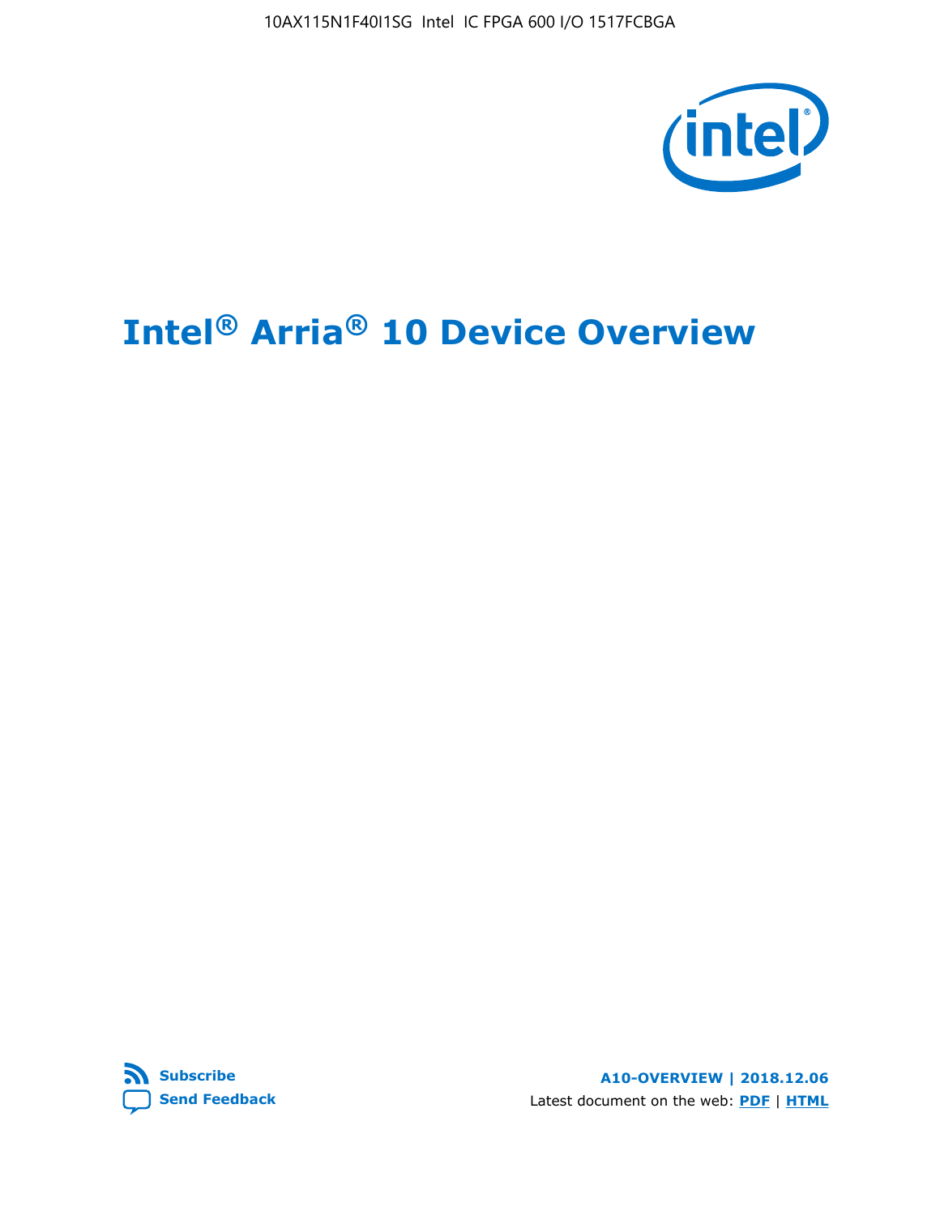# Intel® Arria® 10 Device Overview

Subscribe

Send Feedback

A10-OVERVIEW | 2018.12.06

Latest document on the web: PDF | HTML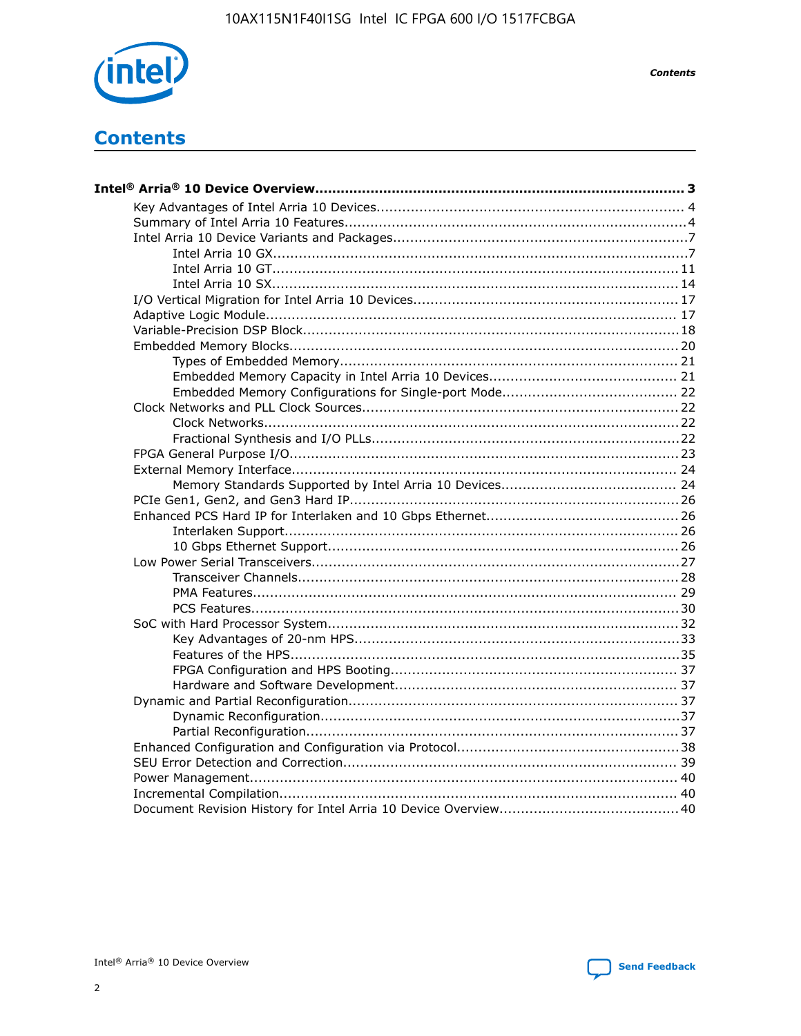# Contents

**Intel® Arria® 10 Device Overview................................................................................ 3**

- Key Advantages of Intel Arria 10 Devices........................................................................ 4
- Summary of Intel Arria 10 Features................................................................................4
- Intel Arria 10 Device Variants and Packages.....................................................................7
    - Intel Arria 10 GX.................................................................................................7
    - Intel Arria 10 GT............................................................................................... 11
    - Intel Arria 10 SX............................................................................................... 14
- I/O Vertical Migration for Intel Arria 10 Devices.............................................................. 17
- Adaptive Logic Module................................................................................................ 17
- Variable-Precision DSP Block.........................................................................................18
- Embedded Memory Blocks........................................................................................... 20
    - Types of Embedded Memory............................................................................... 21
    - Embedded Memory Capacity in Intel Arria 10 Devices............................................ 21
    - Embedded Memory Configurations for Single-port Mode......................................... 22
- Clock Networks and PLL Clock Sources.......................................................................... 22
    - Clock Networks................................................................................................. 22
    - Fractional Synthesis and I/O PLLs........................................................................ 22
- FPGA General Purpose I/O...........................................................................................23
- External Memory Interface...........................................................................................24
    - Memory Standards Supported by Intel Arria 10 Devices......................................... 24
- PCIe Gen1, Gen2, and Gen3 Hard IP.............................................................................26
- Enhanced PCS Hard IP for Interlaken and 10 Gbps Ethernet............................................. 26
    - Interlaken Support............................................................................................ 26
    - 10 Gbps Ethernet Support.................................................................................. 26
- Low Power Serial Transceivers......................................................................................27
    - Transceiver Channels......................................................................................... 28
    - PMA Features................................................................................................... 29
    - PCS Features....................................................................................................30
- SoC with Hard Processor System..................................................................................32
    - Key Advantages of 20-nm HPS............................................................................33
    - Features of the HPS...........................................................................................35
    - FPGA Configuration and HPS Booting................................................................... 37
    - Hardware and Software Development.................................................................. 37
- Dynamic and Partial Reconfiguration.............................................................................37
    - Dynamic Reconfiguration....................................................................................37
    - Partial Reconfiguration.......................................................................................37
- Enhanced Configuration and Configuration via Protocol....................................................38
- SEU Error Detection and Correction.............................................................................. 39
- Power Management.................................................................................................... 40
- Incremental Compilation............................................................................................. 40
- Document Revision History for Intel Arria 10 Device Overview..........................................40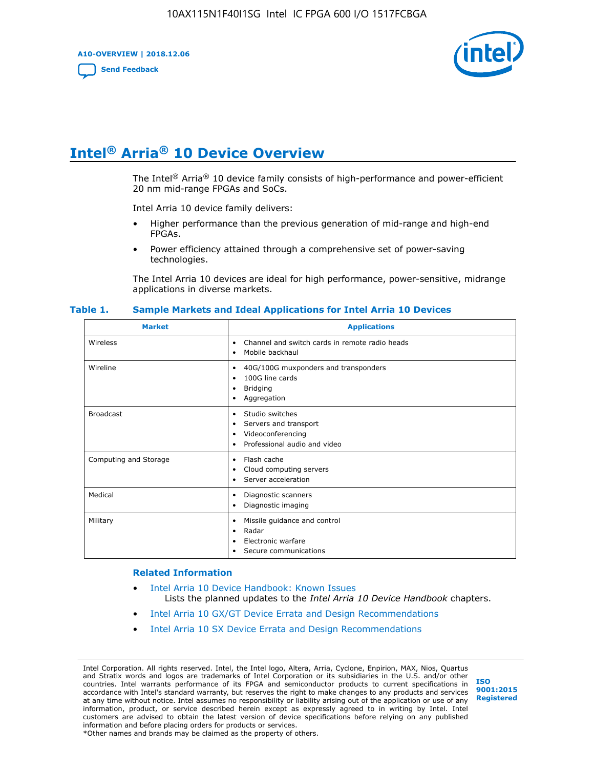# Intel® Arria® 10 Device Overview

The Intel® Arria® 10 device family consists of high-performance and power-efficient 20 nm mid-range FPGAs and SoCs.

Intel Arria 10 device family delivers:

- Higher performance than the previous generation of mid-range and high-end FPGAs.
- Power efficiency attained through a comprehensive set of power-saving technologies.

The Intel Arria 10 devices are ideal for high performance, power-sensitive, midrange applications in diverse markets.

**Table 1. Sample Markets and Ideal Applications for Intel Arria 10 Devices**

| Market | Applications |
|---|---|
| Wireless | • Channel and switch cards in remote radio heads<br>• Mobile backhaul |
| Wireline | • 40G/100G muxponders and transponders<br>• 100G line cards<br>• Bridging<br>• Aggregation |
| Broadcast | • Studio switches<br>• Servers and transport<br>• Videoconferencing<br>• Professional audio and video |
| Computing and Storage | • Flash cache<br>• Cloud computing servers<br>• Server acceleration |
| Medical | • Diagnostic scanners<br>• Diagnostic imaging |
| Military | • Missile guidance and control<br>• Radar<br>• Electronic warfare<br>• Secure communications |

**Related Information**

- Intel Arria 10 Device Handbook: Known Issues
  Lists the planned updates to the *Intel Arria 10 Device Handbook* chapters.
- Intel Arria 10 GX/GT Device Errata and Design Recommendations
- Intel Arria 10 SX Device Errata and Design Recommendations

Intel Corporation. All rights reserved. Intel, the Intel logo, Altera, Arria, Cyclone, Enpirion, MAX, Nios, Quartus and Stratix words and logos are trademarks of Intel Corporation or its subsidiaries in the U.S. and/or other countries. Intel warrants performance of its FPGA and semiconductor products to current specifications in accordance with Intel's standard warranty, but reserves the right to make changes to any products and services at any time without notice. Intel assumes no responsibility or liability arising out of the application or use of any information, product, or service described herein except as expressly agreed to in writing by Intel. Intel customers are advised to obtain the latest version of device specifications before relying on any published information and before placing orders for products or services.
*Other names and brands may be claimed as the property of others.

ISO 9001:2015 Registered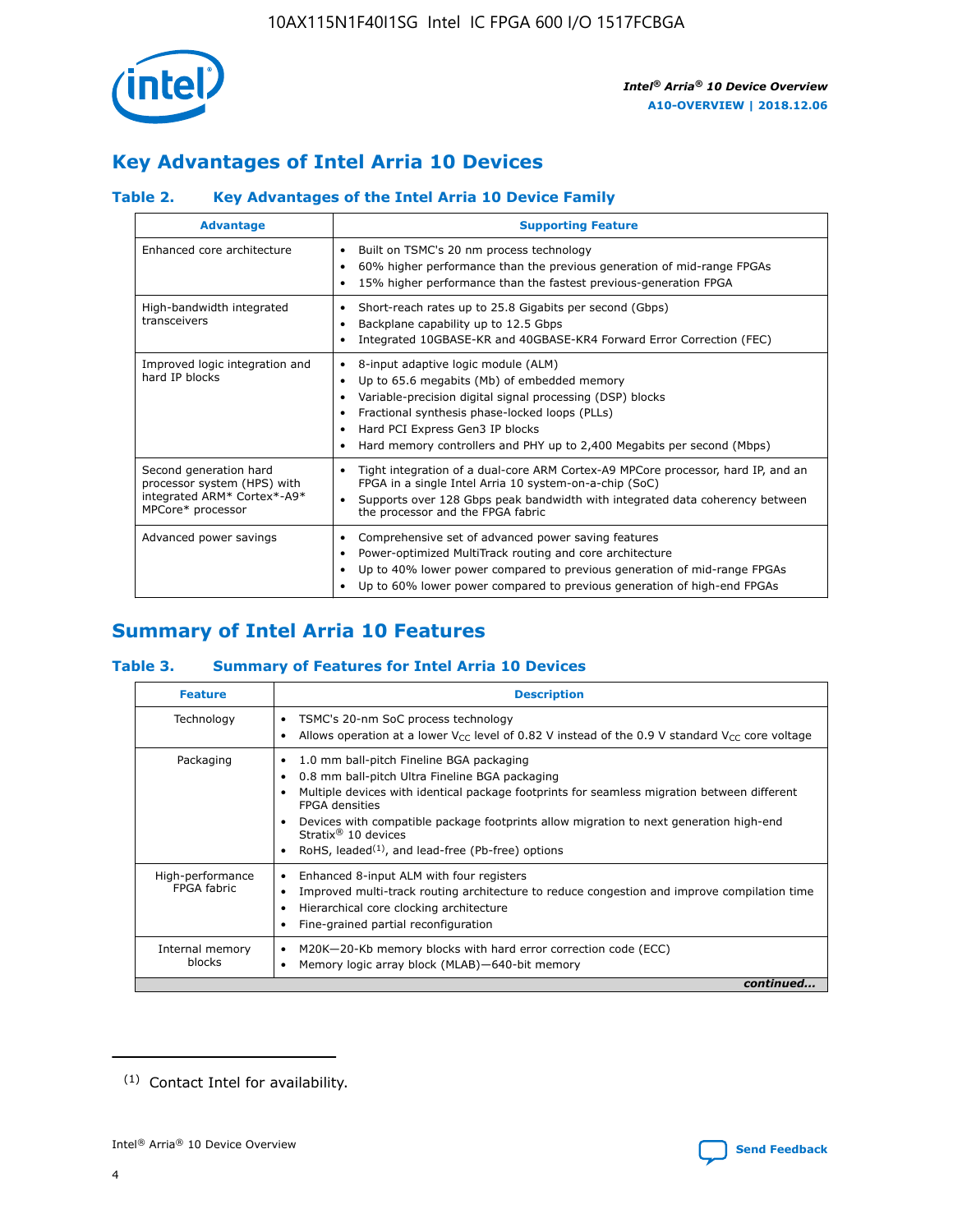## Key Advantages of Intel Arria 10 Devices

### Table 2. Key Advantages of the Intel Arria 10 Device Family

| Advantage | Supporting Feature |
|---|---|
| Enhanced core architecture | • Built on TSMC's 20 nm process technology<br>• 60% higher performance than the previous generation of mid-range FPGAs<br>• 15% higher performance than the fastest previous-generation FPGA |
| High-bandwidth integrated transceivers | • Short-reach rates up to 25.8 Gigabits per second (Gbps)<br>• Backplane capability up to 12.5 Gbps<br>• Integrated 10GBASE-KR and 40GBASE-KR4 Forward Error Correction (FEC) |
| Improved logic integration and hard IP blocks | • 8-input adaptive logic module (ALM)<br>• Up to 65.6 megabits (Mb) of embedded memory<br>• Variable-precision digital signal processing (DSP) blocks<br>• Fractional synthesis phase-locked loops (PLLs)<br>• Hard PCI Express Gen3 IP blocks<br>• Hard memory controllers and PHY up to 2,400 Megabits per second (Mbps) |
| Second generation hard processor system (HPS) with integrated ARM* Cortex*-A9* MPCore* processor | • Tight integration of a dual-core ARM Cortex-A9 MPCore processor, hard IP, and an FPGA in a single Intel Arria 10 system-on-a-chip (SoC)<br>• Supports over 128 Gbps peak bandwidth with integrated data coherency between the processor and the FPGA fabric |
| Advanced power savings | • Comprehensive set of advanced power saving features<br>• Power-optimized MultiTrack routing and core architecture<br>• Up to 40% lower power compared to previous generation of mid-range FPGAs<br>• Up to 60% lower power compared to previous generation of high-end FPGAs |

## Summary of Intel Arria 10 Features

### Table 3. Summary of Features for Intel Arria 10 Devices

| Feature | Description |
|---|---|
| Technology | • TSMC's 20-nm SoC process technology<br>• Allows operation at a lower $V_{CC}$ level of 0.82 V instead of the 0.9 V standard $V_{CC}$ core voltage |
| Packaging | • 1.0 mm ball-pitch Fineline BGA packaging<br>• 0.8 mm ball-pitch Ultra Fineline BGA packaging<br>• Multiple devices with identical package footprints for seamless migration between different FPGA densities<br>• Devices with compatible package footprints allow migration to next generation high-end Stratix® 10 devices<br>• RoHS, leaded[(1)], and lead-free (Pb-free) options |
| High-performance FPGA fabric | • Enhanced 8-input ALM with four registers<br>• Improved multi-track routing architecture to reduce congestion and improve compilation time<br>• Hierarchical core clocking architecture<br>• Fine-grained partial reconfiguration |
| Internal memory blocks | • M20K—20-Kb memory blocks with hard error correction code (ECC)<br>• Memory logic array block (MLAB)—640-bit memory |

*continued...*

(1) Contact Intel for availability.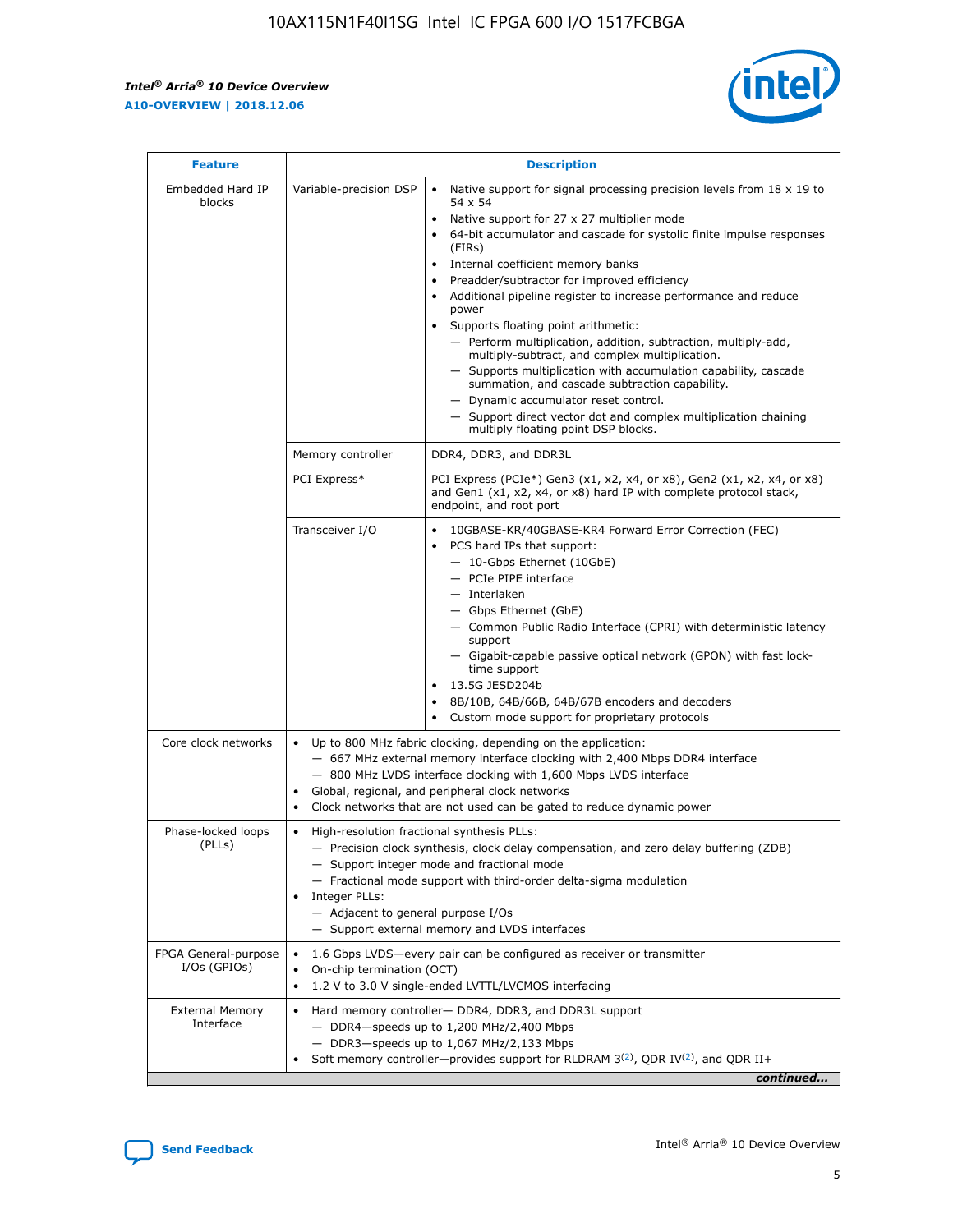| Feature | Description | |
|---|---|---|
| Embedded Hard IP blocks | Variable-precision DSP | • Native support for signal processing precision levels from 18 x 19 to 54 x 54<br>• Native support for 27 x 27 multiplier mode<br>• 64-bit accumulator and cascade for systolic finite impulse responses (FIRs)<br>• Internal coefficient memory banks<br>• Preadder/subtractor for improved efficiency<br>• Additional pipeline register to increase performance and reduce power<br>• Supports floating point arithmetic:<br>— Perform multiplication, addition, subtraction, multiply-add, multiply-subtract, and complex multiplication.<br>— Supports multiplication with accumulation capability, cascade summation, and cascade subtraction capability.<br>— Dynamic accumulator reset control.<br>— Support direct vector dot and complex multiplication chaining multiply floating point DSP blocks. |
| | Memory controller | DDR4, DDR3, and DDR3L |
| | PCI Express* | PCI Express (PCIe*) Gen3 (x1, x2, x4, or x8), Gen2 (x1, x2, x4, or x8) and Gen1 (x1, x2, x4, or x8) hard IP with complete protocol stack, endpoint, and root port |
| | Transceiver I/O | • 10GBASE-KR/40GBASE-KR4 Forward Error Correction (FEC)<br>• PCS hard IPs that support:<br>— 10-Gbps Ethernet (10GbE)<br>— PCIe PIPE interface<br>— Interlaken<br>— Gbps Ethernet (GbE)<br>— Common Public Radio Interface (CPRI) with deterministic latency support<br>— Gigabit-capable passive optical network (GPON) with fast lock-time support<br>• 13.5G JESD204b<br>• 8B/10B, 64B/66B, 64B/67B encoders and decoders<br>• Custom mode support for proprietary protocols |
| Core clock networks | • Up to 800 MHz fabric clocking, depending on the application:<br>— 667 MHz external memory interface clocking with 2,400 Mbps DDR4 interface<br>— 800 MHz LVDS interface clocking with 1,600 Mbps LVDS interface<br>• Global, regional, and peripheral clock networks<br>• Clock networks that are not used can be gated to reduce dynamic power | |
| Phase-locked loops (PLLs) | • High-resolution fractional synthesis PLLs:<br>— Precision clock synthesis, clock delay compensation, and zero delay buffering (ZDB)<br>— Support integer mode and fractional mode<br>— Fractional mode support with third-order delta-sigma modulation<br>• Integer PLLs:<br>— Adjacent to general purpose I/Os<br>— Support external memory and LVDS interfaces | |
| FPGA General-purpose I/Os (GPIOs) | • 1.6 Gbps LVDS—every pair can be configured as receiver or transmitter<br>• On-chip termination (OCT)<br>• 1.2 V to 3.0 V single-ended LVTTL/LVCMOS interfacing | |
| External Memory Interface | • Hard memory controller— DDR4, DDR3, and DDR3L support<br>— DDR4—speeds up to 1,200 MHz/2,400 Mbps<br>— DDR3—speeds up to 1,067 MHz/2,133 Mbps<br>• Soft memory controller—provides support for RLDRAM 3[(2)], QDR IV[(2)], and QDR II+ | |

*continued...*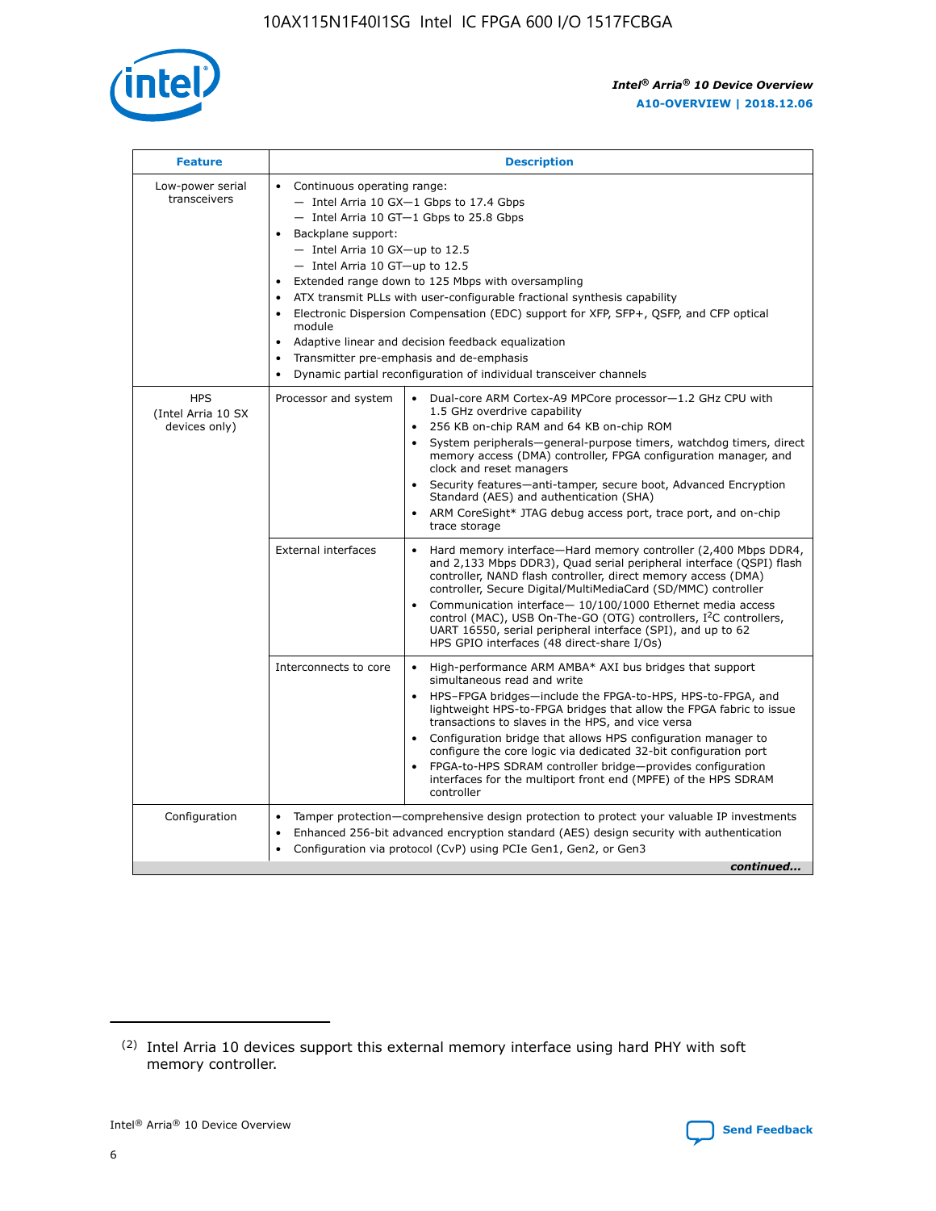| Feature | Description | |
|---|---|---|
| Low-power serial transceivers | • Continuous operating range:<br>— Intel Arria 10 GX—1 Gbps to 17.4 Gbps<br>— Intel Arria 10 GT—1 Gbps to 25.8 Gbps<br>• Backplane support:<br>— Intel Arria 10 GX—up to 12.5<br>— Intel Arria 10 GT—up to 12.5<br>• Extended range down to 125 Mbps with oversampling<br>• ATX transmit PLLs with user-configurable fractional synthesis capability<br>• Electronic Dispersion Compensation (EDC) support for XFP, SFP+, QSFP, and CFP optical module<br>• Adaptive linear and decision feedback equalization<br>• Transmitter pre-emphasis and de-emphasis<br>• Dynamic partial reconfiguration of individual transceiver channels | |
| HPS (Intel Arria 10 SX devices only) | Processor and system | • Dual-core ARM Cortex-A9 MPCore processor—1.2 GHz CPU with 1.5 GHz overdrive capability<br>• 256 KB on-chip RAM and 64 KB on-chip ROM<br>• System peripherals—general-purpose timers, watchdog timers, direct memory access (DMA) controller, FPGA configuration manager, and clock and reset managers<br>• Security features—anti-tamper, secure boot, Advanced Encryption Standard (AES) and authentication (SHA)<br>• ARM CoreSight* JTAG debug access port, trace port, and on-chip trace storage |
| | External interfaces | • Hard memory interface—Hard memory controller (2,400 Mbps DDR4, and 2,133 Mbps DDR3), Quad serial peripheral interface (QSPI) flash controller, NAND flash controller, direct memory access (DMA) controller, Secure Digital/MultiMediaCard (SD/MMC) controller<br>• Communication interface— 10/100/1000 Ethernet media access control (MAC), USB On-The-GO (OTG) controllers, I$^2$C controllers, UART 16550, serial peripheral interface (SPI), and up to 62 HPS GPIO interfaces (48 direct-share I/Os) |
| | Interconnects to core | • High-performance ARM AMBA* AXI bus bridges that support simultaneous read and write<br>• HPS–FPGA bridges—include the FPGA-to-HPS, HPS-to-FPGA, and lightweight HPS-to-FPGA bridges that allow the FPGA fabric to issue transactions to slaves in the HPS, and vice versa<br>• Configuration bridge that allows HPS configuration manager to configure the core logic via dedicated 32-bit configuration port<br>• FPGA-to-HPS SDRAM controller bridge—provides configuration interfaces for the multiport front end (MPFE) of the HPS SDRAM controller |
| Configuration | • Tamper protection—comprehensive design protection to protect your valuable IP investments<br>• Enhanced 256-bit advanced encryption standard (AES) design security with authentication<br>• Configuration via protocol (CvP) using PCIe Gen1, Gen2, or Gen3 | |

*continued...*

(2) Intel Arria 10 devices support this external memory interface using hard PHY with soft memory controller.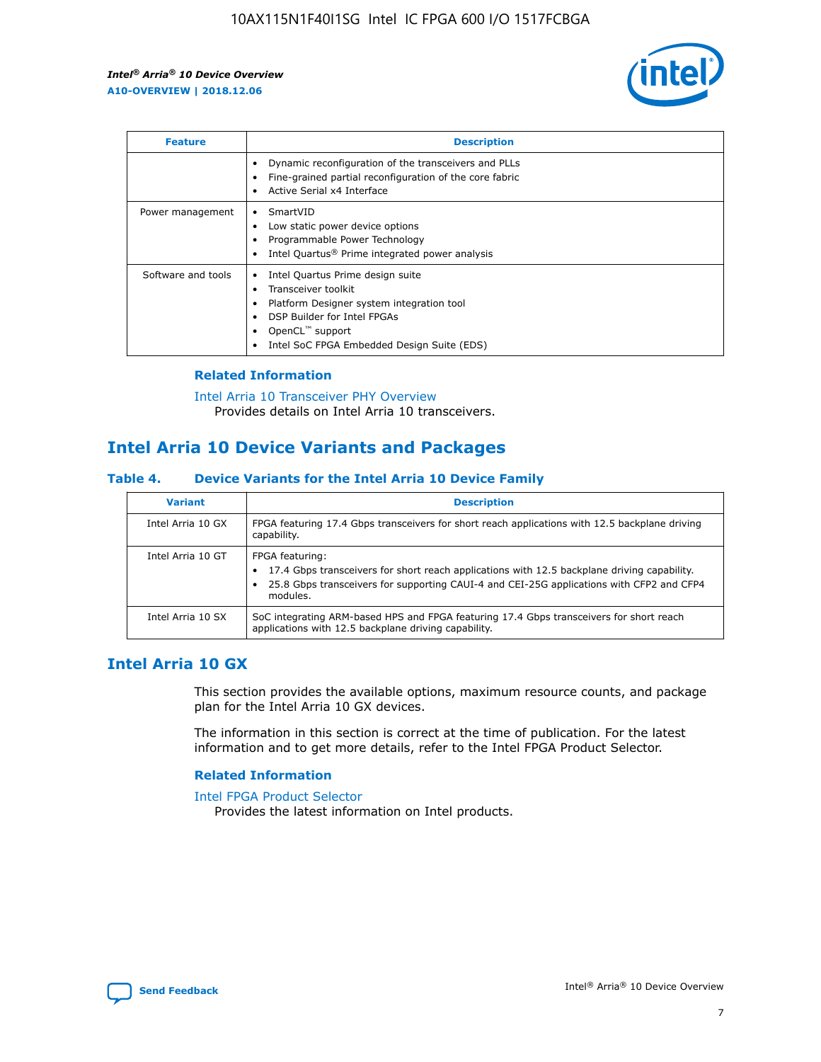| Feature | Description |
| --- | --- |
|  | • Dynamic reconfiguration of the transceivers and PLLs<br>• Fine-grained partial reconfiguration of the core fabric<br>• Active Serial x4 Interface |
| Power management | • SmartVID<br>• Low static power device options<br>• Programmable Power Technology<br>• Intel Quartus® Prime integrated power analysis |
| Software and tools | • Intel Quartus Prime design suite<br>• Transceiver toolkit<br>• Platform Designer system integration tool<br>• DSP Builder for Intel FPGAs<br>• OpenCL™ support<br>• Intel SoC FPGA Embedded Design Suite (EDS) |

### Related Information

Intel Arria 10 Transceiver PHY Overview
Provides details on Intel Arria 10 transceivers.

## Intel Arria 10 Device Variants and Packages

### Table 4. Device Variants for the Intel Arria 10 Device Family

| Variant | Description |
| --- | --- |
| Intel Arria 10 GX | FPGA featuring 17.4 Gbps transceivers for short reach applications with 12.5 backplane driving capability. |
| Intel Arria 10 GT | FPGA featuring:<br>• 17.4 Gbps transceivers for short reach applications with 12.5 backplane driving capability.<br>• 25.8 Gbps transceivers for supporting CAUI-4 and CEI-25G applications with CFP2 and CFP4 modules. |
| Intel Arria 10 SX | SoC integrating ARM-based HPS and FPGA featuring 17.4 Gbps transceivers for short reach applications with 12.5 backplane driving capability. |

## Intel Arria 10 GX

This section provides the available options, maximum resource counts, and package plan for the Intel Arria 10 GX devices.

The information in this section is correct at the time of publication. For the latest information and to get more details, refer to the Intel FPGA Product Selector.

### Related Information

Intel FPGA Product Selector
Provides the latest information on Intel products.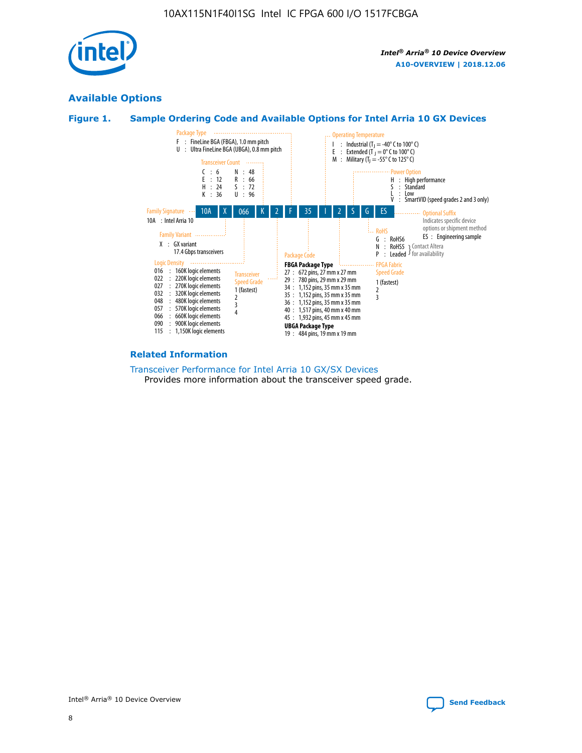## Available Options

**Figure 1. Sample Ordering Code and Available Options for Intel Arria 10 GX Devices**

| 10A | X | 066 | K | 2 | F | 35 | I | 2 | S | G | ES |
|---|---|---|---|---|---|---|---|---|---|---|---|

**Family Signature**
10A : Intel Arria 10

**Family Variant**
X : GX variant
17.4 Gbps transceivers

**Logic Density**
016 : 160K logic elements
022 : 220K logic elements
027 : 270K logic elements
032 : 320K logic elements
048 : 480K logic elements
057 : 570K logic elements
066 : 660K logic elements
090 : 900K logic elements
115 : 1,150K logic elements

**Transceiver Count**
C : 6
E : 12
H : 24
K : 36
N : 48
R : 66
S : 72
U : 96

**Transceiver Speed Grade**
1 (fastest)
2
3
4

**Package Type**
F : FineLine BGA (FBGA), 1.0 mm pitch
U : Ultra FineLine BGA (UBGA), 0.8 mm pitch

**Package Code**

**FBGA Package Type**
27 : 672 pins, 27 mm x 27 mm
29 : 780 pins, 29 mm x 29 mm
34 : 1,152 pins, 35 mm x 35 mm
35 : 1,152 pins, 35 mm x 35 mm
36 : 1,152 pins, 35 mm x 35 mm
40 : 1,517 pins, 40 mm x 40 mm
45 : 1,932 pins, 45 mm x 45 mm

**UBGA Package Type**
19 : 484 pins, 19 mm x 19 mm

**Operating Temperature**
I : Industrial ($T_J$ = -40° C to 100° C)
E : Extended ($T_J$ = 0° C to 100° C)
M : Military ($T_J$ = -55° C to 125° C)

**FPGA Fabric Speed Grade**
1 (fastest)
2
3

**Power Option**
H : High performance
S : Standard
L : Low
V : SmartVID (speed grades 2 and 3 only)

**RoHS**
G : RoHS6
N : RoHS5
P : Leaded
(N, P: Contact Altera for availability)

**Optional Suffix**
Indicates specific device options or shipment method
ES : Engineering sample

### Related Information

Transceiver Performance for Intel Arria 10 GX/SX Devices
Provides more information about the transceiver speed grade.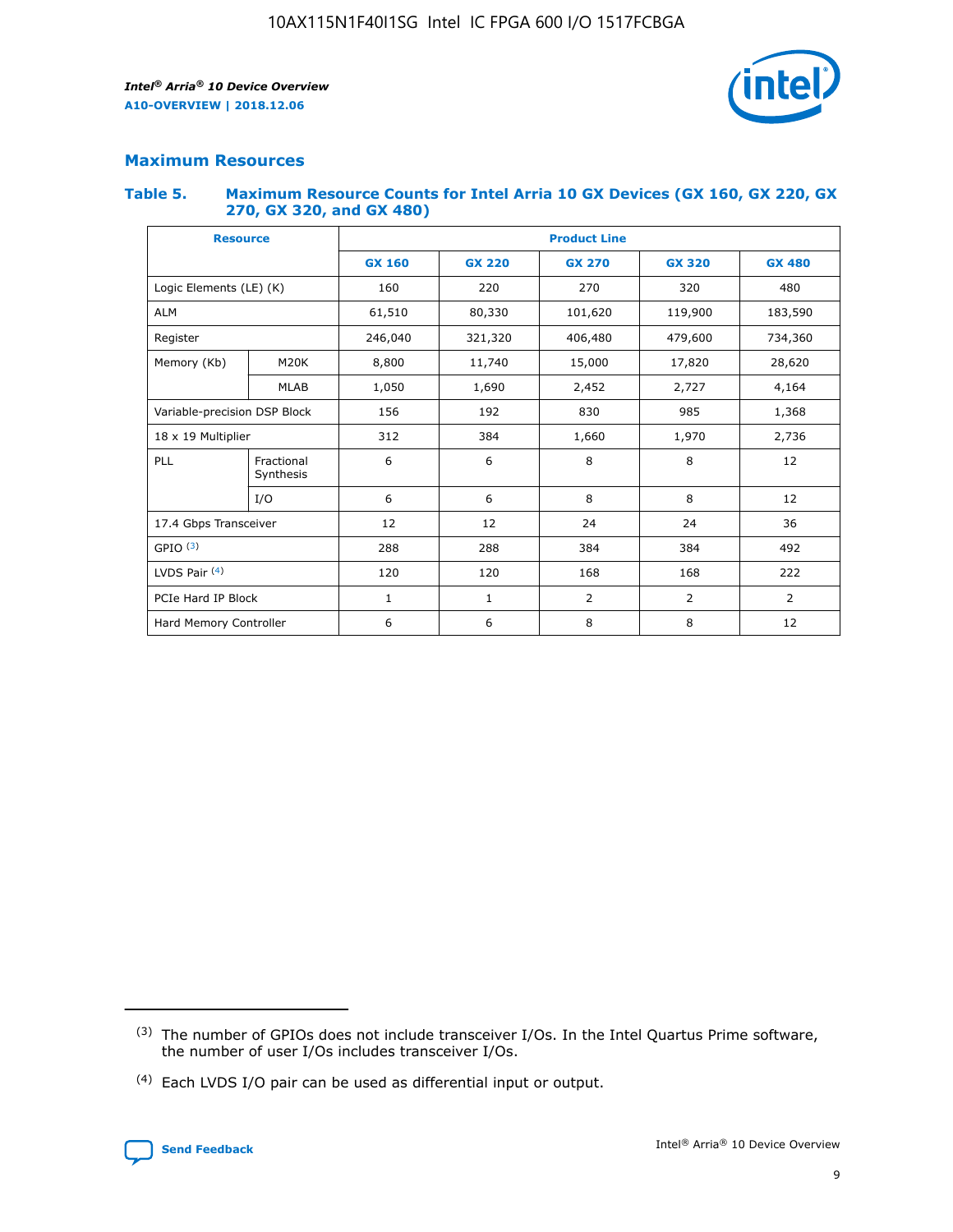## Maximum Resources

### Table 5. Maximum Resource Counts for Intel Arria 10 GX Devices (GX 160, GX 220, GX 270, GX 320, and GX 480)

| Resource | | Product Line | | | | |
|---|---|---|---|---|---|---|
| | | GX 160 | GX 220 | GX 270 | GX 320 | GX 480 |
| Logic Elements (LE) (K) | | 160 | 220 | 270 | 320 | 480 |
| ALM | | 61,510 | 80,330 | 101,620 | 119,900 | 183,590 |
| Register | | 246,040 | 321,320 | 406,480 | 479,600 | 734,360 |
| Memory (Kb) | M20K | 8,800 | 11,740 | 15,000 | 17,820 | 28,620 |
| | MLAB | 1,050 | 1,690 | 2,452 | 2,727 | 4,164 |
| Variable-precision DSP Block | | 156 | 192 | 830 | 985 | 1,368 |
| 18 x 19 Multiplier | | 312 | 384 | 1,660 | 1,970 | 2,736 |
| PLL | Fractional Synthesis | 6 | 6 | 8 | 8 | 12 |
| | I/O | 6 | 6 | 8 | 8 | 12 |
| 17.4 Gbps Transceiver | | 12 | 12 | 24 | 24 | 36 |
| GPIO (3) | | 288 | 288 | 384 | 384 | 492 |
| LVDS Pair (4) | | 120 | 120 | 168 | 168 | 222 |
| PCIe Hard IP Block | | 1 | 1 | 2 | 2 | 2 |
| Hard Memory Controller | | 6 | 6 | 8 | 8 | 12 |

(3) The number of GPIOs does not include transceiver I/Os. In the Intel Quartus Prime software, the number of user I/Os includes transceiver I/Os.

(4) Each LVDS I/O pair can be used as differential input or output.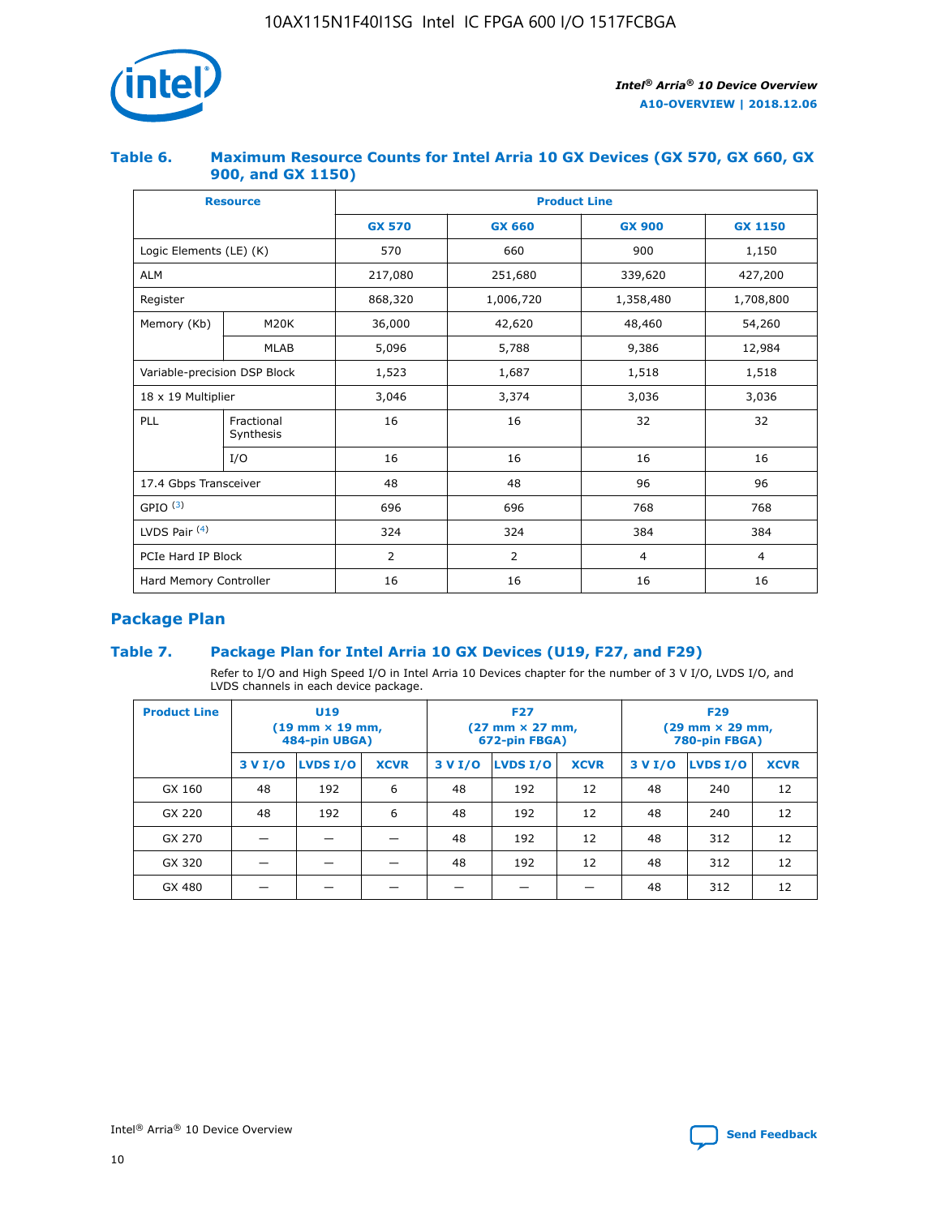### Table 6. Maximum Resource Counts for Intel Arria 10 GX Devices (GX 570, GX 660, GX 900, and GX 1150)

| Resource | | Product Line | | | |
|---|---|---|---|---|---|
| | | GX 570 | GX 660 | GX 900 | GX 1150 |
| Logic Elements (LE) (K) | | 570 | 660 | 900 | 1,150 |
| ALM | | 217,080 | 251,680 | 339,620 | 427,200 |
| Register | | 868,320 | 1,006,720 | 1,358,480 | 1,708,800 |
| Memory (Kb) | M20K | 36,000 | 42,620 | 48,460 | 54,260 |
| | MLAB | 5,096 | 5,788 | 9,386 | 12,984 |
| Variable-precision DSP Block | | 1,523 | 1,687 | 1,518 | 1,518 |
| 18 x 19 Multiplier | | 3,046 | 3,374 | 3,036 | 3,036 |
| PLL | Fractional Synthesis | 16 | 16 | 32 | 32 |
| | I/O | 16 | 16 | 16 | 16 |
| 17.4 Gbps Transceiver | | 48 | 48 | 96 | 96 |
| GPIO [(3)] | | 696 | 696 | 768 | 768 |
| LVDS Pair [(4)] | | 324 | 324 | 384 | 384 |
| PCIe Hard IP Block | | 2 | 2 | 4 | 4 |
| Hard Memory Controller | | 16 | 16 | 16 | 16 |

## Package Plan

### Table 7. Package Plan for Intel Arria 10 GX Devices (U19, F27, and F29)

Refer to I/O and High Speed I/O in Intel Arria 10 Devices chapter for the number of 3 V I/O, LVDS I/O, and LVDS channels in each device package.

| Product Line | U19 (19 mm × 19 mm, 484-pin UBGA) | | | F27 (27 mm × 27 mm, 672-pin FBGA) | | | F29 (29 mm × 29 mm, 780-pin FBGA) | | |
|---|---|---|---|---|---|---|---|---|---|
| | 3 V I/O | LVDS I/O | XCVR | 3 V I/O | LVDS I/O | XCVR | 3 V I/O | LVDS I/O | XCVR |
| GX 160 | 48 | 192 | 6 | 48 | 192 | 12 | 48 | 240 | 12 |
| GX 220 | 48 | 192 | 6 | 48 | 192 | 12 | 48 | 240 | 12 |
| GX 270 | — | — | — | 48 | 192 | 12 | 48 | 312 | 12 |
| GX 320 | — | — | — | 48 | 192 | 12 | 48 | 312 | 12 |
| GX 480 | — | — | — | — | — | — | 48 | 312 | 12 |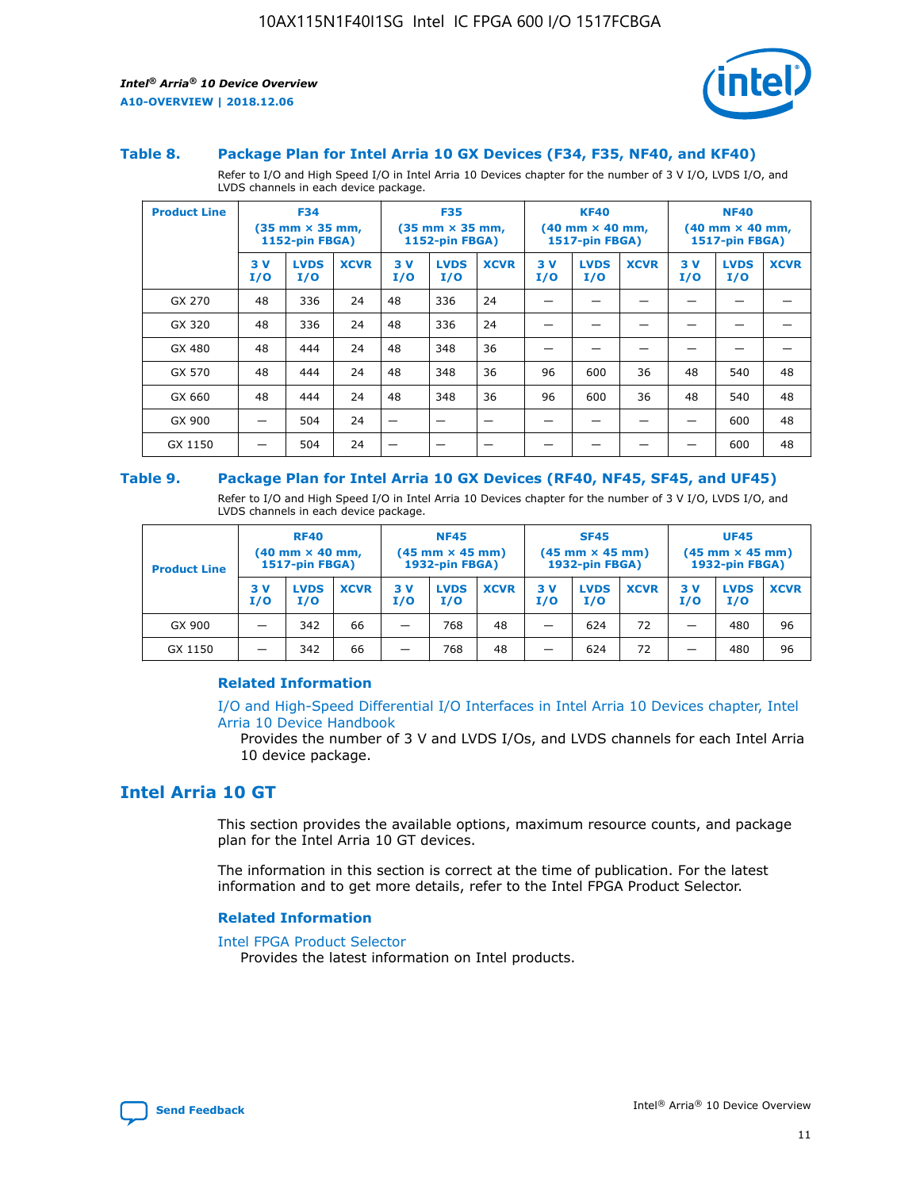### Table 8. Package Plan for Intel Arria 10 GX Devices (F34, F35, NF40, and KF40)

Refer to I/O and High Speed I/O in Intel Arria 10 Devices chapter for the number of 3 V I/O, LVDS I/O, and LVDS channels in each device package.

| Product Line | F34 (35 mm × 35 mm, 1152-pin FBGA) | | | F35 (35 mm × 35 mm, 1152-pin FBGA) | | | KF40 (40 mm × 40 mm, 1517-pin FBGA) | | | NF40 (40 mm × 40 mm, 1517-pin FBGA) | | |
|---|---|---|---|---|---|---|---|---|---|---|---|---|
| | 3 V I/O | LVDS I/O | XCVR | 3 V I/O | LVDS I/O | XCVR | 3 V I/O | LVDS I/O | XCVR | 3 V I/O | LVDS I/O | XCVR |
| GX 270 | 48 | 336 | 24 | 48 | 336 | 24 | — | — | — | — | — | — |
| GX 320 | 48 | 336 | 24 | 48 | 336 | 24 | — | — | — | — | — | — |
| GX 480 | 48 | 444 | 24 | 48 | 348 | 36 | — | — | — | — | — | — |
| GX 570 | 48 | 444 | 24 | 48 | 348 | 36 | 96 | 600 | 36 | 48 | 540 | 48 |
| GX 660 | 48 | 444 | 24 | 48 | 348 | 36 | 96 | 600 | 36 | 48 | 540 | 48 |
| GX 900 | — | 504 | 24 | — | — | — | — | — | — | — | 600 | 48 |
| GX 1150 | — | 504 | 24 | — | — | — | — | — | — | — | 600 | 48 |

### Table 9. Package Plan for Intel Arria 10 GX Devices (RF40, NF45, SF45, and UF45)

Refer to I/O and High Speed I/O in Intel Arria 10 Devices chapter for the number of 3 V I/O, LVDS I/O, and LVDS channels in each device package.

| Product Line | RF40 (40 mm × 40 mm, 1517-pin FBGA) | | | NF45 (45 mm × 45 mm) 1932-pin FBGA) | | | SF45 (45 mm × 45 mm) 1932-pin FBGA) | | | UF45 (45 mm × 45 mm) 1932-pin FBGA) | | |
|---|---|---|---|---|---|---|---|---|---|---|---|---|
| | 3 V I/O | LVDS I/O | XCVR | 3 V I/O | LVDS I/O | XCVR | 3 V I/O | LVDS I/O | XCVR | 3 V I/O | LVDS I/O | XCVR |
| GX 900 | — | 342 | 66 | — | 768 | 48 | — | 624 | 72 | — | 480 | 96 |
| GX 1150 | — | 342 | 66 | — | 768 | 48 | — | 624 | 72 | — | 480 | 96 |

#### Related Information

I/O and High-Speed Differential I/O Interfaces in Intel Arria 10 Devices chapter, Intel Arria 10 Device Handbook

Provides the number of 3 V and LVDS I/Os, and LVDS channels for each Intel Arria 10 device package.

## Intel Arria 10 GT

This section provides the available options, maximum resource counts, and package plan for the Intel Arria 10 GT devices.

The information in this section is correct at the time of publication. For the latest information and to get more details, refer to the Intel FPGA Product Selector.

#### Related Information

Intel FPGA Product Selector

Provides the latest information on Intel products.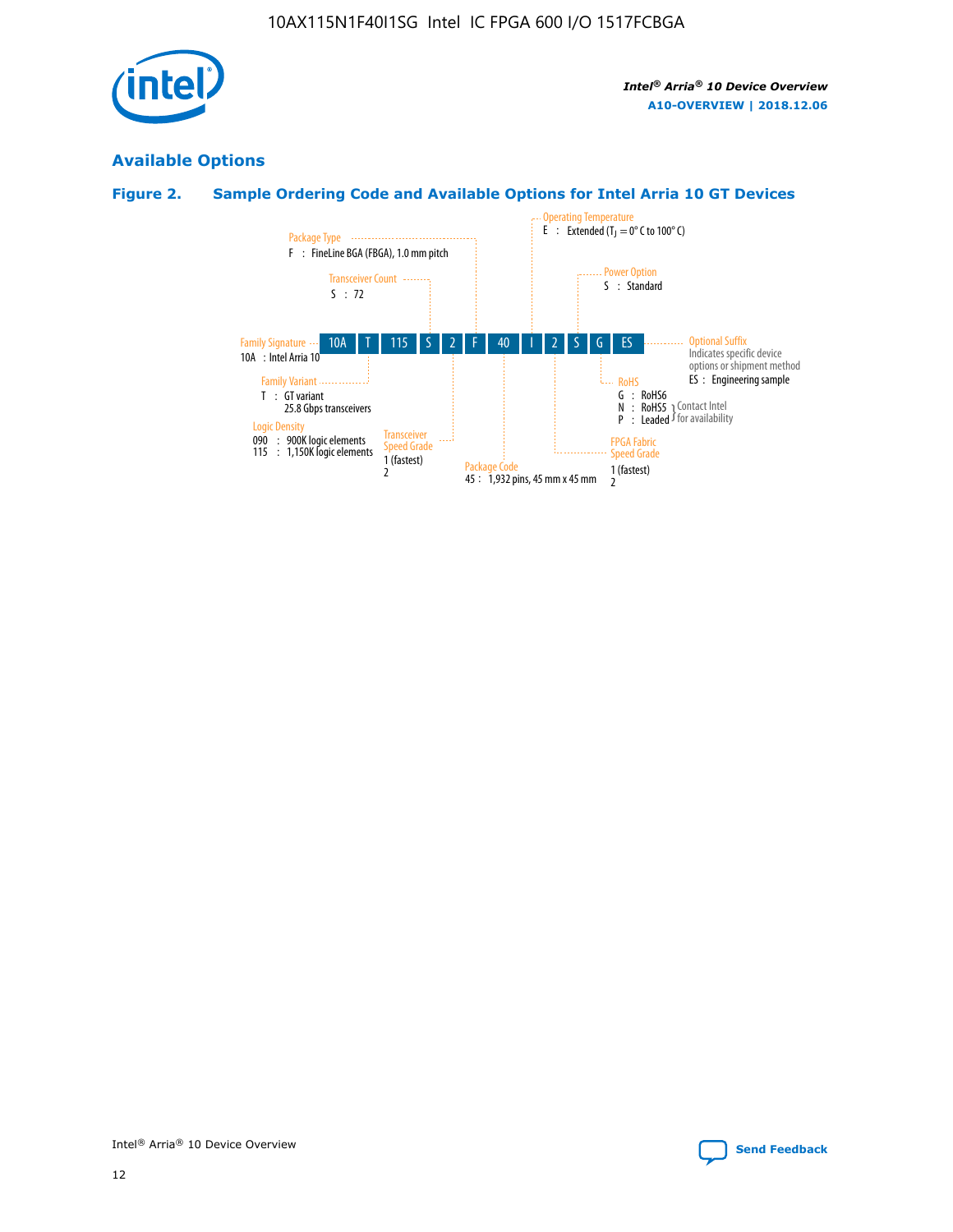## Available Options

### Figure 2. Sample Ordering Code and Available Options for Intel Arria 10 GT Devices

| 10A | T | 115 | S | 2 | F | 40 | I | 2 | S | G | ES |
|---|---|---|---|---|---|---|---|---|---|---|---|

**Family Signature**
10A : Intel Arria 10

**Family Variant**
T : GT variant
25.8 Gbps transceivers

**Logic Density**
090 : 900K logic elements
115 : 1,150K logic elements

**Transceiver Count**
S : 72

**Transceiver Speed Grade**
1 (fastest)
2

**Package Type**
F : FineLine BGA (FBGA), 1.0 mm pitch

**Package Code**
45 : 1,932 pins, 45 mm x 45 mm

**Operating Temperature**
E : Extended ($T_J$ = 0° C to 100° C)

**FPGA Fabric Speed Grade**
1 (fastest)
2

**Power Option**
S : Standard

**RoHS**
G : RoHS6
N : RoHS5 } Contact Intel for availability
P : Leaded } Contact Intel for availability

**Optional Suffix**
Indicates specific device options or shipment method
ES : Engineering sample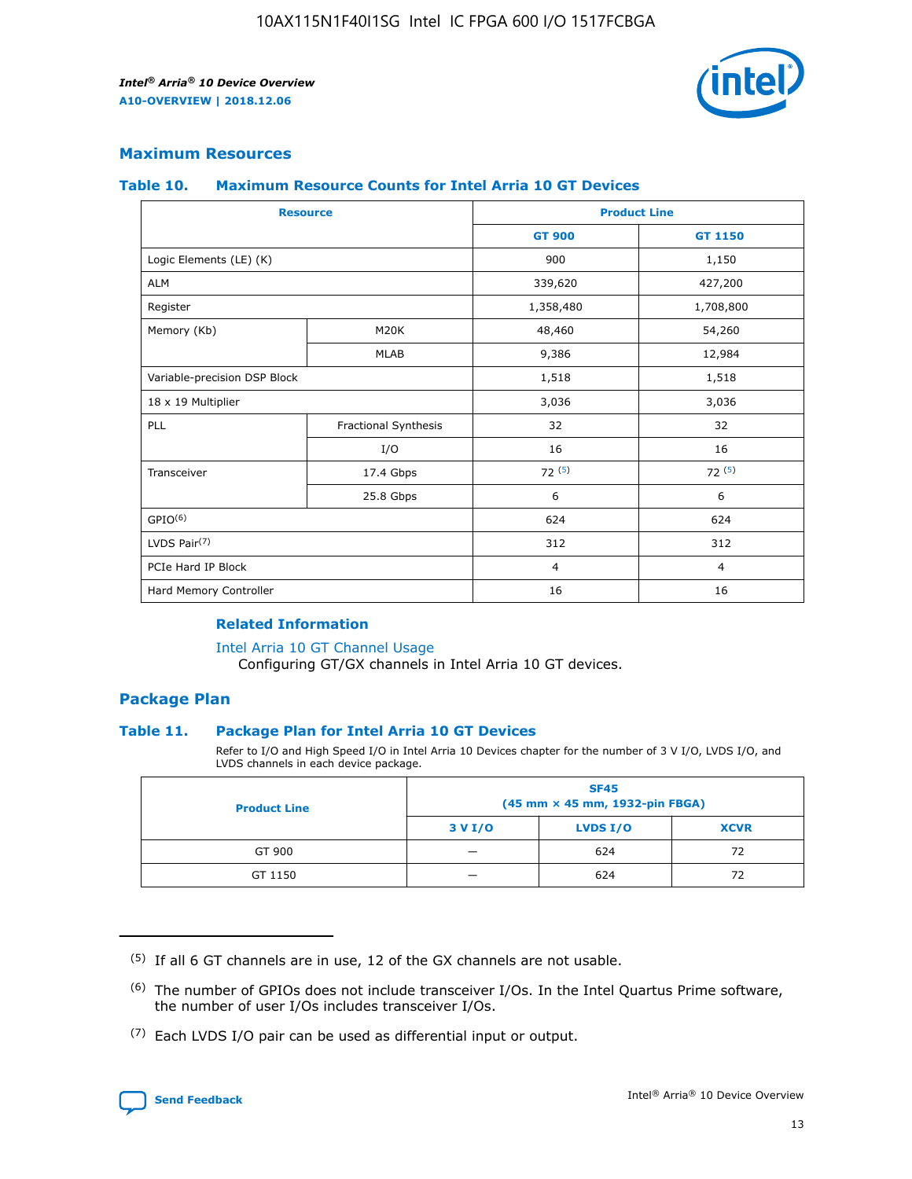## Maximum Resources

### Table 10. Maximum Resource Counts for Intel Arria 10 GT Devices

| Resource | | Product Line | |
|---|---|---|---|
| | | GT 900 | GT 1150 |
| Logic Elements (LE) (K) | | 900 | 1,150 |
| ALM | | 339,620 | 427,200 |
| Register | | 1,358,480 | 1,708,800 |
| Memory (Kb) | M20K | 48,460 | 54,260 |
| | MLAB | 9,386 | 12,984 |
| Variable-precision DSP Block | | 1,518 | 1,518 |
| 18 x 19 Multiplier | | 3,036 | 3,036 |
| PLL | Fractional Synthesis | 32 | 32 |
| | I/O | 16 | 16 |
| Transceiver | 17.4 Gbps | 72 (5) | 72 (5) |
| | 25.8 Gbps | 6 | 6 |
| GPIO(6) | | 624 | 624 |
| LVDS Pair(7) | | 312 | 312 |
| PCIe Hard IP Block | | 4 | 4 |
| Hard Memory Controller | | 16 | 16 |

#### Related Information

Intel Arria 10 GT Channel Usage
Configuring GT/GX channels in Intel Arria 10 GT devices.

## Package Plan

### Table 11. Package Plan for Intel Arria 10 GT Devices

Refer to I/O and High Speed I/O in Intel Arria 10 Devices chapter for the number of 3 V I/O, LVDS I/O, and LVDS channels in each device package.

| Product Line | SF45 (45 mm × 45 mm, 1932-pin FBGA) | | |
|---|---|---|---|
| | 3 V I/O | LVDS I/O | XCVR |
| GT 900 | — | 624 | 72 |
| GT 1150 | — | 624 | 72 |

(5) If all 6 GT channels are in use, 12 of the GX channels are not usable.

(6) The number of GPIOs does not include transceiver I/Os. In the Intel Quartus Prime software, the number of user I/Os includes transceiver I/Os.

(7) Each LVDS I/O pair can be used as differential input or output.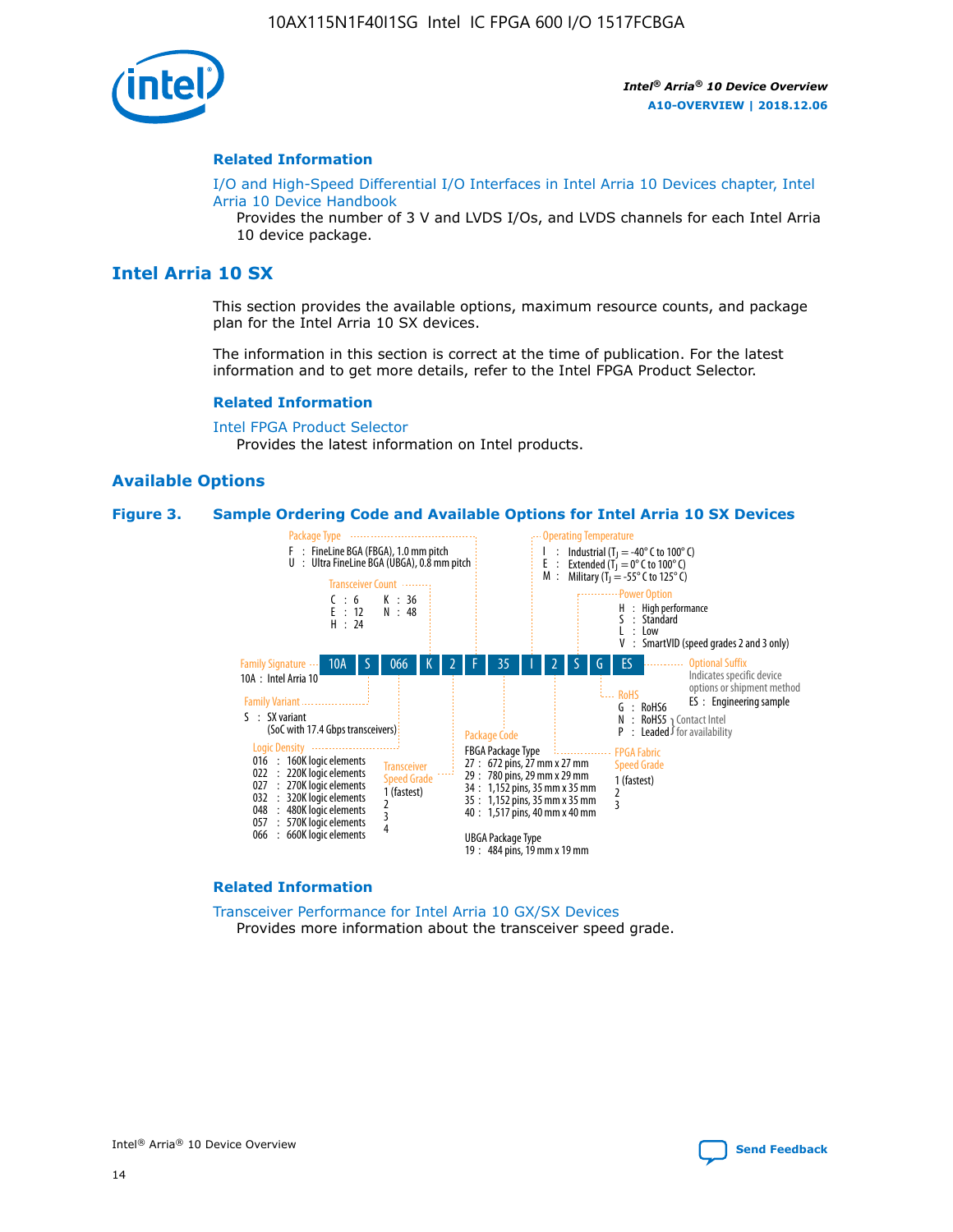## Related Information

I/O and High-Speed Differential I/O Interfaces in Intel Arria 10 Devices chapter, Intel Arria 10 Device Handbook

Provides the number of 3 V and LVDS I/Os, and LVDS channels for each Intel Arria 10 device package.

## Intel Arria 10 SX

This section provides the available options, maximum resource counts, and package plan for the Intel Arria 10 SX devices.

The information in this section is correct at the time of publication. For the latest information and to get more details, refer to the Intel FPGA Product Selector.

### Related Information

Intel FPGA Product Selector

Provides the latest information on Intel products.

### Available Options

**Figure 3. Sample Ordering Code and Available Options for Intel Arria 10 SX Devices**

Sample ordering code: 10A S 066 K 2 F 35 I 2 S G ES

- **Family Signature**
  - 10A : Intel Arria 10
- **Family Variant**
  - S : SX variant (SoC with 17.4 Gbps transceivers)
- **Logic Density**
  - 016 : 160K logic elements
  - 022 : 220K logic elements
  - 027 : 270K logic elements
  - 032 : 320K logic elements
  - 048 : 480K logic elements
  - 057 : 570K logic elements
  - 066 : 660K logic elements
- **Transceiver Count**
  - C : 6
  - E : 12
  - H : 24
  - K : 36
  - N : 48
- **Transceiver Speed Grade**
  - 1 (fastest)
  - 2
  - 3
  - 4
- **Package Type**
  - F : FineLine BGA (FBGA), 1.0 mm pitch
  - U : Ultra FineLine BGA (UBGA), 0.8 mm pitch
- **Package Code**
  - FBGA Package Type
    - 27 : 672 pins, 27 mm x 27 mm
    - 29 : 780 pins, 29 mm x 29 mm
    - 34 : 1,152 pins, 35 mm x 35 mm
    - 35 : 1,152 pins, 35 mm x 35 mm
    - 40 : 1,517 pins, 40 mm x 40 mm
  - UBGA Package Type
    - 19 : 484 pins, 19 mm x 19 mm
- **Operating Temperature**
  - I : Industrial ($T_J$ = -40° C to 100° C)
  - E : Extended ($T_J$ = 0° C to 100° C)
  - M : Military ($T_J$ = -55° C to 125° C)
- **FPGA Fabric Speed Grade**
  - 1 (fastest)
  - 2
  - 3
- **Power Option**
  - H : High performance
  - S : Standard
  - L : Low
  - V : SmartVID (speed grades 2 and 3 only)
- **RoHS**
  - G : RoHS6
  - N : RoHS5 (Contact Intel for availability)
  - P : Leaded (Contact Intel for availability)
- **Optional Suffix**
  - Indicates specific device options or shipment method
  - ES : Engineering sample

### Related Information

Transceiver Performance for Intel Arria 10 GX/SX Devices

Provides more information about the transceiver speed grade.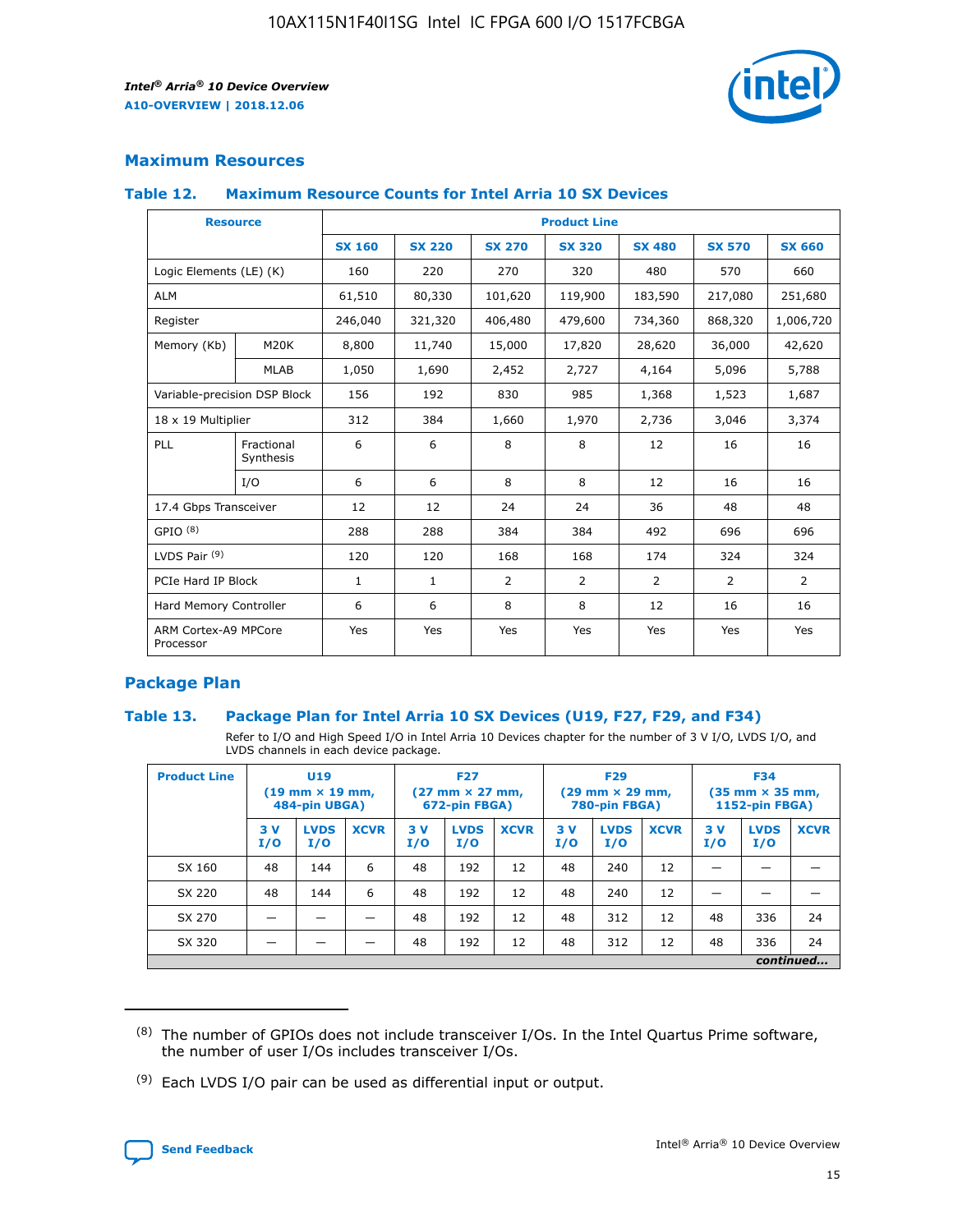## Maximum Resources

### Table 12. Maximum Resource Counts for Intel Arria 10 SX Devices

| Resource | | Product Line | | | | | | |
|---|---|---|---|---|---|---|---|---|
| | | SX 160 | SX 220 | SX 270 | SX 320 | SX 480 | SX 570 | SX 660 |
| Logic Elements (LE) (K) | | 160 | 220 | 270 | 320 | 480 | 570 | 660 |
| ALM | | 61,510 | 80,330 | 101,620 | 119,900 | 183,590 | 217,080 | 251,680 |
| Register | | 246,040 | 321,320 | 406,480 | 479,600 | 734,360 | 868,320 | 1,006,720 |
| Memory (Kb) | M20K | 8,800 | 11,740 | 15,000 | 17,820 | 28,620 | 36,000 | 42,620 |
| | MLAB | 1,050 | 1,690 | 2,452 | 2,727 | 4,164 | 5,096 | 5,788 |
| Variable-precision DSP Block | | 156 | 192 | 830 | 985 | 1,368 | 1,523 | 1,687 |
| 18 x 19 Multiplier | | 312 | 384 | 1,660 | 1,970 | 2,736 | 3,046 | 3,374 |
| PLL | Fractional Synthesis | 6 | 6 | 8 | 8 | 12 | 16 | 16 |
| | I/O | 6 | 6 | 8 | 8 | 12 | 16 | 16 |
| 17.4 Gbps Transceiver | | 12 | 12 | 24 | 24 | 36 | 48 | 48 |
| GPIO [8] | | 288 | 288 | 384 | 384 | 492 | 696 | 696 |
| LVDS Pair [9] | | 120 | 120 | 168 | 168 | 174 | 324 | 324 |
| PCIe Hard IP Block | | 1 | 1 | 2 | 2 | 2 | 2 | 2 |
| Hard Memory Controller | | 6 | 6 | 8 | 8 | 12 | 16 | 16 |
| ARM Cortex-A9 MPCore Processor | | Yes | Yes | Yes | Yes | Yes | Yes | Yes |

## Package Plan

### Table 13. Package Plan for Intel Arria 10 SX Devices (U19, F27, F29, and F34)

Refer to I/O and High Speed I/O in Intel Arria 10 Devices chapter for the number of 3 V I/O, LVDS I/O, and LVDS channels in each device package.

| Product Line | U19 (19 mm × 19 mm, 484-pin UBGA) | | | F27 (27 mm × 27 mm, 672-pin FBGA) | | | F29 (29 mm × 29 mm, 780-pin FBGA) | | | F34 (35 mm × 35 mm, 1152-pin FBGA) | | |
|---|---|---|---|---|---|---|---|---|---|---|---|---|
| | 3 V I/O | LVDS I/O | XCVR | 3 V I/O | LVDS I/O | XCVR | 3 V I/O | LVDS I/O | XCVR | 3 V I/O | LVDS I/O | XCVR |
| SX 160 | 48 | 144 | 6 | 48 | 192 | 12 | 48 | 240 | 12 | — | — | — |
| SX 220 | 48 | 144 | 6 | 48 | 192 | 12 | 48 | 240 | 12 | — | — | — |
| SX 270 | — | — | — | 48 | 192 | 12 | 48 | 312 | 12 | 48 | 336 | 24 |
| SX 320 | — | — | — | 48 | 192 | 12 | 48 | 312 | 12 | 48 | 336 | 24 |

*continued...*

(8) The number of GPIOs does not include transceiver I/Os. In the Intel Quartus Prime software, the number of user I/Os includes transceiver I/Os.

(9) Each LVDS I/O pair can be used as differential input or output.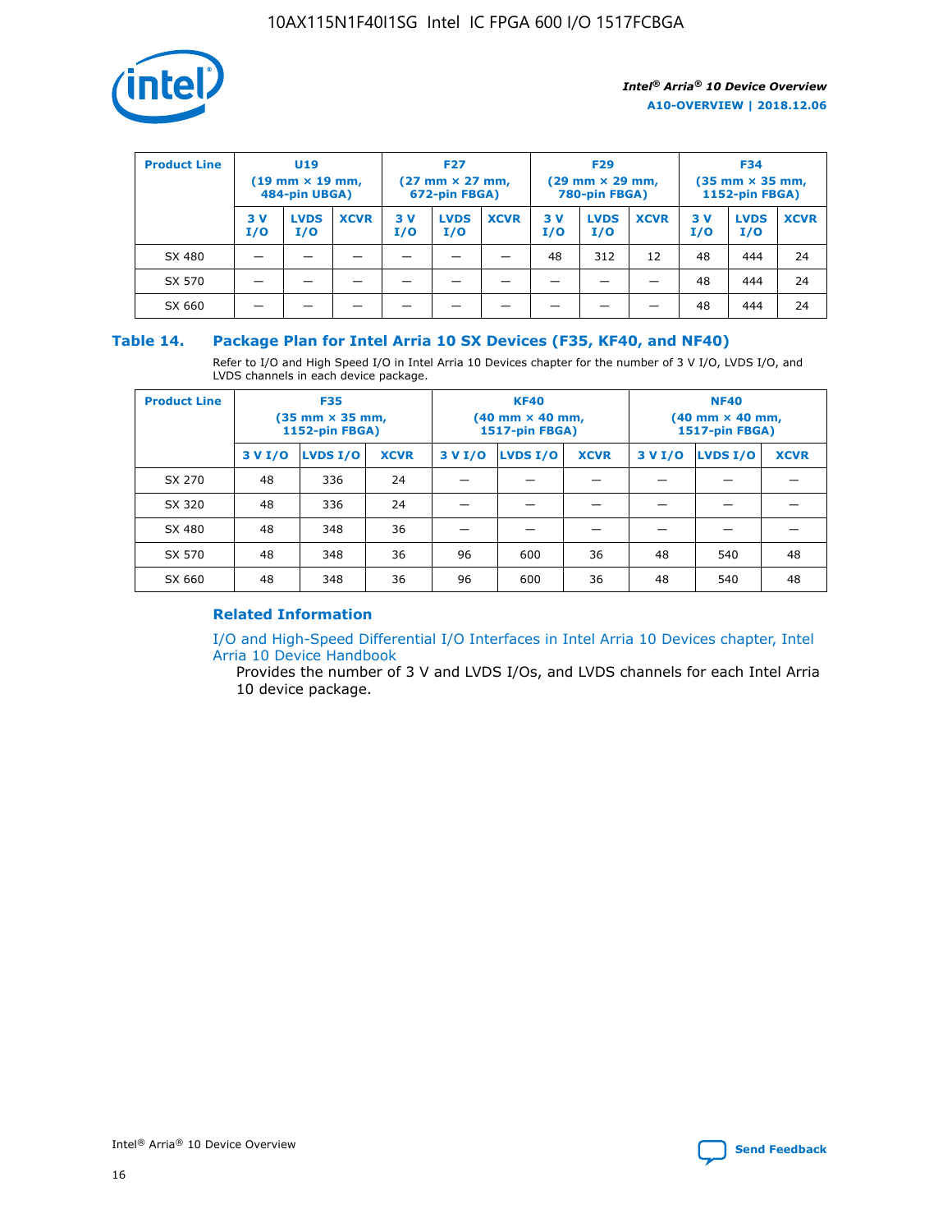| Product Line | U19 (19 mm × 19 mm, 484-pin UBGA) | | | F27 (27 mm × 27 mm, 672-pin FBGA) | | | F29 (29 mm × 29 mm, 780-pin FBGA) | | | F34 (35 mm × 35 mm, 1152-pin FBGA) | | |
|---|---|---|---|---|---|---|---|---|---|---|---|---|
| | 3 V I/O | LVDS I/O | XCVR | 3 V I/O | LVDS I/O | XCVR | 3 V I/O | LVDS I/O | XCVR | 3 V I/O | LVDS I/O | XCVR |
| SX 480 | — | — | — | — | — | — | 48 | 312 | 12 | 48 | 444 | 24 |
| SX 570 | — | — | — | — | — | — | — | — | — | 48 | 444 | 24 |
| SX 660 | — | — | — | — | — | — | — | — | — | 48 | 444 | 24 |

## Table 14. Package Plan for Intel Arria 10 SX Devices (F35, KF40, and NF40)

Refer to I/O and High Speed I/O in Intel Arria 10 Devices chapter for the number of 3 V I/O, LVDS I/O, and LVDS channels in each device package.

| Product Line | F35 (35 mm × 35 mm, 1152-pin FBGA) | | | KF40 (40 mm × 40 mm, 1517-pin FBGA) | | | NF40 (40 mm × 40 mm, 1517-pin FBGA) | | |
|---|---|---|---|---|---|---|---|---|---|
| | 3 V I/O | LVDS I/O | XCVR | 3 V I/O | LVDS I/O | XCVR | 3 V I/O | LVDS I/O | XCVR |
| SX 270 | 48 | 336 | 24 | — | — | — | — | — | — |
| SX 320 | 48 | 336 | 24 | — | — | — | — | — | — |
| SX 480 | 48 | 348 | 36 | — | — | — | — | — | — |
| SX 570 | 48 | 348 | 36 | 96 | 600 | 36 | 48 | 540 | 48 |
| SX 660 | 48 | 348 | 36 | 96 | 600 | 36 | 48 | 540 | 48 |

### Related Information

I/O and High-Speed Differential I/O Interfaces in Intel Arria 10 Devices chapter, Intel Arria 10 Device Handbook

Provides the number of 3 V and LVDS I/Os, and LVDS channels for each Intel Arria 10 device package.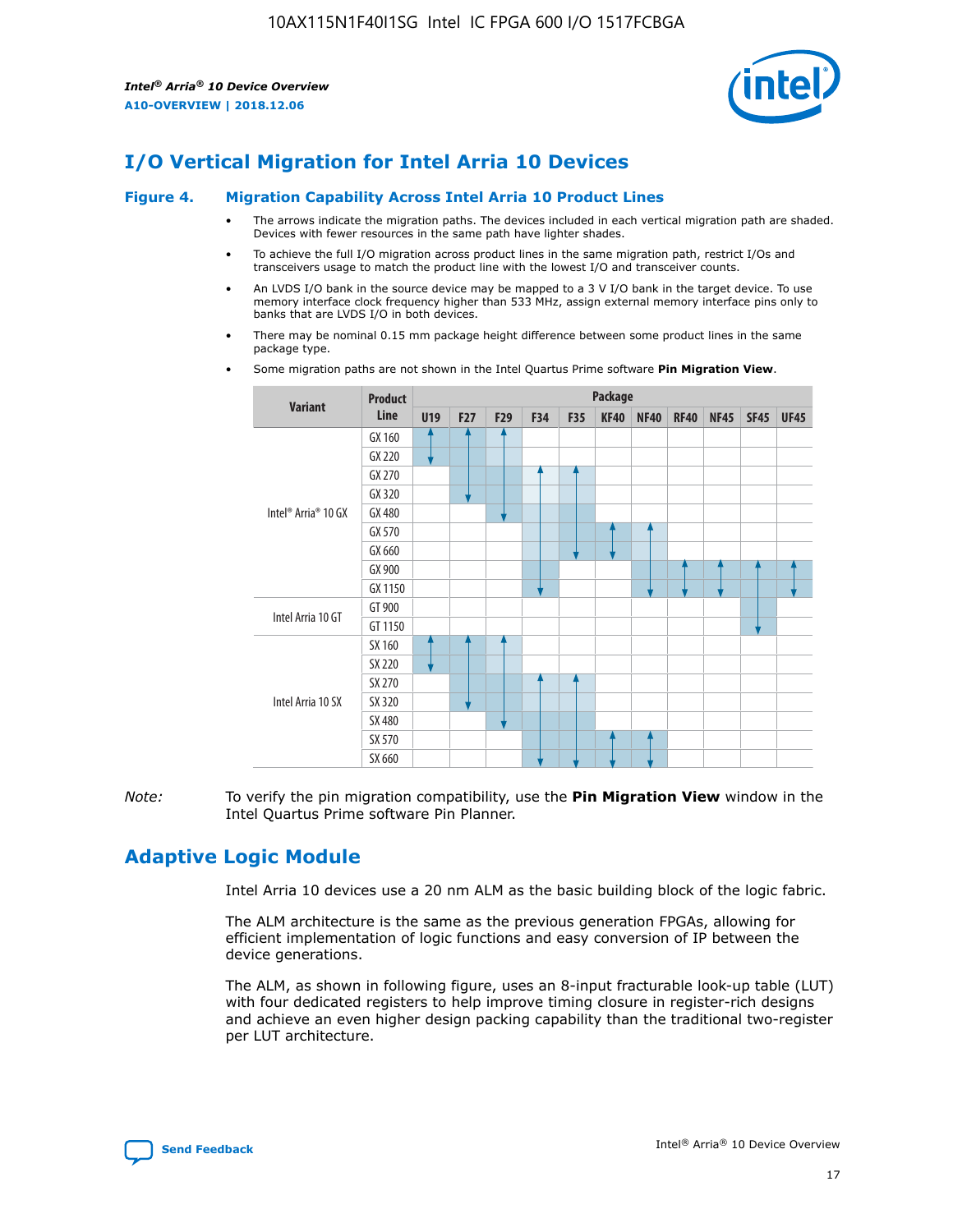# I/O Vertical Migration for Intel Arria 10 Devices

**Figure 4. Migration Capability Across Intel Arria 10 Product Lines**

- The arrows indicate the migration paths. The devices included in each vertical migration path are shaded. Devices with fewer resources in the same path have lighter shades.
- To achieve the full I/O migration across product lines in the same migration path, restrict I/Os and transceivers usage to match the product line with the lowest I/O and transceiver counts.
- An LVDS I/O bank in the source device may be mapped to a 3 V I/O bank in the target device. To use memory interface clock frequency higher than 533 MHz, assign external memory interface pins only to banks that are LVDS I/O in both devices.
- There may be nominal 0.15 mm package height difference between some product lines in the same package type.
- Some migration paths are not shown in the Intel Quartus Prime software **Pin Migration View**.

| Variant | Product Line | U19 | F27 | F29 | F34 | F35 | KF40 | NF40 | RF40 | NF45 | SF45 | UF45 |
|---|---|---|---|---|---|---|---|---|---|---|---|---|
| Intel® Arria® 10 GX | GX 160 | | | | | | | | | | | |
| | GX 220 | | | | | | | | | | | |
| | GX 270 | | | | | | | | | | | |
| | GX 320 | | | | | | | | | | | |
| | GX 480 | | | | | | | | | | | |
| | GX 570 | | | | | | | | | | | |
| | GX 660 | | | | | | | | | | | |
| | GX 900 | | | | | | | | | | | |
| | GX 1150 | | | | | | | | | | | |
| Intel Arria 10 GT | GT 900 | | | | | | | | | | | |
| | GT 1150 | | | | | | | | | | | |
| Intel Arria 10 SX | SX 160 | | | | | | | | | | | |
| | SX 220 | | | | | | | | | | | |
| | SX 270 | | | | | | | | | | | |
| | SX 320 | | | | | | | | | | | |
| | SX 480 | | | | | | | | | | | |
| | SX 570 | | | | | | | | | | | |
| | SX 660 | | | | | | | | | | | |

*Note:* To verify the pin migration compatibility, use the **Pin Migration View** window in the Intel Quartus Prime software Pin Planner.

# Adaptive Logic Module

Intel Arria 10 devices use a 20 nm ALM as the basic building block of the logic fabric.

The ALM architecture is the same as the previous generation FPGAs, allowing for efficient implementation of logic functions and easy conversion of IP between the device generations.

The ALM, as shown in following figure, uses an 8-input fracturable look-up table (LUT) with four dedicated registers to help improve timing closure in register-rich designs and achieve an even higher design packing capability than the traditional two-register per LUT architecture.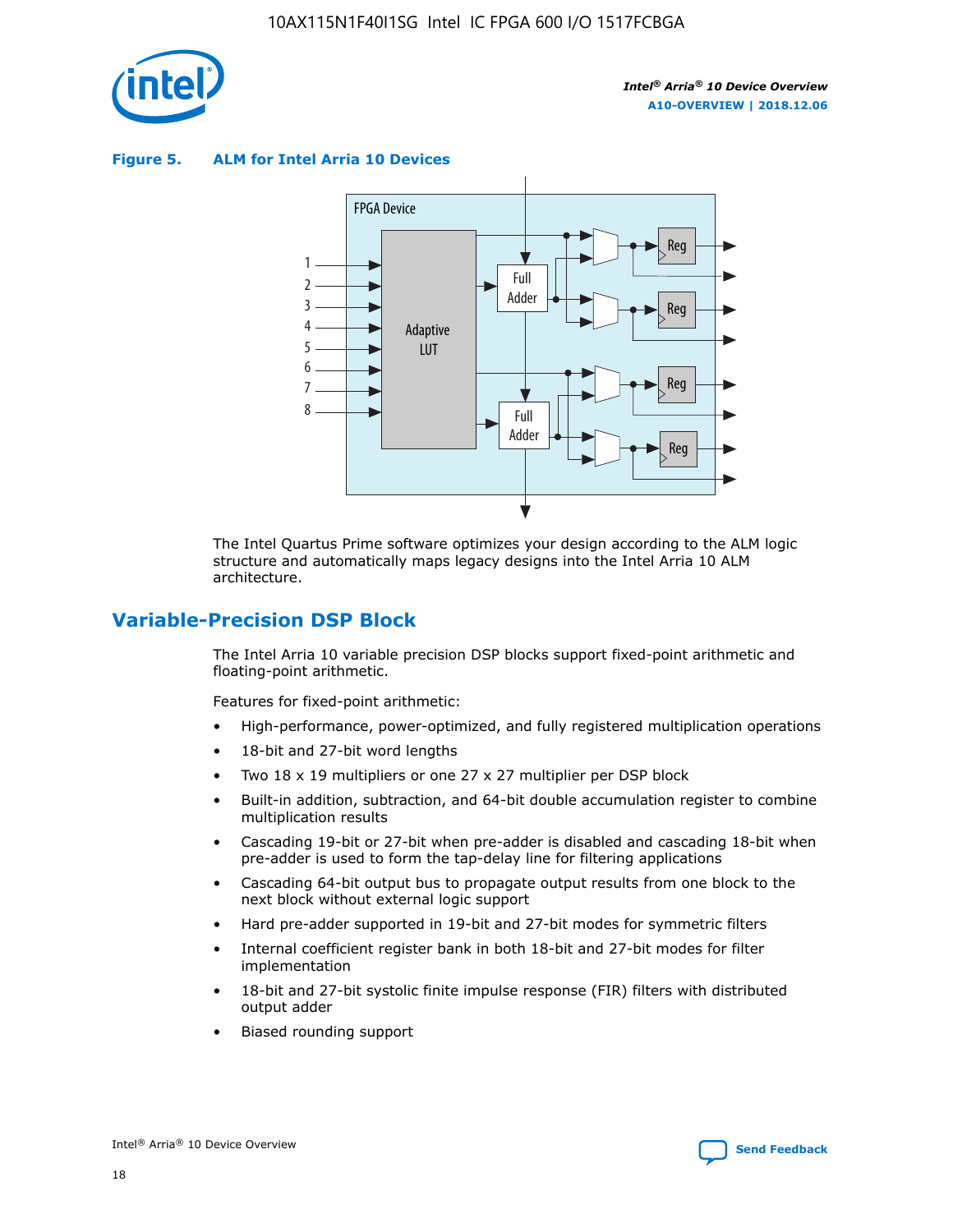**Figure 5. ALM for Intel Arria 10 Devices**

The Intel Quartus Prime software optimizes your design according to the ALM logic structure and automatically maps legacy designs into the Intel Arria 10 ALM architecture.

## Variable-Precision DSP Block

The Intel Arria 10 variable precision DSP blocks support fixed-point arithmetic and floating-point arithmetic.

Features for fixed-point arithmetic:

- High-performance, power-optimized, and fully registered multiplication operations
- 18-bit and 27-bit word lengths
- Two 18 x 19 multipliers or one 27 x 27 multiplier per DSP block
- Built-in addition, subtraction, and 64-bit double accumulation register to combine multiplication results
- Cascading 19-bit or 27-bit when pre-adder is disabled and cascading 18-bit when pre-adder is used to form the tap-delay line for filtering applications
- Cascading 64-bit output bus to propagate output results from one block to the next block without external logic support
- Hard pre-adder supported in 19-bit and 27-bit modes for symmetric filters
- Internal coefficient register bank in both 18-bit and 27-bit modes for filter implementation
- 18-bit and 27-bit systolic finite impulse response (FIR) filters with distributed output adder
- Biased rounding support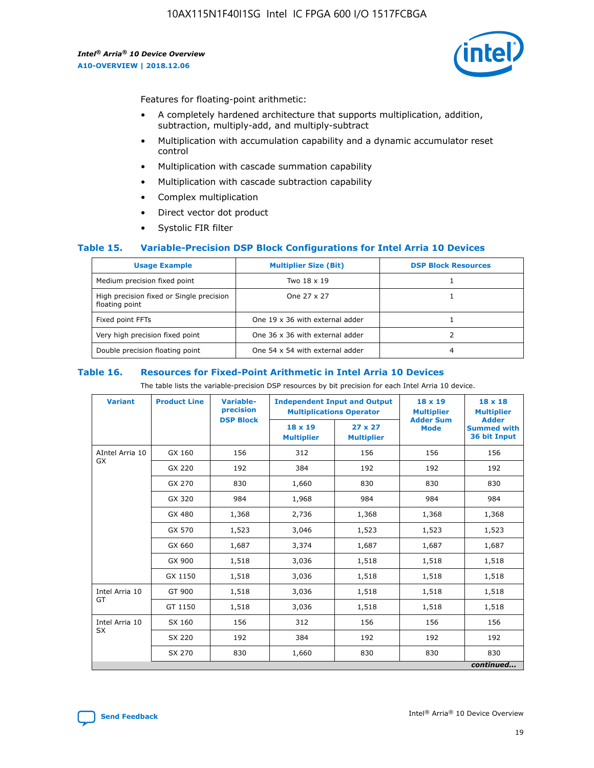Features for floating-point arithmetic:

- A completely hardened architecture that supports multiplication, addition, subtraction, multiply-add, and multiply-subtract
- Multiplication with accumulation capability and a dynamic accumulator reset control
- Multiplication with cascade summation capability
- Multiplication with cascade subtraction capability
- Complex multiplication
- Direct vector dot product
- Systolic FIR filter

### Table 15. Variable-Precision DSP Block Configurations for Intel Arria 10 Devices

| Usage Example | Multiplier Size (Bit) | DSP Block Resources |
|---|---|---|
| Medium precision fixed point | Two 18 x 19 | 1 |
| High precision fixed or Single precision floating point | One 27 x 27 | 1 |
| Fixed point FFTs | One 19 x 36 with external adder | 1 |
| Very high precision fixed point | One 36 x 36 with external adder | 2 |
| Double precision floating point | One 54 x 54 with external adder | 4 |

### Table 16. Resources for Fixed-Point Arithmetic in Intel Arria 10 Devices

The table lists the variable-precision DSP resources by bit precision for each Intel Arria 10 device.

| Variant | Product Line | Variable-precision DSP Block | Independent Input and Output Multiplications Operator | | 18 x 19 Multiplier Adder Sum Mode | 18 x 18 Multiplier Adder Summed with 36 bit Input |
|---|---|---|---|---|---|---|
| | | | 18 x 19 Multiplier | 27 x 27 Multiplier | | |
| AIntel Arria 10 GX | GX 160 | 156 | 312 | 156 | 156 | 156 |
| | GX 220 | 192 | 384 | 192 | 192 | 192 |
| | GX 270 | 830 | 1,660 | 830 | 830 | 830 |
| | GX 320 | 984 | 1,968 | 984 | 984 | 984 |
| | GX 480 | 1,368 | 2,736 | 1,368 | 1,368 | 1,368 |
| | GX 570 | 1,523 | 3,046 | 1,523 | 1,523 | 1,523 |
| | GX 660 | 1,687 | 3,374 | 1,687 | 1,687 | 1,687 |
| | GX 900 | 1,518 | 3,036 | 1,518 | 1,518 | 1,518 |
| | GX 1150 | 1,518 | 3,036 | 1,518 | 1,518 | 1,518 |
| Intel Arria 10 GT | GT 900 | 1,518 | 3,036 | 1,518 | 1,518 | 1,518 |
| | GT 1150 | 1,518 | 3,036 | 1,518 | 1,518 | 1,518 |
| Intel Arria 10 SX | SX 160 | 156 | 312 | 156 | 156 | 156 |
| | SX 220 | 192 | 384 | 192 | 192 | 192 |
| | SX 270 | 830 | 1,660 | 830 | 830 | 830 |

*continued...*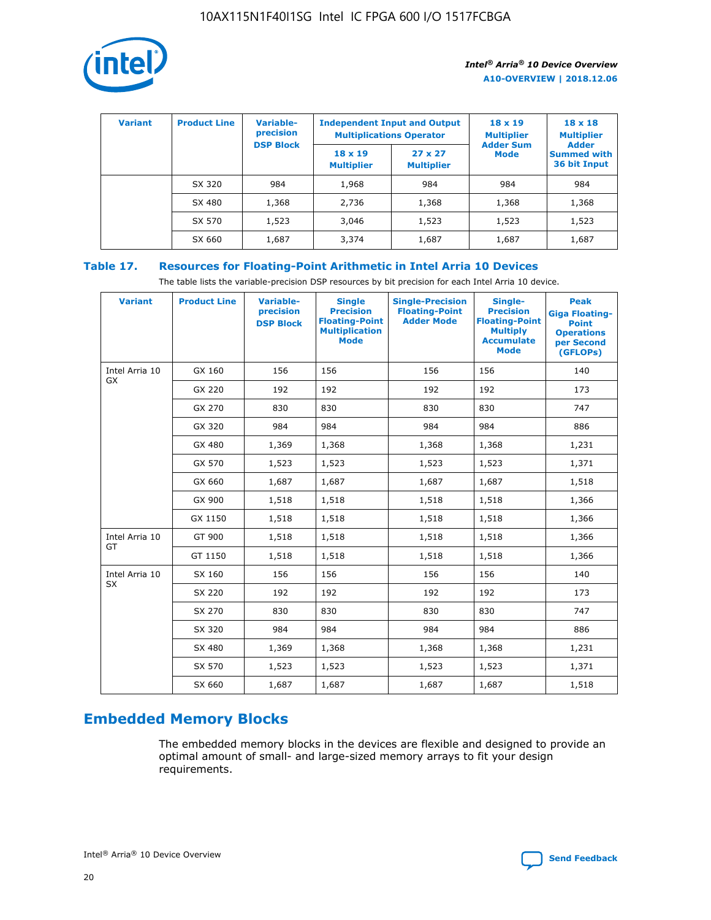| Variant | Product Line | Variable-precision DSP Block | Independent Input and Output Multiplications Operator | | 18 x 19 Multiplier Adder Sum Mode | 18 x 18 Multiplier Adder Summed with 36 bit Input |
|---|---|---|---|---|---|---|
| | | | 18 x 19 Multiplier | 27 x 27 Multiplier | | |
| | SX 320 | 984 | 1,968 | 984 | 984 | 984 |
| | SX 480 | 1,368 | 2,736 | 1,368 | 1,368 | 1,368 |
| | SX 570 | 1,523 | 3,046 | 1,523 | 1,523 | 1,523 |
| | SX 660 | 1,687 | 3,374 | 1,687 | 1,687 | 1,687 |

**Table 17. Resources for Floating-Point Arithmetic in Intel Arria 10 Devices**

The table lists the variable-precision DSP resources by bit precision for each Intel Arria 10 device.

| Variant | Product Line | Variable-precision DSP Block | Single Precision Floating-Point Multiplication Mode | Single-Precision Floating-Point Adder Mode | Single-Precision Floating-Point Multiply Accumulate Mode | Peak Giga Floating-Point Operations per Second (GFLOPs) |
|---|---|---|---|---|---|---|
| Intel Arria 10 GX | GX 160 | 156 | 156 | 156 | 156 | 140 |
| | GX 220 | 192 | 192 | 192 | 192 | 173 |
| | GX 270 | 830 | 830 | 830 | 830 | 747 |
| | GX 320 | 984 | 984 | 984 | 984 | 886 |
| | GX 480 | 1,369 | 1,368 | 1,368 | 1,368 | 1,231 |
| | GX 570 | 1,523 | 1,523 | 1,523 | 1,523 | 1,371 |
| | GX 660 | 1,687 | 1,687 | 1,687 | 1,687 | 1,518 |
| | GX 900 | 1,518 | 1,518 | 1,518 | 1,518 | 1,366 |
| | GX 1150 | 1,518 | 1,518 | 1,518 | 1,518 | 1,366 |
| Intel Arria 10 GT | GT 900 | 1,518 | 1,518 | 1,518 | 1,518 | 1,366 |
| | GT 1150 | 1,518 | 1,518 | 1,518 | 1,518 | 1,366 |
| Intel Arria 10 SX | SX 160 | 156 | 156 | 156 | 156 | 140 |
| | SX 220 | 192 | 192 | 192 | 192 | 173 |
| | SX 270 | 830 | 830 | 830 | 830 | 747 |
| | SX 320 | 984 | 984 | 984 | 984 | 886 |
| | SX 480 | 1,369 | 1,368 | 1,368 | 1,368 | 1,231 |
| | SX 570 | 1,523 | 1,523 | 1,523 | 1,523 | 1,371 |
| | SX 660 | 1,687 | 1,687 | 1,687 | 1,687 | 1,518 |

## Embedded Memory Blocks

The embedded memory blocks in the devices are flexible and designed to provide an optimal amount of small- and large-sized memory arrays to fit your design requirements.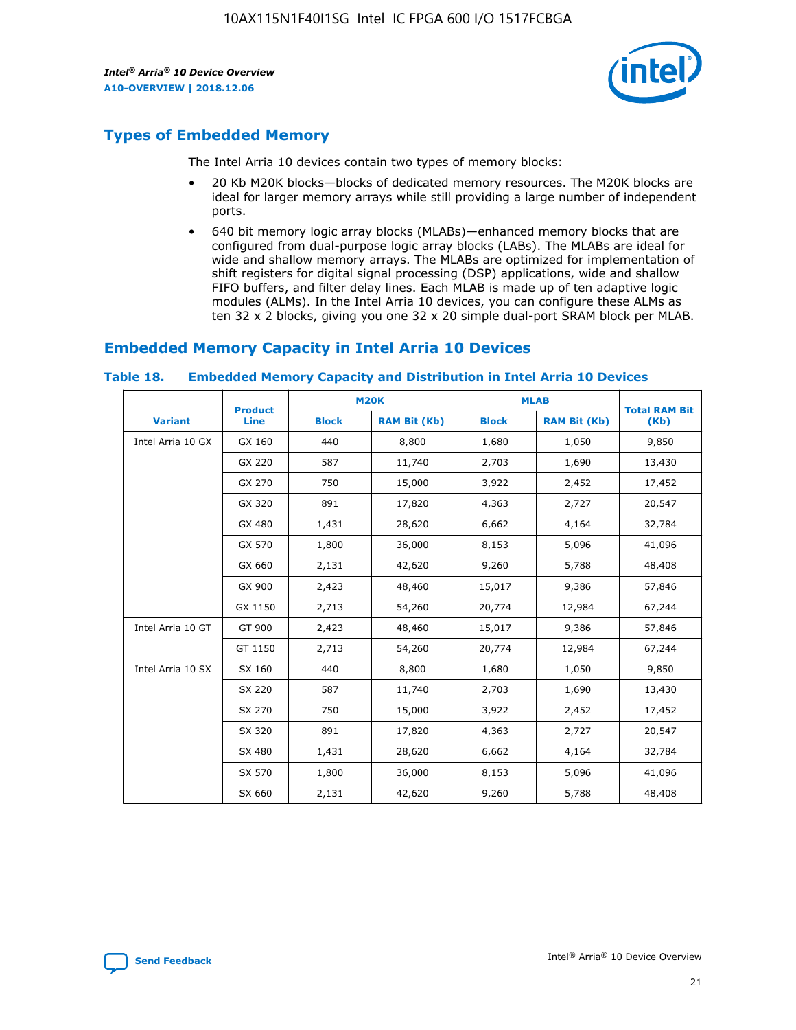## Types of Embedded Memory

The Intel Arria 10 devices contain two types of memory blocks:

- 20 Kb M20K blocks—blocks of dedicated memory resources. The M20K blocks are ideal for larger memory arrays while still providing a large number of independent ports.
- 640 bit memory logic array blocks (MLABs)—enhanced memory blocks that are configured from dual-purpose logic array blocks (LABs). The MLABs are ideal for wide and shallow memory arrays. The MLABs are optimized for implementation of shift registers for digital signal processing (DSP) applications, wide and shallow FIFO buffers, and filter delay lines. Each MLAB is made up of ten adaptive logic modules (ALMs). In the Intel Arria 10 devices, you can configure these ALMs as ten 32 x 2 blocks, giving you one 32 x 20 simple dual-port SRAM block per MLAB.

## Embedded Memory Capacity in Intel Arria 10 Devices

**Table 18. Embedded Memory Capacity and Distribution in Intel Arria 10 Devices**

| Variant | Product Line | M20K | | MLAB | | Total RAM Bit (Kb) |
|---|---|---|---|---|---|---|
| | | Block | RAM Bit (Kb) | Block | RAM Bit (Kb) | |
| Intel Arria 10 GX | GX 160 | 440 | 8,800 | 1,680 | 1,050 | 9,850 |
| | GX 220 | 587 | 11,740 | 2,703 | 1,690 | 13,430 |
| | GX 270 | 750 | 15,000 | 3,922 | 2,452 | 17,452 |
| | GX 320 | 891 | 17,820 | 4,363 | 2,727 | 20,547 |
| | GX 480 | 1,431 | 28,620 | 6,662 | 4,164 | 32,784 |
| | GX 570 | 1,800 | 36,000 | 8,153 | 5,096 | 41,096 |
| | GX 660 | 2,131 | 42,620 | 9,260 | 5,788 | 48,408 |
| | GX 900 | 2,423 | 48,460 | 15,017 | 9,386 | 57,846 |
| | GX 1150 | 2,713 | 54,260 | 20,774 | 12,984 | 67,244 |
| Intel Arria 10 GT | GT 900 | 2,423 | 48,460 | 15,017 | 9,386 | 57,846 |
| | GT 1150 | 2,713 | 54,260 | 20,774 | 12,984 | 67,244 |
| Intel Arria 10 SX | SX 160 | 440 | 8,800 | 1,680 | 1,050 | 9,850 |
| | SX 220 | 587 | 11,740 | 2,703 | 1,690 | 13,430 |
| | SX 270 | 750 | 15,000 | 3,922 | 2,452 | 17,452 |
| | SX 320 | 891 | 17,820 | 4,363 | 2,727 | 20,547 |
| | SX 480 | 1,431 | 28,620 | 6,662 | 4,164 | 32,784 |
| | SX 570 | 1,800 | 36,000 | 8,153 | 5,096 | 41,096 |
| | SX 660 | 2,131 | 42,620 | 9,260 | 5,788 | 48,408 |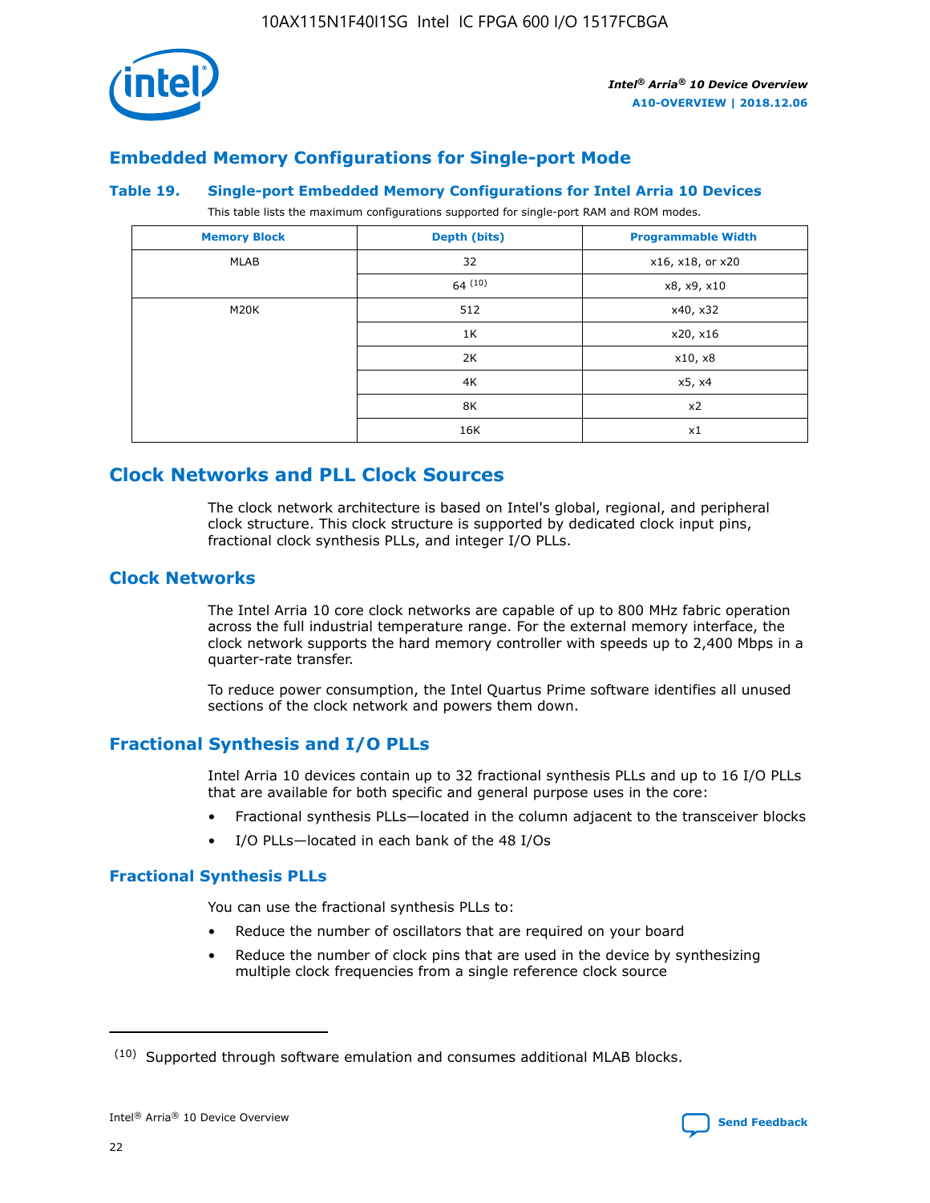## Embedded Memory Configurations for Single-port Mode

### Table 19. Single-port Embedded Memory Configurations for Intel Arria 10 Devices

This table lists the maximum configurations supported for single-port RAM and ROM modes.

| Memory Block | Depth (bits) | Programmable Width |
|---|---|---|
| MLAB | 32 | x16, x18, or x20 |
| | 64 [10] | x8, x9, x10 |
| M20K | 512 | x40, x32 |
| | 1K | x20, x16 |
| | 2K | x10, x8 |
| | 4K | x5, x4 |
| | 8K | x2 |
| | 16K | x1 |

## Clock Networks and PLL Clock Sources

The clock network architecture is based on Intel's global, regional, and peripheral clock structure. This clock structure is supported by dedicated clock input pins, fractional clock synthesis PLLs, and integer I/O PLLs.

## Clock Networks

The Intel Arria 10 core clock networks are capable of up to 800 MHz fabric operation across the full industrial temperature range. For the external memory interface, the clock network supports the hard memory controller with speeds up to 2,400 Mbps in a quarter-rate transfer.

To reduce power consumption, the Intel Quartus Prime software identifies all unused sections of the clock network and powers them down.

## Fractional Synthesis and I/O PLLs

Intel Arria 10 devices contain up to 32 fractional synthesis PLLs and up to 16 I/O PLLs that are available for both specific and general purpose uses in the core:

- Fractional synthesis PLLs—located in the column adjacent to the transceiver blocks
- I/O PLLs—located in each bank of the 48 I/Os

### Fractional Synthesis PLLs

You can use the fractional synthesis PLLs to:

- Reduce the number of oscillators that are required on your board
- Reduce the number of clock pins that are used in the device by synthesizing multiple clock frequencies from a single reference clock source

(10) Supported through software emulation and consumes additional MLAB blocks.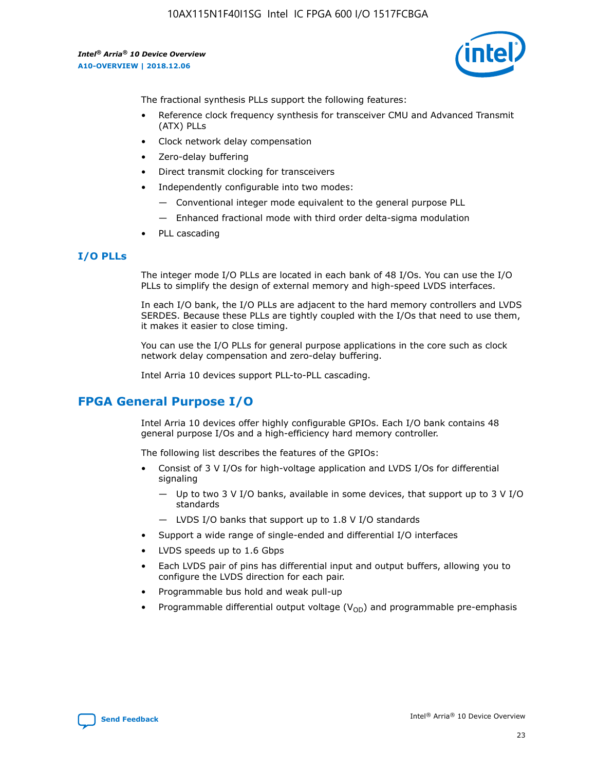The fractional synthesis PLLs support the following features:

- Reference clock frequency synthesis for transceiver CMU and Advanced Transmit (ATX) PLLs
- Clock network delay compensation
- Zero-delay buffering
- Direct transmit clocking for transceivers
- Independently configurable into two modes:
  - Conventional integer mode equivalent to the general purpose PLL
  - Enhanced fractional mode with third order delta-sigma modulation
- PLL cascading

### I/O PLLs

The integer mode I/O PLLs are located in each bank of 48 I/Os. You can use the I/O PLLs to simplify the design of external memory and high-speed LVDS interfaces.

In each I/O bank, the I/O PLLs are adjacent to the hard memory controllers and LVDS SERDES. Because these PLLs are tightly coupled with the I/Os that need to use them, it makes it easier to close timing.

You can use the I/O PLLs for general purpose applications in the core such as clock network delay compensation and zero-delay buffering.

Intel Arria 10 devices support PLL-to-PLL cascading.

## FPGA General Purpose I/O

Intel Arria 10 devices offer highly configurable GPIOs. Each I/O bank contains 48 general purpose I/Os and a high-efficiency hard memory controller.

The following list describes the features of the GPIOs:

- Consist of 3 V I/Os for high-voltage application and LVDS I/Os for differential signaling
  - Up to two 3 V I/O banks, available in some devices, that support up to 3 V I/O standards
  - LVDS I/O banks that support up to 1.8 V I/O standards
- Support a wide range of single-ended and differential I/O interfaces
- LVDS speeds up to 1.6 Gbps
- Each LVDS pair of pins has differential input and output buffers, allowing you to configure the LVDS direction for each pair.
- Programmable bus hold and weak pull-up
- Programmable differential output voltage ($V_{OD}$) and programmable pre-emphasis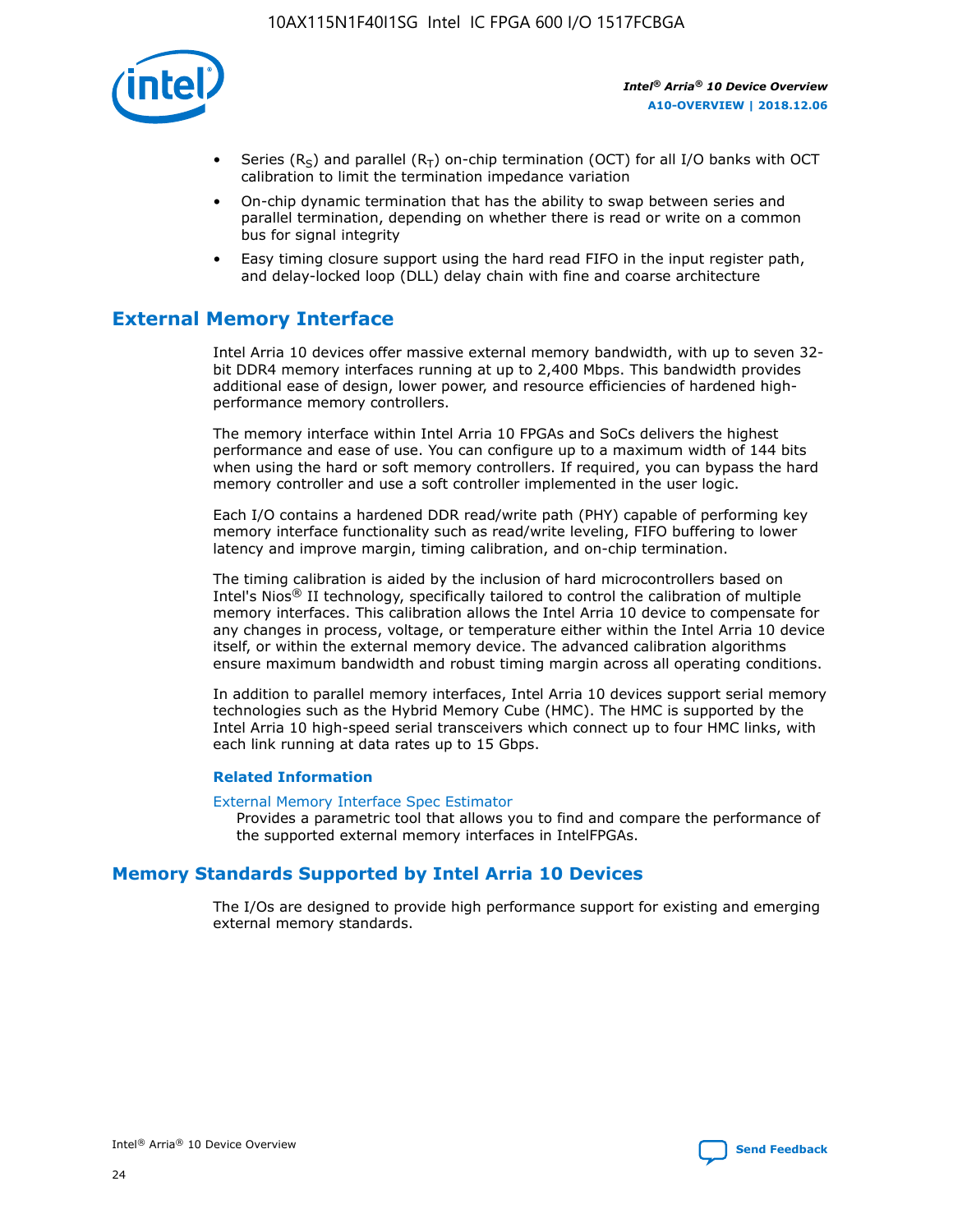- Series ($R_S$) and parallel ($R_T$) on-chip termination (OCT) for all I/O banks with OCT calibration to limit the termination impedance variation
- On-chip dynamic termination that has the ability to swap between series and parallel termination, depending on whether there is read or write on a common bus for signal integrity
- Easy timing closure support using the hard read FIFO in the input register path, and delay-locked loop (DLL) delay chain with fine and coarse architecture

## External Memory Interface

Intel Arria 10 devices offer massive external memory bandwidth, with up to seven 32-bit DDR4 memory interfaces running at up to 2,400 Mbps. This bandwidth provides additional ease of design, lower power, and resource efficiencies of hardened high-performance memory controllers.

The memory interface within Intel Arria 10 FPGAs and SoCs delivers the highest performance and ease of use. You can configure up to a maximum width of 144 bits when using the hard or soft memory controllers. If required, you can bypass the hard memory controller and use a soft controller implemented in the user logic.

Each I/O contains a hardened DDR read/write path (PHY) capable of performing key memory interface functionality such as read/write leveling, FIFO buffering to lower latency and improve margin, timing calibration, and on-chip termination.

The timing calibration is aided by the inclusion of hard microcontrollers based on Intel's Nios® II technology, specifically tailored to control the calibration of multiple memory interfaces. This calibration allows the Intel Arria 10 device to compensate for any changes in process, voltage, or temperature either within the Intel Arria 10 device itself, or within the external memory device. The advanced calibration algorithms ensure maximum bandwidth and robust timing margin across all operating conditions.

In addition to parallel memory interfaces, Intel Arria 10 devices support serial memory technologies such as the Hybrid Memory Cube (HMC). The HMC is supported by the Intel Arria 10 high-speed serial transceivers which connect up to four HMC links, with each link running at data rates up to 15 Gbps.

### Related Information

External Memory Interface Spec Estimator

Provides a parametric tool that allows you to find and compare the performance of the supported external memory interfaces in IntelFPGAs.

## Memory Standards Supported by Intel Arria 10 Devices

The I/Os are designed to provide high performance support for existing and emerging external memory standards.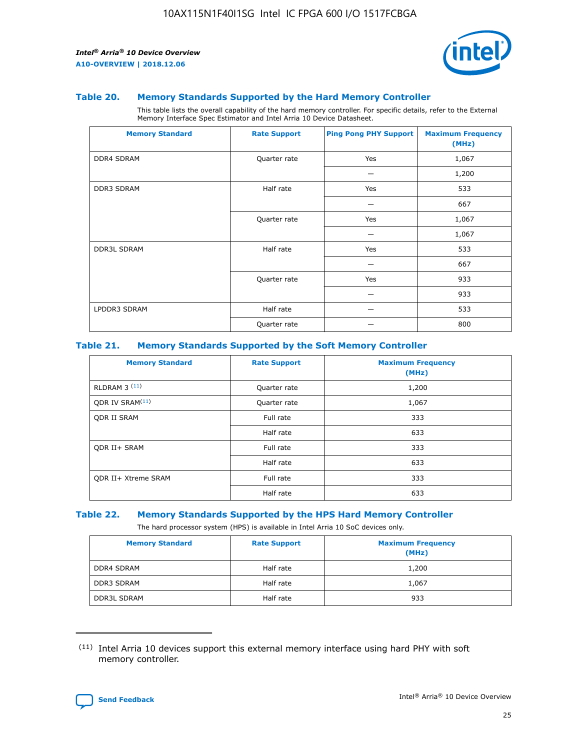### Table 20. Memory Standards Supported by the Hard Memory Controller

This table lists the overall capability of the hard memory controller. For specific details, refer to the External Memory Interface Spec Estimator and Intel Arria 10 Device Datasheet.

| Memory Standard | Rate Support | Ping Pong PHY Support | Maximum Frequency (MHz) |
|---|---|---|---|
| DDR4 SDRAM | Quarter rate | Yes | 1,067 |
| | | — | 1,200 |
| DDR3 SDRAM | Half rate | Yes | 533 |
| | | — | 667 |
| | Quarter rate | Yes | 1,067 |
| | | — | 1,067 |
| DDR3L SDRAM | Half rate | Yes | 533 |
| | | — | 667 |
| | Quarter rate | Yes | 933 |
| | | — | 933 |
| LPDDR3 SDRAM | Half rate | — | 533 |
| | Quarter rate | — | 800 |

### Table 21. Memory Standards Supported by the Soft Memory Controller

| Memory Standard | Rate Support | Maximum Frequency (MHz) |
|---|---|---|
| RLDRAM 3 [11] | Quarter rate | 1,200 |
| QDR IV SRAM[11] | Quarter rate | 1,067 |
| QDR II SRAM | Full rate | 333 |
| | Half rate | 633 |
| QDR II+ SRAM | Full rate | 333 |
| | Half rate | 633 |
| QDR II+ Xtreme SRAM | Full rate | 333 |
| | Half rate | 633 |

### Table 22. Memory Standards Supported by the HPS Hard Memory Controller

The hard processor system (HPS) is available in Intel Arria 10 SoC devices only.

| Memory Standard | Rate Support | Maximum Frequency (MHz) |
|---|---|---|
| DDR4 SDRAM | Half rate | 1,200 |
| DDR3 SDRAM | Half rate | 1,067 |
| DDR3L SDRAM | Half rate | 933 |

(11) Intel Arria 10 devices support this external memory interface using hard PHY with soft memory controller.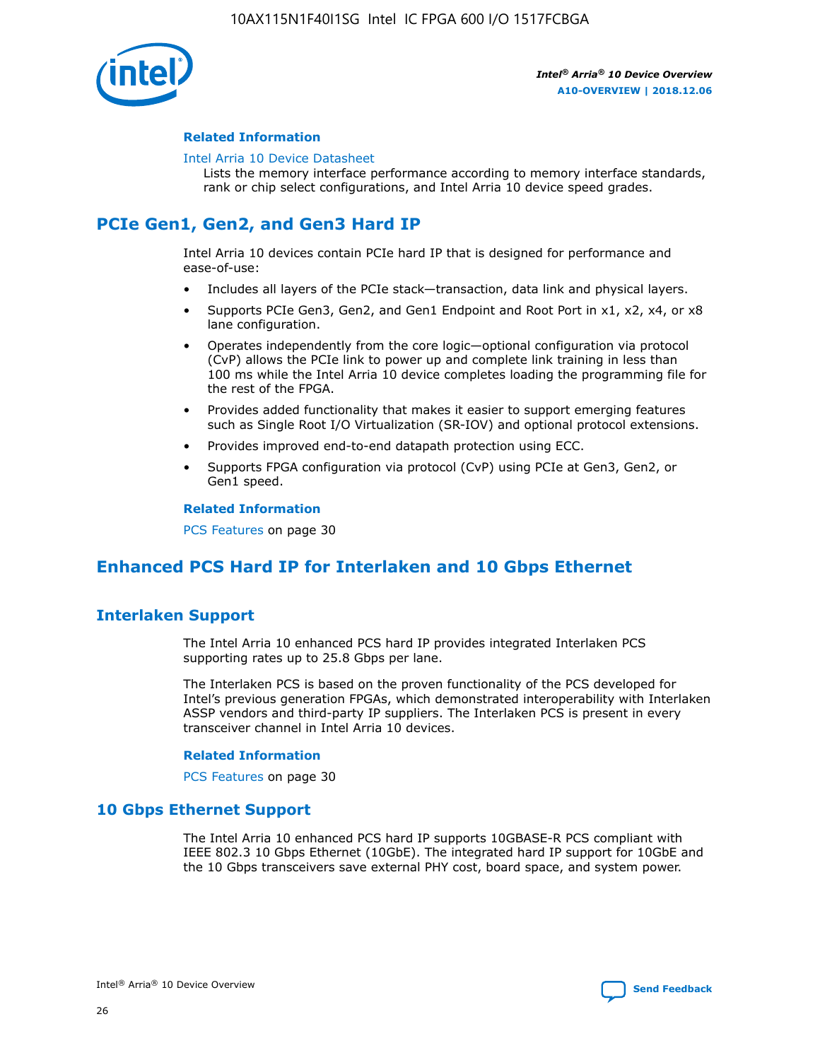#### Related Information

Intel Arria 10 Device Datasheet
Lists the memory interface performance according to memory interface standards, rank or chip select configurations, and Intel Arria 10 device speed grades.

## PCIe Gen1, Gen2, and Gen3 Hard IP

Intel Arria 10 devices contain PCIe hard IP that is designed for performance and ease-of-use:

- Includes all layers of the PCIe stack—transaction, data link and physical layers.
- Supports PCIe Gen3, Gen2, and Gen1 Endpoint and Root Port in x1, x2, x4, or x8 lane configuration.
- Operates independently from the core logic—optional configuration via protocol (CvP) allows the PCIe link to power up and complete link training in less than 100 ms while the Intel Arria 10 device completes loading the programming file for the rest of the FPGA.
- Provides added functionality that makes it easier to support emerging features such as Single Root I/O Virtualization (SR-IOV) and optional protocol extensions.
- Provides improved end-to-end datapath protection using ECC.
- Supports FPGA configuration via protocol (CvP) using PCIe at Gen3, Gen2, or Gen1 speed.

#### Related Information

PCS Features on page 30

## Enhanced PCS Hard IP for Interlaken and 10 Gbps Ethernet

### Interlaken Support

The Intel Arria 10 enhanced PCS hard IP provides integrated Interlaken PCS supporting rates up to 25.8 Gbps per lane.

The Interlaken PCS is based on the proven functionality of the PCS developed for Intel's previous generation FPGAs, which demonstrated interoperability with Interlaken ASSP vendors and third-party IP suppliers. The Interlaken PCS is present in every transceiver channel in Intel Arria 10 devices.

#### Related Information

PCS Features on page 30

### 10 Gbps Ethernet Support

The Intel Arria 10 enhanced PCS hard IP supports 10GBASE-R PCS compliant with IEEE 802.3 10 Gbps Ethernet (10GbE). The integrated hard IP support for 10GbE and the 10 Gbps transceivers save external PHY cost, board space, and system power.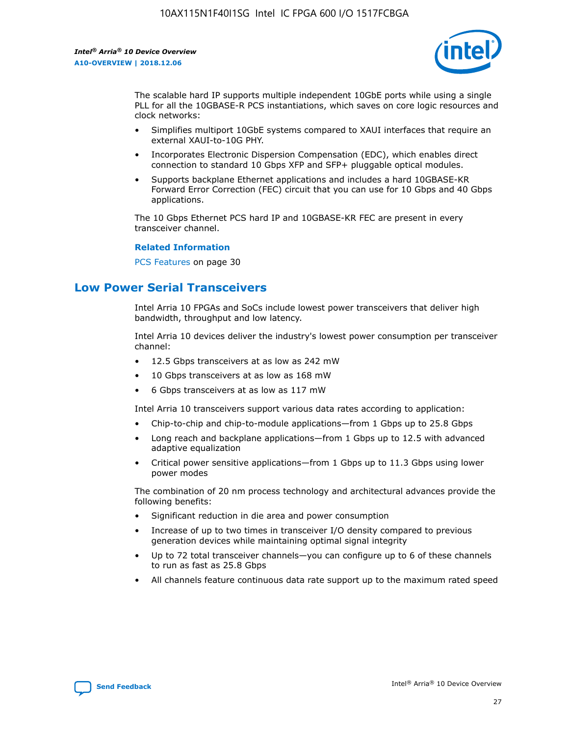The scalable hard IP supports multiple independent 10GbE ports while using a single PLL for all the 10GBASE-R PCS instantiations, which saves on core logic resources and clock networks:

- Simplifies multiport 10GbE systems compared to XAUI interfaces that require an external XAUI-to-10G PHY.
- Incorporates Electronic Dispersion Compensation (EDC), which enables direct connection to standard 10 Gbps XFP and SFP+ pluggable optical modules.
- Supports backplane Ethernet applications and includes a hard 10GBASE-KR Forward Error Correction (FEC) circuit that you can use for 10 Gbps and 40 Gbps applications.

The 10 Gbps Ethernet PCS hard IP and 10GBASE-KR FEC are present in every transceiver channel.

**Related Information**

PCS Features on page 30

## Low Power Serial Transceivers

Intel Arria 10 FPGAs and SoCs include lowest power transceivers that deliver high bandwidth, throughput and low latency.

Intel Arria 10 devices deliver the industry's lowest power consumption per transceiver channel:

- 12.5 Gbps transceivers at as low as 242 mW
- 10 Gbps transceivers at as low as 168 mW
- 6 Gbps transceivers at as low as 117 mW

Intel Arria 10 transceivers support various data rates according to application:

- Chip-to-chip and chip-to-module applications—from 1 Gbps up to 25.8 Gbps
- Long reach and backplane applications—from 1 Gbps up to 12.5 with advanced adaptive equalization
- Critical power sensitive applications—from 1 Gbps up to 11.3 Gbps using lower power modes

The combination of 20 nm process technology and architectural advances provide the following benefits:

- Significant reduction in die area and power consumption
- Increase of up to two times in transceiver I/O density compared to previous generation devices while maintaining optimal signal integrity
- Up to 72 total transceiver channels—you can configure up to 6 of these channels to run as fast as 25.8 Gbps
- All channels feature continuous data rate support up to the maximum rated speed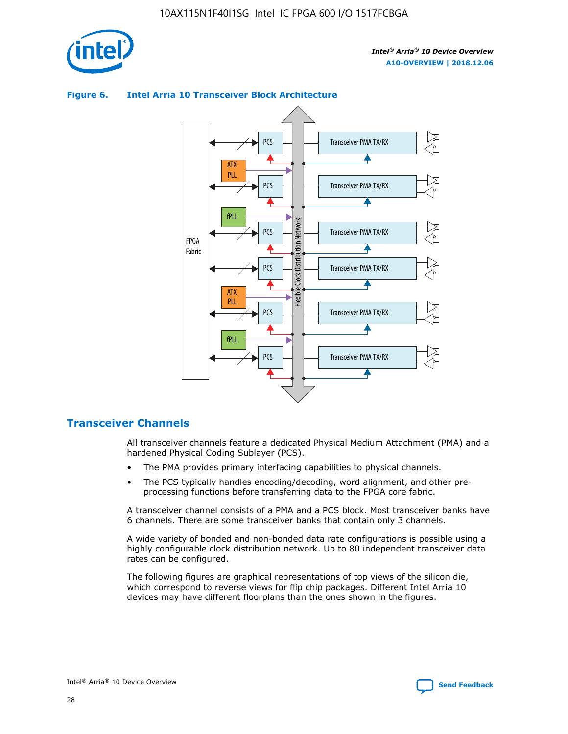**Figure 6. Intel Arria 10 Transceiver Block Architecture**

## Transceiver Channels

All transceiver channels feature a dedicated Physical Medium Attachment (PMA) and a hardened Physical Coding Sublayer (PCS).

- The PMA provides primary interfacing capabilities to physical channels.
- The PCS typically handles encoding/decoding, word alignment, and other pre-processing functions before transferring data to the FPGA core fabric.

A transceiver channel consists of a PMA and a PCS block. Most transceiver banks have 6 channels. There are some transceiver banks that contain only 3 channels.

A wide variety of bonded and non-bonded data rate configurations is possible using a highly configurable clock distribution network. Up to 80 independent transceiver data rates can be configured.

The following figures are graphical representations of top views of the silicon die, which correspond to reverse views for flip chip packages. Different Intel Arria 10 devices may have different floorplans than the ones shown in the figures.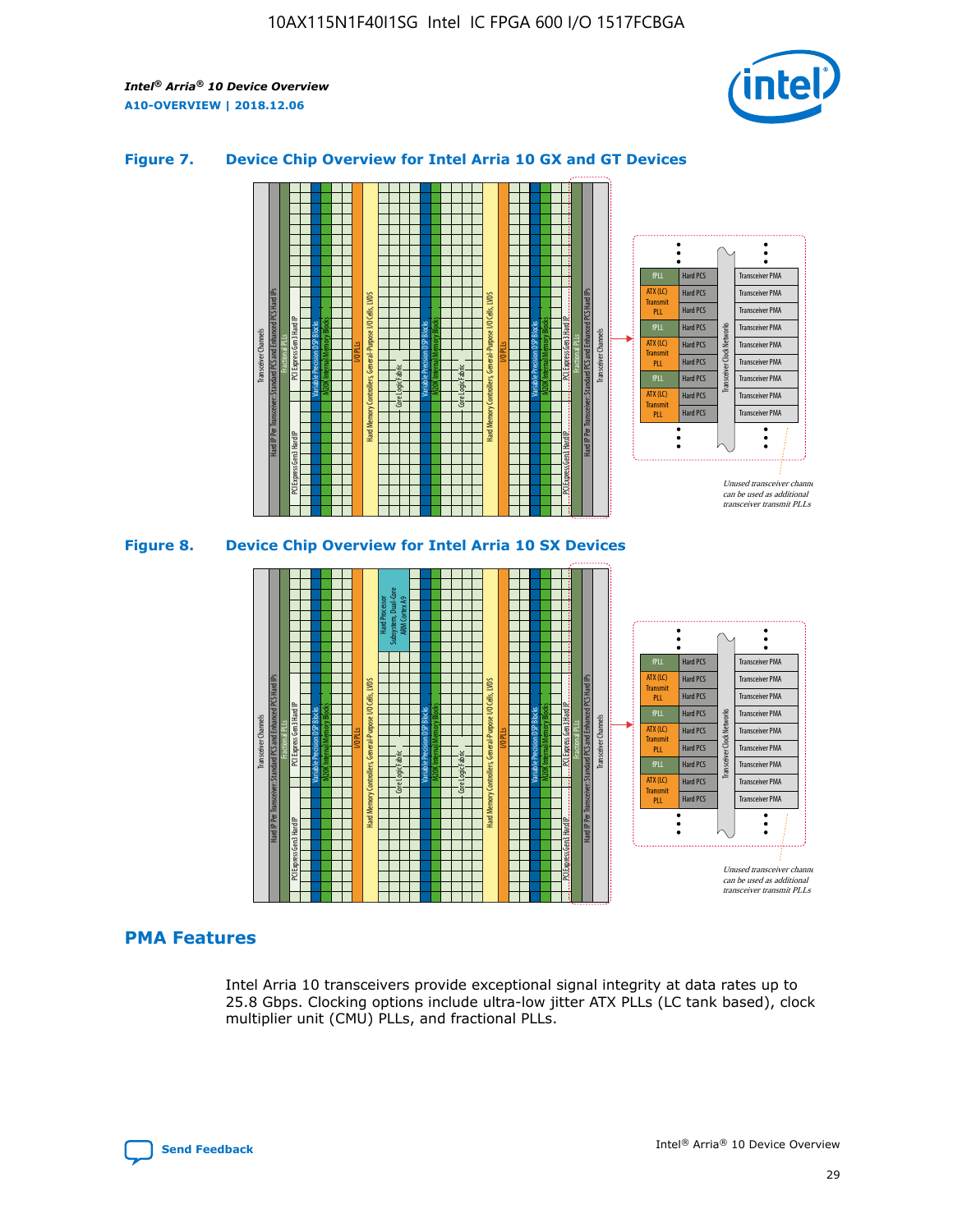### Figure 7. Device Chip Overview for Intel Arria 10 GX and GT Devices

### Figure 8. Device Chip Overview for Intel Arria 10 SX Devices

## PMA Features

Intel Arria 10 transceivers provide exceptional signal integrity at data rates up to 25.8 Gbps. Clocking options include ultra-low jitter ATX PLLs (LC tank based), clock multiplier unit (CMU) PLLs, and fractional PLLs.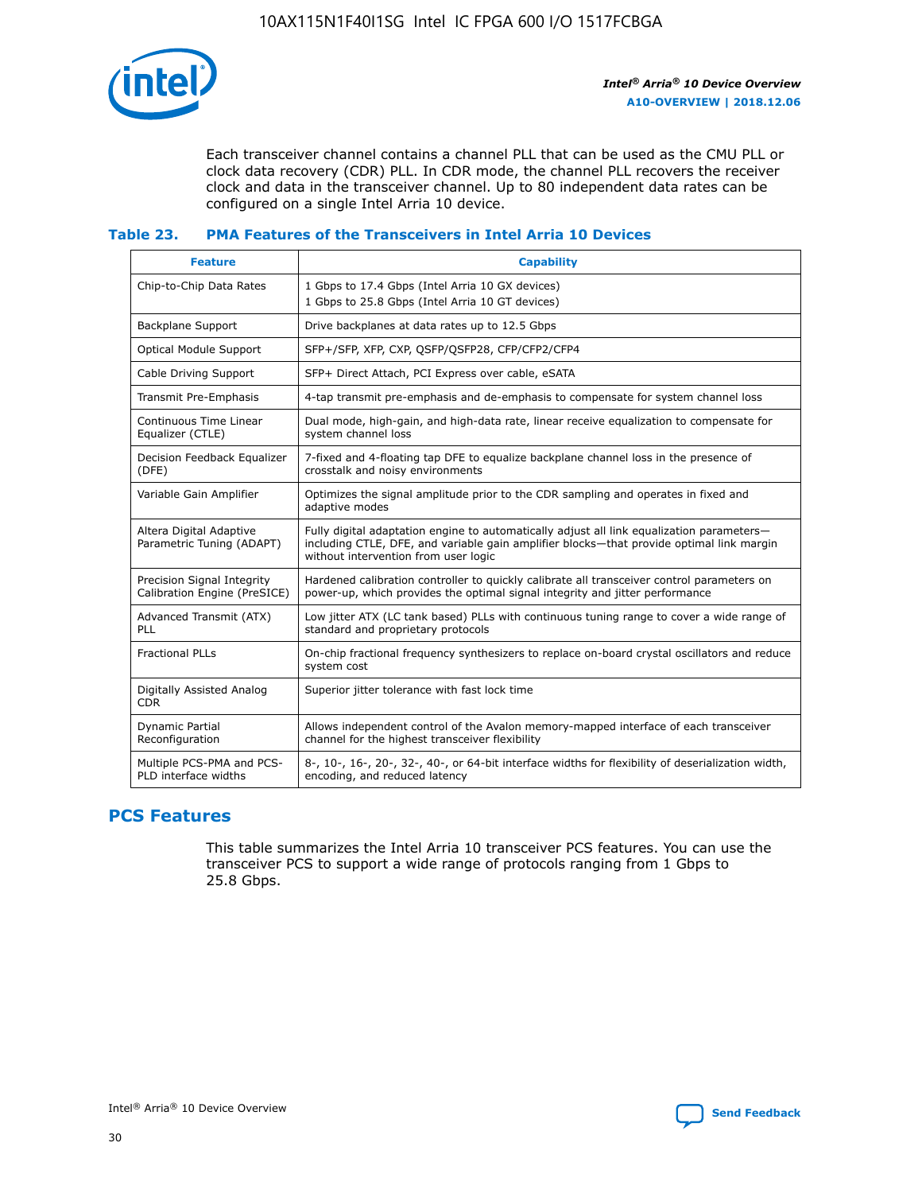Each transceiver channel contains a channel PLL that can be used as the CMU PLL or clock data recovery (CDR) PLL. In CDR mode, the channel PLL recovers the receiver clock and data in the transceiver channel. Up to 80 independent data rates can be configured on a single Intel Arria 10 device.

### Table 23. PMA Features of the Transceivers in Intel Arria 10 Devices

| Feature | Capability |
| --- | --- |
| Chip-to-Chip Data Rates | 1 Gbps to 17.4 Gbps (Intel Arria 10 GX devices)<br>1 Gbps to 25.8 Gbps (Intel Arria 10 GT devices) |
| Backplane Support | Drive backplanes at data rates up to 12.5 Gbps |
| Optical Module Support | SFP+/SFP, XFP, CXP, QSFP/QSFP28, CFP/CFP2/CFP4 |
| Cable Driving Support | SFP+ Direct Attach, PCI Express over cable, eSATA |
| Transmit Pre-Emphasis | 4-tap transmit pre-emphasis and de-emphasis to compensate for system channel loss |
| Continuous Time Linear Equalizer (CTLE) | Dual mode, high-gain, and high-data rate, linear receive equalization to compensate for system channel loss |
| Decision Feedback Equalizer (DFE) | 7-fixed and 4-floating tap DFE to equalize backplane channel loss in the presence of crosstalk and noisy environments |
| Variable Gain Amplifier | Optimizes the signal amplitude prior to the CDR sampling and operates in fixed and adaptive modes |
| Altera Digital Adaptive Parametric Tuning (ADAPT) | Fully digital adaptation engine to automatically adjust all link equalization parameters—including CTLE, DFE, and variable gain amplifier blocks—that provide optimal link margin without intervention from user logic |
| Precision Signal Integrity Calibration Engine (PreSICE) | Hardened calibration controller to quickly calibrate all transceiver control parameters on power-up, which provides the optimal signal integrity and jitter performance |
| Advanced Transmit (ATX) PLL | Low jitter ATX (LC tank based) PLLs with continuous tuning range to cover a wide range of standard and proprietary protocols |
| Fractional PLLs | On-chip fractional frequency synthesizers to replace on-board crystal oscillators and reduce system cost |
| Digitally Assisted Analog CDR | Superior jitter tolerance with fast lock time |
| Dynamic Partial Reconfiguration | Allows independent control of the Avalon memory-mapped interface of each transceiver channel for the highest transceiver flexibility |
| Multiple PCS-PMA and PCS-PLD interface widths | 8-, 10-, 16-, 20-, 32-, 40-, or 64-bit interface widths for flexibility of deserialization width, encoding, and reduced latency |

## PCS Features

This table summarizes the Intel Arria 10 transceiver PCS features. You can use the transceiver PCS to support a wide range of protocols ranging from 1 Gbps to 25.8 Gbps.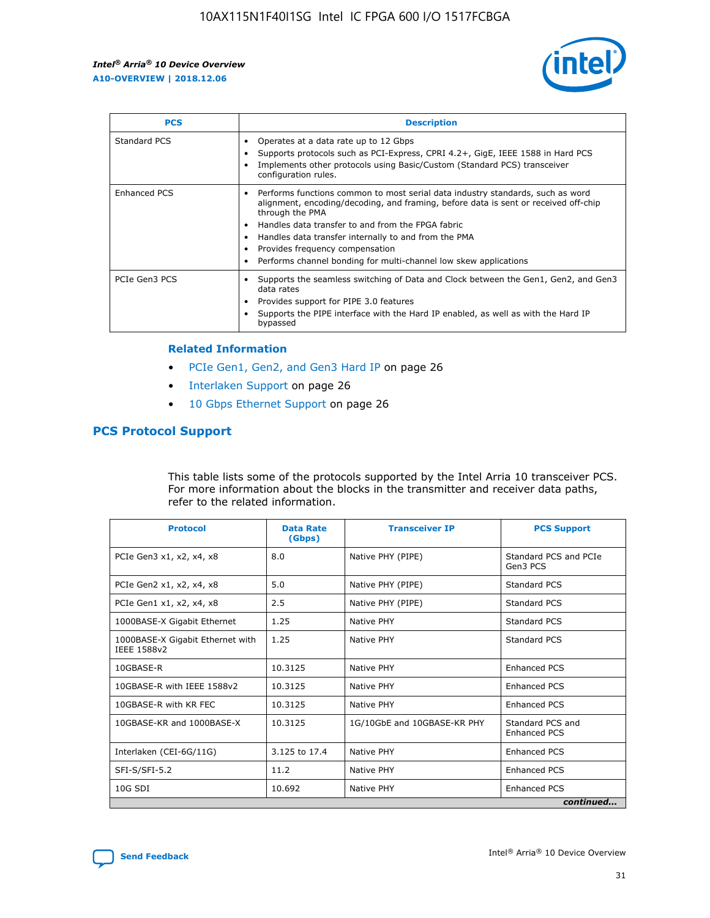| PCS | Description |
| --- | --- |
| Standard PCS | • Operates at a data rate up to 12 Gbps<br>• Supports protocols such as PCI-Express, CPRI 4.2+, GigE, IEEE 1588 in Hard PCS<br>• Implements other protocols using Basic/Custom (Standard PCS) transceiver configuration rules. |
| Enhanced PCS | • Performs functions common to most serial data industry standards, such as word alignment, encoding/decoding, and framing, before data is sent or received off-chip through the PMA<br>• Handles data transfer to and from the FPGA fabric<br>• Handles data transfer internally to and from the PMA<br>• Provides frequency compensation<br>• Performs channel bonding for multi-channel low skew applications |
| PCIe Gen3 PCS | • Supports the seamless switching of Data and Clock between the Gen1, Gen2, and Gen3 data rates<br>• Provides support for PIPE 3.0 features<br>• Supports the PIPE interface with the Hard IP enabled, as well as with the Hard IP bypassed |

### Related Information

- PCIe Gen1, Gen2, and Gen3 Hard IP on page 26
- Interlaken Support on page 26
- 10 Gbps Ethernet Support on page 26

## PCS Protocol Support

This table lists some of the protocols supported by the Intel Arria 10 transceiver PCS. For more information about the blocks in the transmitter and receiver data paths, refer to the related information.

| Protocol | Data Rate (Gbps) | Transceiver IP | PCS Support |
| --- | --- | --- | --- |
| PCIe Gen3 x1, x2, x4, x8 | 8.0 | Native PHY (PIPE) | Standard PCS and PCIe Gen3 PCS |
| PCIe Gen2 x1, x2, x4, x8 | 5.0 | Native PHY (PIPE) | Standard PCS |
| PCIe Gen1 x1, x2, x4, x8 | 2.5 | Native PHY (PIPE) | Standard PCS |
| 1000BASE-X Gigabit Ethernet | 1.25 | Native PHY | Standard PCS |
| 1000BASE-X Gigabit Ethernet with IEEE 1588v2 | 1.25 | Native PHY | Standard PCS |
| 10GBASE-R | 10.3125 | Native PHY | Enhanced PCS |
| 10GBASE-R with IEEE 1588v2 | 10.3125 | Native PHY | Enhanced PCS |
| 10GBASE-R with KR FEC | 10.3125 | Native PHY | Enhanced PCS |
| 10GBASE-KR and 1000BASE-X | 10.3125 | 1G/10GbE and 10GBASE-KR PHY | Standard PCS and Enhanced PCS |
| Interlaken (CEI-6G/11G) | 3.125 to 17.4 | Native PHY | Enhanced PCS |
| SFI-S/SFI-5.2 | 11.2 | Native PHY | Enhanced PCS |
| 10G SDI | 10.692 | Native PHY | Enhanced PCS |

*continued...*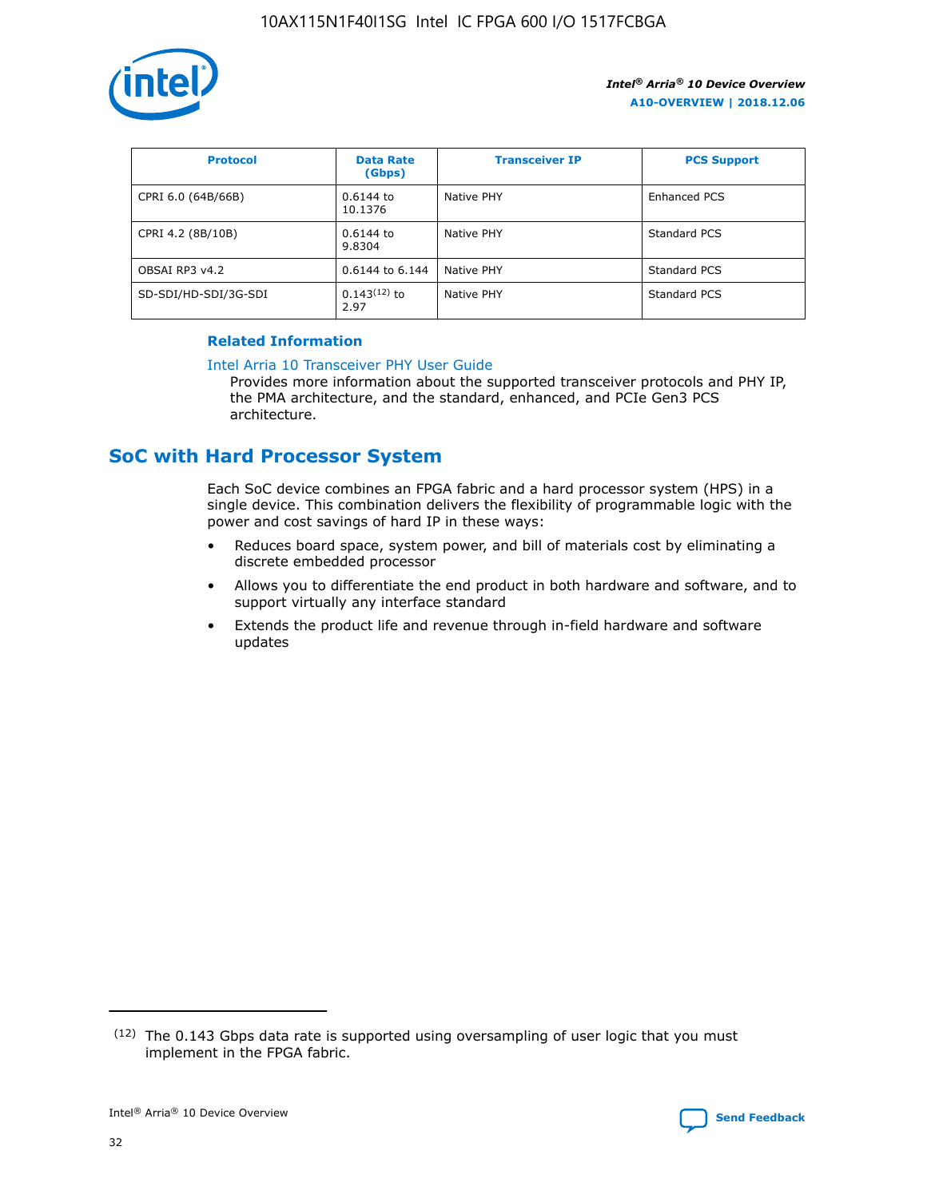| Protocol | Data Rate (Gbps) | Transceiver IP | PCS Support |
| --- | --- | --- | --- |
| CPRI 6.0 (64B/66B) | 0.6144 to 10.1376 | Native PHY | Enhanced PCS |
| CPRI 4.2 (8B/10B) | 0.6144 to 9.8304 | Native PHY | Standard PCS |
| OBSAI RP3 v4.2 | 0.6144 to 6.144 | Native PHY | Standard PCS |
| SD-SDI/HD-SDI/3G-SDI | 0.143[12] to 2.97 | Native PHY | Standard PCS |

**Related Information**

Intel Arria 10 Transceiver PHY User Guide

Provides more information about the supported transceiver protocols and PHY IP, the PMA architecture, and the standard, enhanced, and PCIe Gen3 PCS architecture.

## SoC with Hard Processor System

Each SoC device combines an FPGA fabric and a hard processor system (HPS) in a single device. This combination delivers the flexibility of programmable logic with the power and cost savings of hard IP in these ways:

- Reduces board space, system power, and bill of materials cost by eliminating a discrete embedded processor
- Allows you to differentiate the end product in both hardware and software, and to support virtually any interface standard
- Extends the product life and revenue through in-field hardware and software updates

[12] The 0.143 Gbps data rate is supported using oversampling of user logic that you must implement in the FPGA fabric.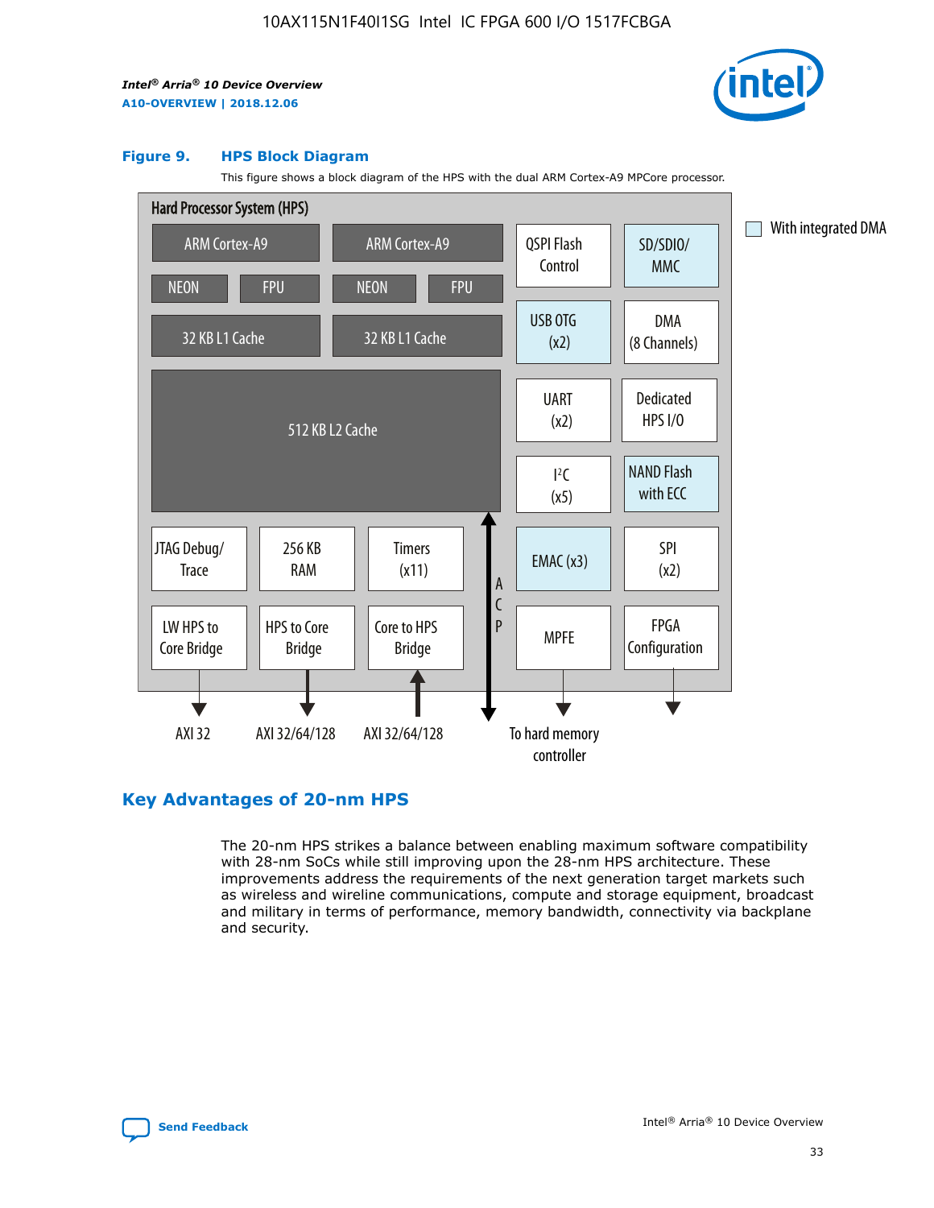**Figure 9. HPS Block Diagram**

This figure shows a block diagram of the HPS with the dual ARM Cortex-A9 MPCore processor.

Hard Processor System (HPS)

ARM Cortex-A9 | ARM Cortex-A9 | QSPI Flash Control | SD/SDIO/MMC

NEON | FPU | NEON | FPU

32 KB L1 Cache | 32 KB L1 Cache | USB OTG (x2) | DMA (8 Channels)

512 KB L2 Cache | UART (x2) | Dedicated HPS I/O | I²C (x5) | NAND Flash with ECC

JTAG Debug/Trace | 256 KB RAM | Timers (x11) | EMAC (x3) | SPI (x2)

LW HPS to Core Bridge | HPS to Core Bridge | Core to HPS Bridge | ACP | MPFE | FPGA Configuration

AXI 32 | AXI 32/64/128 | AXI 32/64/128 | To hard memory controller

With integrated DMA

## Key Advantages of 20-nm HPS

The 20-nm HPS strikes a balance between enabling maximum software compatibility with 28-nm SoCs while still improving upon the 28-nm HPS architecture. These improvements address the requirements of the next generation target markets such as wireless and wireline communications, compute and storage equipment, broadcast and military in terms of performance, memory bandwidth, connectivity via backplane and security.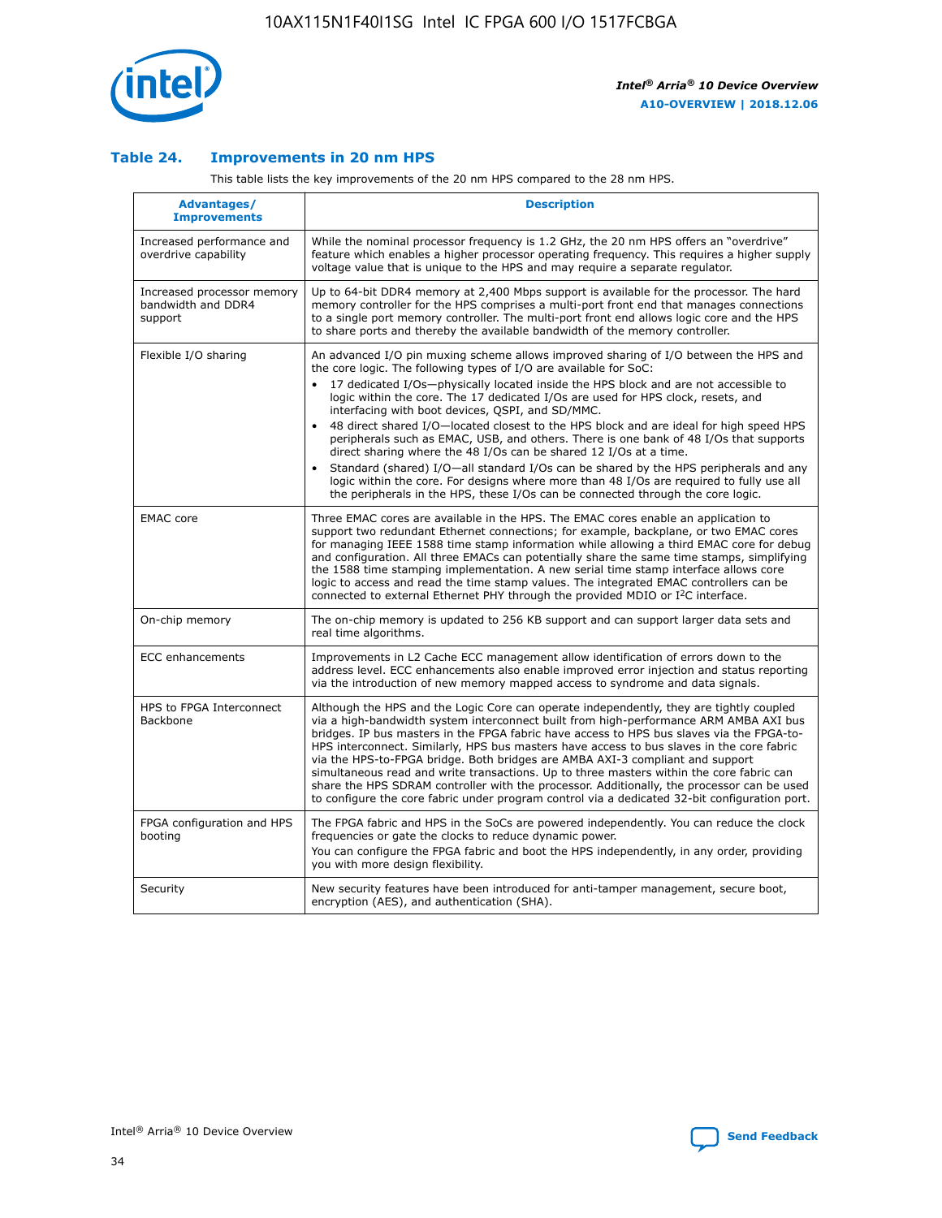### Table 24. Improvements in 20 nm HPS

This table lists the key improvements of the 20 nm HPS compared to the 28 nm HPS.

| Advantages/ Improvements | Description |
| --- | --- |
| Increased performance and overdrive capability | While the nominal processor frequency is 1.2 GHz, the 20 nm HPS offers an "overdrive" feature which enables a higher processor operating frequency. This requires a higher supply voltage value that is unique to the HPS and may require a separate regulator. |
| Increased processor memory bandwidth and DDR4 support | Up to 64-bit DDR4 memory at 2,400 Mbps support is available for the processor. The hard memory controller for the HPS comprises a multi-port front end that manages connections to a single port memory controller. The multi-port front end allows logic core and the HPS to share ports and thereby the available bandwidth of the memory controller. |
| Flexible I/O sharing | An advanced I/O pin muxing scheme allows improved sharing of I/O between the HPS and the core logic. The following types of I/O are available for SoC:<br>• 17 dedicated I/Os—physically located inside the HPS block and are not accessible to logic within the core. The 17 dedicated I/Os are used for HPS clock, resets, and interfacing with boot devices, QSPI, and SD/MMC.<br>• 48 direct shared I/O—located closest to the HPS block and are ideal for high speed HPS peripherals such as EMAC, USB, and others. There is one bank of 48 I/Os that supports direct sharing where the 48 I/Os can be shared 12 I/Os at a time.<br>• Standard (shared) I/O—all standard I/Os can be shared by the HPS peripherals and any logic within the core. For designs where more than 48 I/Os are required to fully use all the peripherals in the HPS, these I/Os can be connected through the core logic. |
| EMAC core | Three EMAC cores are available in the HPS. The EMAC cores enable an application to support two redundant Ethernet connections; for example, backplane, or two EMAC cores for managing IEEE 1588 time stamp information while allowing a third EMAC core for debug and configuration. All three EMACs can potentially share the same time stamps, simplifying the 1588 time stamping implementation. A new serial time stamp interface allows core logic to access and read the time stamp values. The integrated EMAC controllers can be connected to external Ethernet PHY through the provided MDIO or I²C interface. |
| On-chip memory | The on-chip memory is updated to 256 KB support and can support larger data sets and real time algorithms. |
| ECC enhancements | Improvements in L2 Cache ECC management allow identification of errors down to the address level. ECC enhancements also enable improved error injection and status reporting via the introduction of new memory mapped access to syndrome and data signals. |
| HPS to FPGA Interconnect Backbone | Although the HPS and the Logic Core can operate independently, they are tightly coupled via a high-bandwidth system interconnect built from high-performance ARM AMBA AXI bus bridges. IP bus masters in the FPGA fabric have access to HPS bus slaves via the FPGA-to-HPS interconnect. Similarly, HPS bus masters have access to bus slaves in the core fabric via the HPS-to-FPGA bridge. Both bridges are AMBA AXI-3 compliant and support simultaneous read and write transactions. Up to three masters within the core fabric can share the HPS SDRAM controller with the processor. Additionally, the processor can be used to configure the core fabric under program control via a dedicated 32-bit configuration port. |
| FPGA configuration and HPS booting | The FPGA fabric and HPS in the SoCs are powered independently. You can reduce the clock frequencies or gate the clocks to reduce dynamic power.<br>You can configure the FPGA fabric and boot the HPS independently, in any order, providing you with more design flexibility. |
| Security | New security features have been introduced for anti-tamper management, secure boot, encryption (AES), and authentication (SHA). |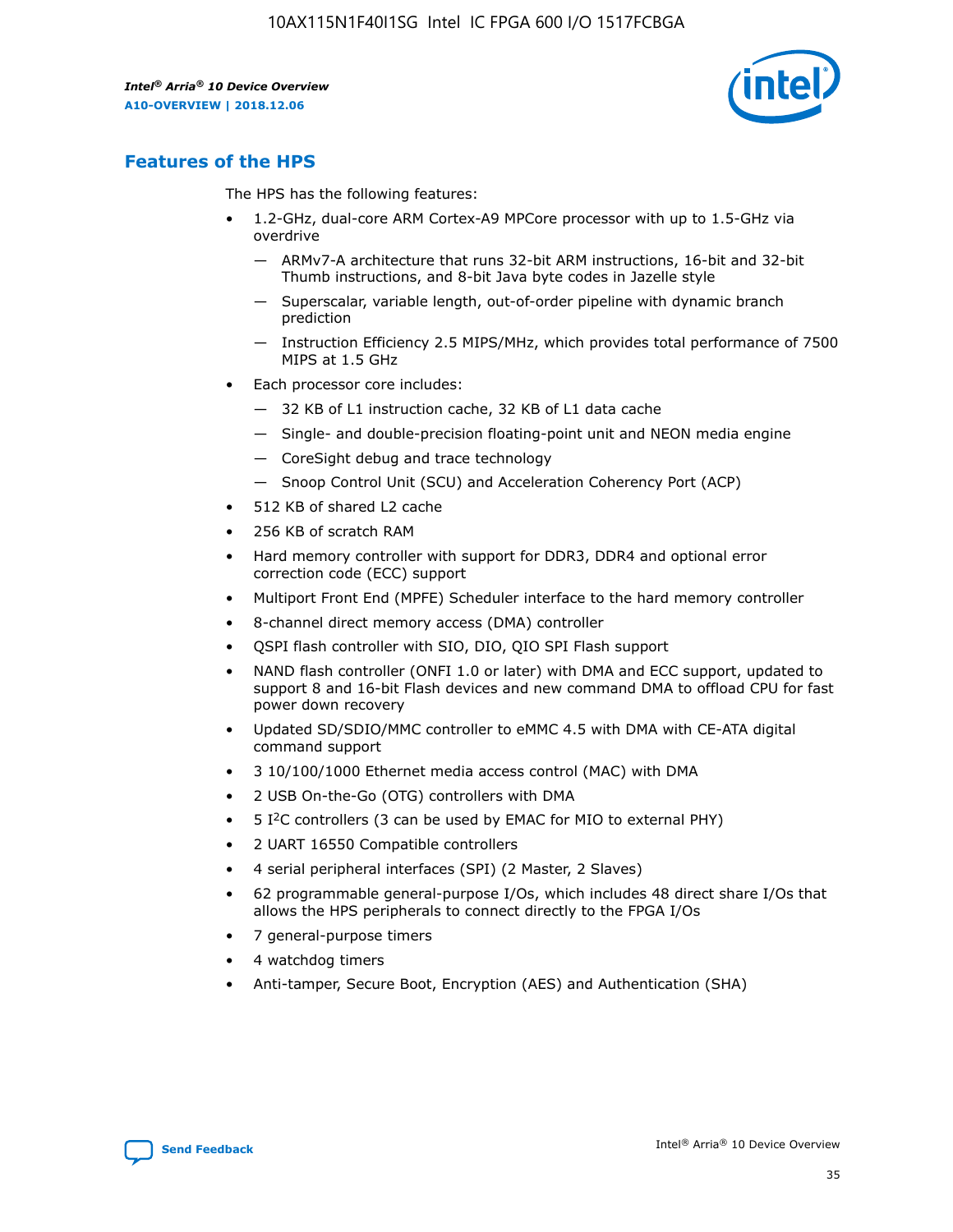## Features of the HPS

The HPS has the following features:

- 1.2-GHz, dual-core ARM Cortex-A9 MPCore processor with up to 1.5-GHz via overdrive
  - — ARMv7-A architecture that runs 32-bit ARM instructions, 16-bit and 32-bit Thumb instructions, and 8-bit Java byte codes in Jazelle style
  - — Superscalar, variable length, out-of-order pipeline with dynamic branch prediction
  - — Instruction Efficiency 2.5 MIPS/MHz, which provides total performance of 7500 MIPS at 1.5 GHz
- Each processor core includes:
  - — 32 KB of L1 instruction cache, 32 KB of L1 data cache
  - — Single- and double-precision floating-point unit and NEON media engine
  - — CoreSight debug and trace technology
  - — Snoop Control Unit (SCU) and Acceleration Coherency Port (ACP)
- 512 KB of shared L2 cache
- 256 KB of scratch RAM
- Hard memory controller with support for DDR3, DDR4 and optional error correction code (ECC) support
- Multiport Front End (MPFE) Scheduler interface to the hard memory controller
- 8-channel direct memory access (DMA) controller
- QSPI flash controller with SIO, DIO, QIO SPI Flash support
- NAND flash controller (ONFI 1.0 or later) with DMA and ECC support, updated to support 8 and 16-bit Flash devices and new command DMA to offload CPU for fast power down recovery
- Updated SD/SDIO/MMC controller to eMMC 4.5 with DMA with CE-ATA digital command support
- 3 10/100/1000 Ethernet media access control (MAC) with DMA
- 2 USB On-the-Go (OTG) controllers with DMA
- 5 I²C controllers (3 can be used by EMAC for MIO to external PHY)
- 2 UART 16550 Compatible controllers
- 4 serial peripheral interfaces (SPI) (2 Master, 2 Slaves)
- 62 programmable general-purpose I/Os, which includes 48 direct share I/Os that allows the HPS peripherals to connect directly to the FPGA I/Os
- 7 general-purpose timers
- 4 watchdog timers
- Anti-tamper, Secure Boot, Encryption (AES) and Authentication (SHA)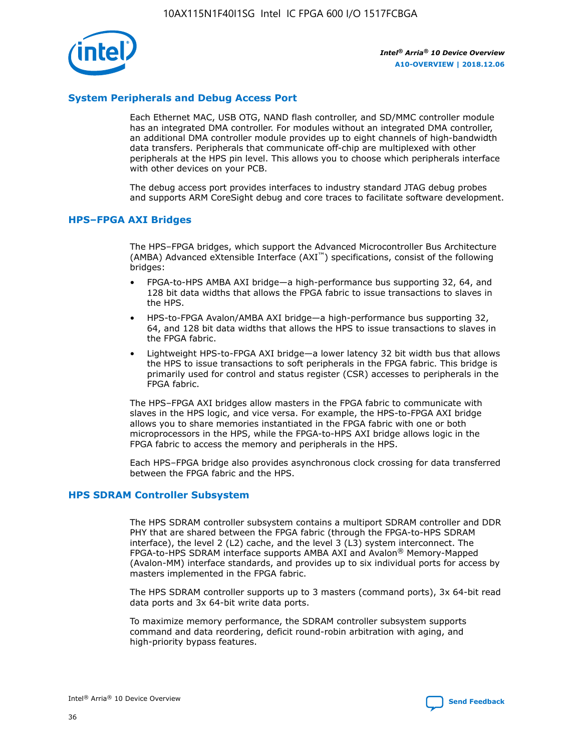## System Peripherals and Debug Access Port

Each Ethernet MAC, USB OTG, NAND flash controller, and SD/MMC controller module has an integrated DMA controller. For modules without an integrated DMA controller, an additional DMA controller module provides up to eight channels of high-bandwidth data transfers. Peripherals that communicate off-chip are multiplexed with other peripherals at the HPS pin level. This allows you to choose which peripherals interface with other devices on your PCB.

The debug access port provides interfaces to industry standard JTAG debug probes and supports ARM CoreSight debug and core traces to facilitate software development.

## HPS–FPGA AXI Bridges

The HPS–FPGA bridges, which support the Advanced Microcontroller Bus Architecture (AMBA) Advanced eXtensible Interface (AXI™) specifications, consist of the following bridges:

- FPGA-to-HPS AMBA AXI bridge—a high-performance bus supporting 32, 64, and 128 bit data widths that allows the FPGA fabric to issue transactions to slaves in the HPS.
- HPS-to-FPGA Avalon/AMBA AXI bridge—a high-performance bus supporting 32, 64, and 128 bit data widths that allows the HPS to issue transactions to slaves in the FPGA fabric.
- Lightweight HPS-to-FPGA AXI bridge—a lower latency 32 bit width bus that allows the HPS to issue transactions to soft peripherals in the FPGA fabric. This bridge is primarily used for control and status register (CSR) accesses to peripherals in the FPGA fabric.

The HPS–FPGA AXI bridges allow masters in the FPGA fabric to communicate with slaves in the HPS logic, and vice versa. For example, the HPS-to-FPGA AXI bridge allows you to share memories instantiated in the FPGA fabric with one or both microprocessors in the HPS, while the FPGA-to-HPS AXI bridge allows logic in the FPGA fabric to access the memory and peripherals in the HPS.

Each HPS–FPGA bridge also provides asynchronous clock crossing for data transferred between the FPGA fabric and the HPS.

## HPS SDRAM Controller Subsystem

The HPS SDRAM controller subsystem contains a multiport SDRAM controller and DDR PHY that are shared between the FPGA fabric (through the FPGA-to-HPS SDRAM interface), the level 2 (L2) cache, and the level 3 (L3) system interconnect. The FPGA-to-HPS SDRAM interface supports AMBA AXI and Avalon® Memory-Mapped (Avalon-MM) interface standards, and provides up to six individual ports for access by masters implemented in the FPGA fabric.

The HPS SDRAM controller supports up to 3 masters (command ports), 3x 64-bit read data ports and 3x 64-bit write data ports.

To maximize memory performance, the SDRAM controller subsystem supports command and data reordering, deficit round-robin arbitration with aging, and high-priority bypass features.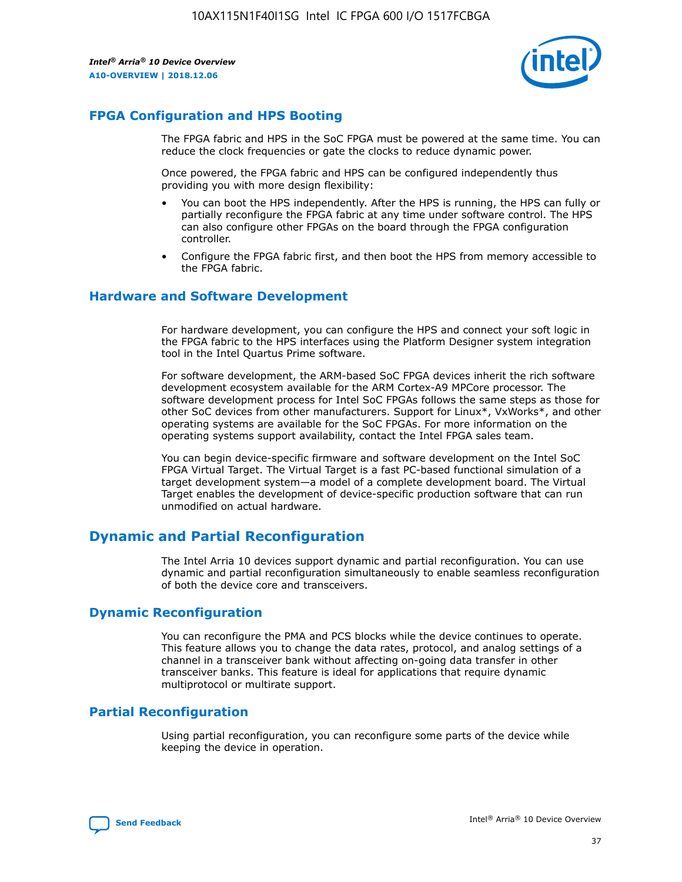## FPGA Configuration and HPS Booting

The FPGA fabric and HPS in the SoC FPGA must be powered at the same time. You can reduce the clock frequencies or gate the clocks to reduce dynamic power.

Once powered, the FPGA fabric and HPS can be configured independently thus providing you with more design flexibility:

- You can boot the HPS independently. After the HPS is running, the HPS can fully or partially reconfigure the FPGA fabric at any time under software control. The HPS can also configure other FPGAs on the board through the FPGA configuration controller.
- Configure the FPGA fabric first, and then boot the HPS from memory accessible to the FPGA fabric.

## Hardware and Software Development

For hardware development, you can configure the HPS and connect your soft logic in the FPGA fabric to the HPS interfaces using the Platform Designer system integration tool in the Intel Quartus Prime software.

For software development, the ARM-based SoC FPGA devices inherit the rich software development ecosystem available for the ARM Cortex-A9 MPCore processor. The software development process for Intel SoC FPGAs follows the same steps as those for other SoC devices from other manufacturers. Support for Linux*, VxWorks*, and other operating systems are available for the SoC FPGAs. For more information on the operating systems support availability, contact the Intel FPGA sales team.

You can begin device-specific firmware and software development on the Intel SoC FPGA Virtual Target. The Virtual Target is a fast PC-based functional simulation of a target development system—a model of a complete development board. The Virtual Target enables the development of device-specific production software that can run unmodified on actual hardware.

# Dynamic and Partial Reconfiguration

The Intel Arria 10 devices support dynamic and partial reconfiguration. You can use dynamic and partial reconfiguration simultaneously to enable seamless reconfiguration of both the device core and transceivers.

## Dynamic Reconfiguration

You can reconfigure the PMA and PCS blocks while the device continues to operate. This feature allows you to change the data rates, protocol, and analog settings of a channel in a transceiver bank without affecting on-going data transfer in other transceiver banks. This feature is ideal for applications that require dynamic multiprotocol or multirate support.

## Partial Reconfiguration

Using partial reconfiguration, you can reconfigure some parts of the device while keeping the device in operation.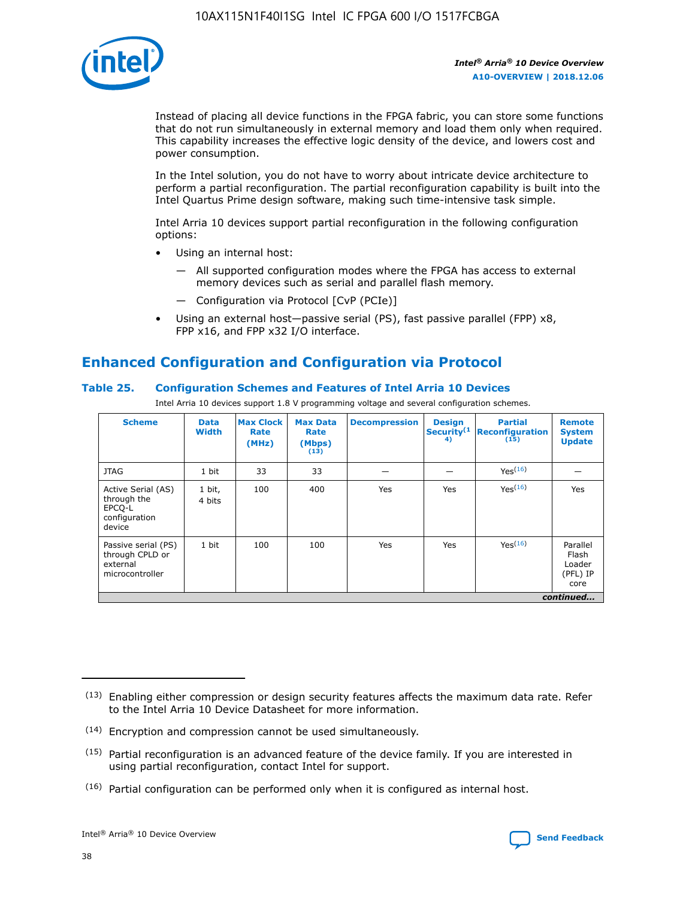Instead of placing all device functions in the FPGA fabric, you can store some functions that do not run simultaneously in external memory and load them only when required. This capability increases the effective logic density of the device, and lowers cost and power consumption.

In the Intel solution, you do not have to worry about intricate device architecture to perform a partial reconfiguration. The partial reconfiguration capability is built into the Intel Quartus Prime design software, making such time-intensive task simple.

Intel Arria 10 devices support partial reconfiguration in the following configuration options:

- Using an internal host:
  - — All supported configuration modes where the FPGA has access to external memory devices such as serial and parallel flash memory.
  - — Configuration via Protocol [CvP (PCIe)]
- Using an external host—passive serial (PS), fast passive parallel (FPP) x8, FPP x16, and FPP x32 I/O interface.

## Enhanced Configuration and Configuration via Protocol

### Table 25. Configuration Schemes and Features of Intel Arria 10 Devices

Intel Arria 10 devices support 1.8 V programming voltage and several configuration schemes.

| Scheme | Data Width | Max Clock Rate (MHz) | Max Data Rate (Mbps) (13) | Decompression | Design Security(14) | Partial Reconfiguration (15) | Remote System Update |
|---|---|---|---|---|---|---|---|
| JTAG | 1 bit | 33 | 33 | — | — | Yes(16) | — |
| Active Serial (AS) through the EPCQ-L configuration device | 1 bit, 4 bits | 100 | 400 | Yes | Yes | Yes(16) | Yes |
| Passive serial (PS) through CPLD or external microcontroller | 1 bit | 100 | 100 | Yes | Yes | Yes(16) | Parallel Flash Loader (PFL) IP core |

*continued...*

(13) Enabling either compression or design security features affects the maximum data rate. Refer to the Intel Arria 10 Device Datasheet for more information.

(14) Encryption and compression cannot be used simultaneously.

(15) Partial reconfiguration is an advanced feature of the device family. If you are interested in using partial reconfiguration, contact Intel for support.

(16) Partial configuration can be performed only when it is configured as internal host.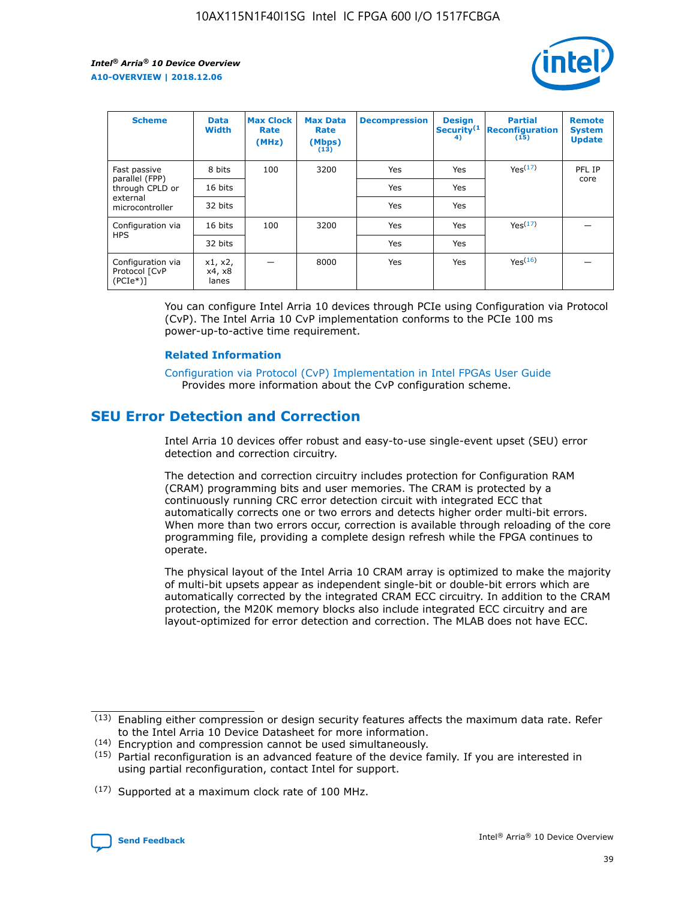| Scheme | Data Width | Max Clock Rate (MHz) | Max Data Rate (Mbps) (13) | Decompression | Design Security(14) | Partial Reconfiguration (15) | Remote System Update |
|---|---|---|---|---|---|---|---|
| Fast passive parallel (FPP) through CPLD or external microcontroller | 8 bits | 100 | 3200 | Yes | Yes | Yes(17) | PFL IP core |
| | 16 bits | | | Yes | Yes | | |
| | 32 bits | | | Yes | Yes | | |
| Configuration via HPS | 16 bits | 100 | 3200 | Yes | Yes | Yes(17) | — |
| | 32 bits | | | Yes | Yes | | |
| Configuration via Protocol [CvP (PCIe*)] | x1, x2, x4, x8 lanes | — | 8000 | Yes | Yes | Yes(16) | — |

You can configure Intel Arria 10 devices through PCIe using Configuration via Protocol (CvP). The Intel Arria 10 CvP implementation conforms to the PCIe 100 ms power-up-to-active time requirement.

### Related Information

Configuration via Protocol (CvP) Implementation in Intel FPGAs User Guide
Provides more information about the CvP configuration scheme.

## SEU Error Detection and Correction

Intel Arria 10 devices offer robust and easy-to-use single-event upset (SEU) error detection and correction circuitry.

The detection and correction circuitry includes protection for Configuration RAM (CRAM) programming bits and user memories. The CRAM is protected by a continuously running CRC error detection circuit with integrated ECC that automatically corrects one or two errors and detects higher order multi-bit errors. When more than two errors occur, correction is available through reloading of the core programming file, providing a complete design refresh while the FPGA continues to operate.

The physical layout of the Intel Arria 10 CRAM array is optimized to make the majority of multi-bit upsets appear as independent single-bit or double-bit errors which are automatically corrected by the integrated CRAM ECC circuitry. In addition to the CRAM protection, the M20K memory blocks also include integrated ECC circuitry and are layout-optimized for error detection and correction. The MLAB does not have ECC.

(13) Enabling either compression or design security features affects the maximum data rate. Refer to the Intel Arria 10 Device Datasheet for more information.

(14) Encryption and compression cannot be used simultaneously.

(15) Partial reconfiguration is an advanced feature of the device family. If you are interested in using partial reconfiguration, contact Intel for support.

(17) Supported at a maximum clock rate of 100 MHz.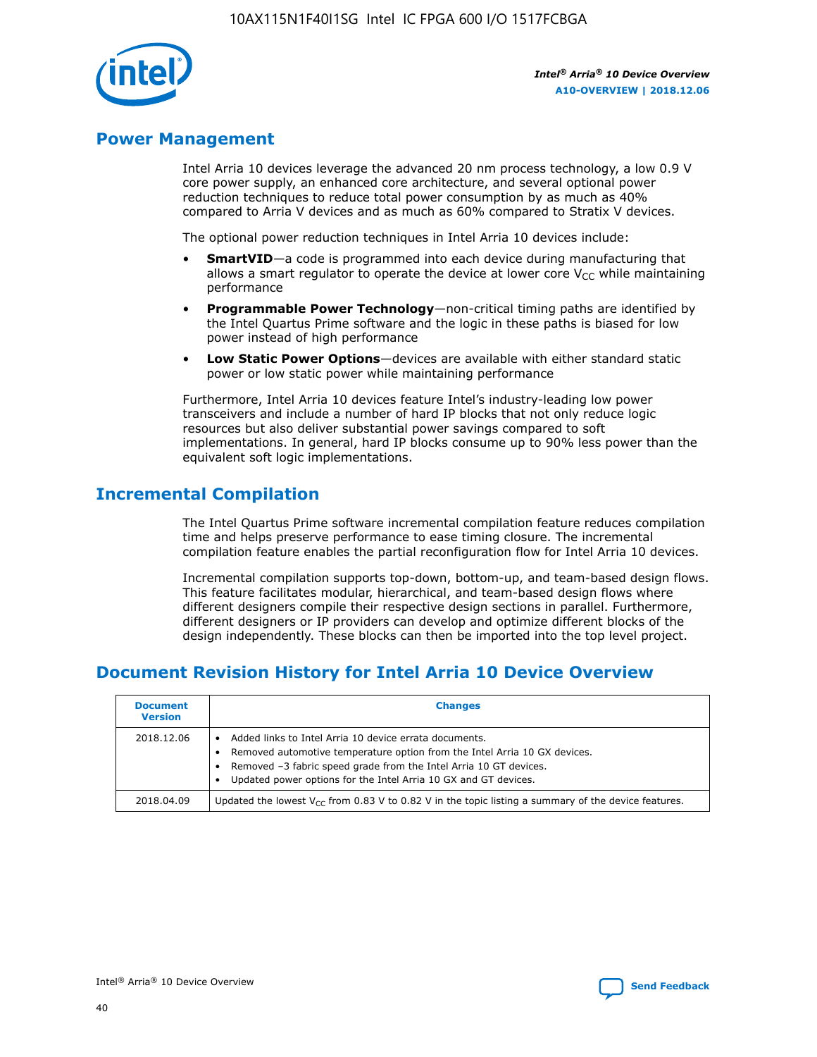## Power Management

Intel Arria 10 devices leverage the advanced 20 nm process technology, a low 0.9 V core power supply, an enhanced core architecture, and several optional power reduction techniques to reduce total power consumption by as much as 40% compared to Arria V devices and as much as 60% compared to Stratix V devices.

The optional power reduction techniques in Intel Arria 10 devices include:

- **SmartVID**—a code is programmed into each device during manufacturing that allows a smart regulator to operate the device at lower core $V_{CC}$ while maintaining performance
- **Programmable Power Technology**—non-critical timing paths are identified by the Intel Quartus Prime software and the logic in these paths is biased for low power instead of high performance
- **Low Static Power Options**—devices are available with either standard static power or low static power while maintaining performance

Furthermore, Intel Arria 10 devices feature Intel's industry-leading low power transceivers and include a number of hard IP blocks that not only reduce logic resources but also deliver substantial power savings compared to soft implementations. In general, hard IP blocks consume up to 90% less power than the equivalent soft logic implementations.

## Incremental Compilation

The Intel Quartus Prime software incremental compilation feature reduces compilation time and helps preserve performance to ease timing closure. The incremental compilation feature enables the partial reconfiguration flow for Intel Arria 10 devices.

Incremental compilation supports top-down, bottom-up, and team-based design flows. This feature facilitates modular, hierarchical, and team-based design flows where different designers compile their respective design sections in parallel. Furthermore, different designers or IP providers can develop and optimize different blocks of the design independently. These blocks can then be imported into the top level project.

## Document Revision History for Intel Arria 10 Device Overview

| Document Version | Changes |
| --- | --- |
| 2018.12.06 | • Added links to Intel Arria 10 device errata documents.<br>• Removed automotive temperature option from the Intel Arria 10 GX devices.<br>• Removed –3 fabric speed grade from the Intel Arria 10 GT devices.<br>• Updated power options for the Intel Arria 10 GX and GT devices. |
| 2018.04.09 | Updated the lowest $V_{CC}$ from 0.83 V to 0.82 V in the topic listing a summary of the device features. |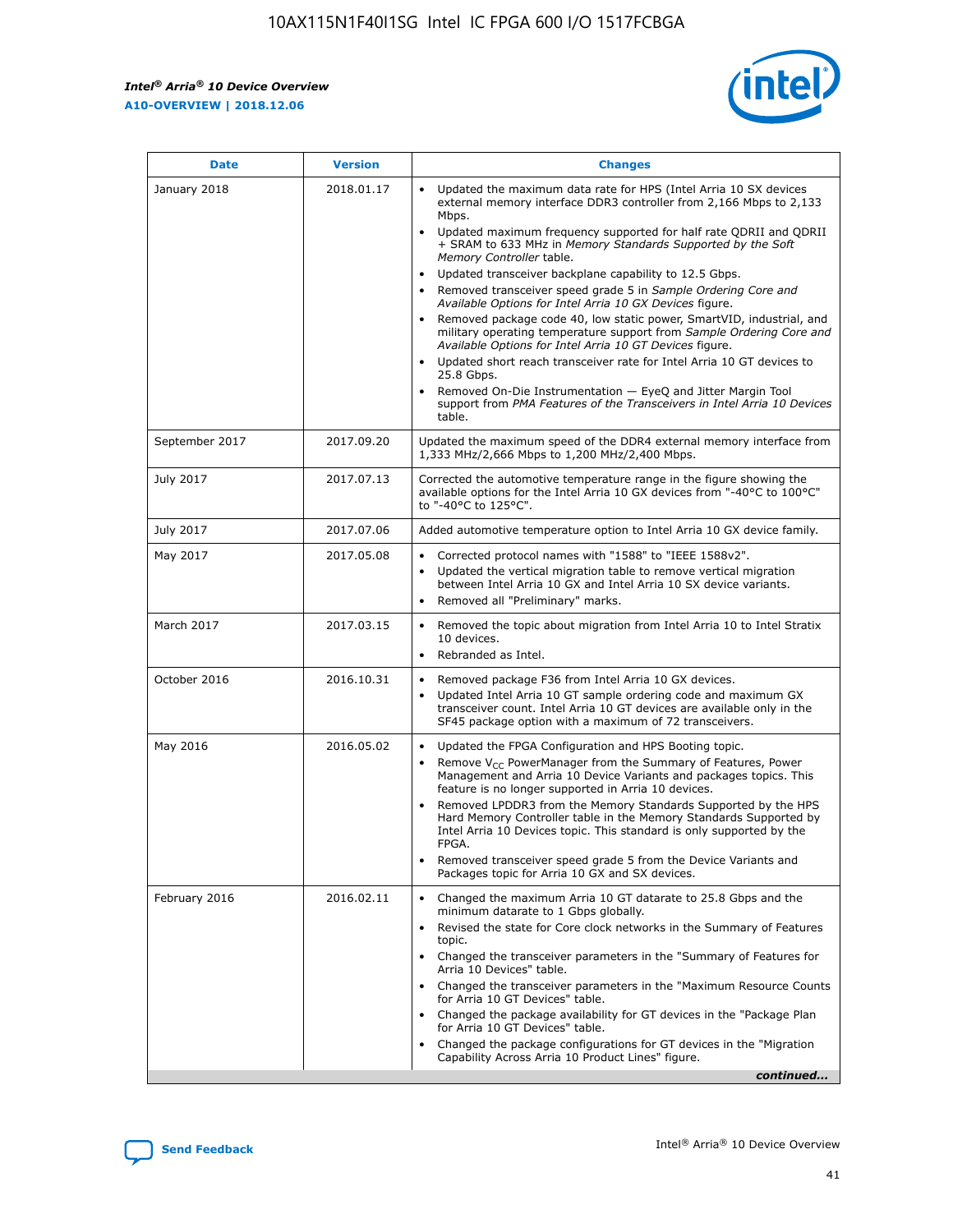| Date | Version | Changes |
| --- | --- | --- |
| January 2018 | 2018.01.17 | • Updated the maximum data rate for HPS (Intel Arria 10 SX devices external memory interface DDR3 controller from 2,166 Mbps to 2,133 Mbps.<br>• Updated maximum frequency supported for half rate QDRII and QDRII + SRAM to 633 MHz in *Memory Standards Supported by the Soft Memory Controller* table.<br>• Updated transceiver backplane capability to 12.5 Gbps.<br>• Removed transceiver speed grade 5 in *Sample Ordering Core and Available Options for Intel Arria 10 GX Devices* figure.<br>• Removed package code 40, low static power, SmartVID, industrial, and military operating temperature support from *Sample Ordering Core and Available Options for Intel Arria 10 GT Devices* figure.<br>• Updated short reach transceiver rate for Intel Arria 10 GT devices to 25.8 Gbps.<br>• Removed On-Die Instrumentation — EyeQ and Jitter Margin Tool support from *PMA Features of the Transceivers in Intel Arria 10 Devices* table. |
| September 2017 | 2017.09.20 | Updated the maximum speed of the DDR4 external memory interface from 1,333 MHz/2,666 Mbps to 1,200 MHz/2,400 Mbps. |
| July 2017 | 2017.07.13 | Corrected the automotive temperature range in the figure showing the available options for the Intel Arria 10 GX devices from "-40°C to 100°C" to "-40°C to 125°C". |
| July 2017 | 2017.07.06 | Added automotive temperature option to Intel Arria 10 GX device family. |
| May 2017 | 2017.05.08 | • Corrected protocol names with "1588" to "IEEE 1588v2".<br>• Updated the vertical migration table to remove vertical migration between Intel Arria 10 GX and Intel Arria 10 SX device variants.<br>• Removed all "Preliminary" marks. |
| March 2017 | 2017.03.15 | • Removed the topic about migration from Intel Arria 10 to Intel Stratix 10 devices.<br>• Rebranded as Intel. |
| October 2016 | 2016.10.31 | • Removed package F36 from Intel Arria 10 GX devices.<br>• Updated Intel Arria 10 GT sample ordering code and maximum GX transceiver count. Intel Arria 10 GT devices are available only in the SF45 package option with a maximum of 72 transceivers. |
| May 2016 | 2016.05.02 | • Updated the FPGA Configuration and HPS Booting topic.<br>• Remove $V_{CC}$ PowerManager from the Summary of Features, Power Management and Arria 10 Device Variants and packages topics. This feature is no longer supported in Arria 10 devices.<br>• Removed LPDDR3 from the Memory Standards Supported by the HPS Hard Memory Controller table in the Memory Standards Supported by Intel Arria 10 Devices topic. This standard is only supported by the FPGA.<br>• Removed transceiver speed grade 5 from the Device Variants and Packages topic for Arria 10 GX and SX devices. |
| February 2016 | 2016.02.11 | • Changed the maximum Arria 10 GT datarate to 25.8 Gbps and the minimum datarate to 1 Gbps globally.<br>• Revised the state for Core clock networks in the Summary of Features topic.<br>• Changed the transceiver parameters in the "Summary of Features for Arria 10 Devices" table.<br>• Changed the transceiver parameters in the "Maximum Resource Counts for Arria 10 GT Devices" table.<br>• Changed the package availability for GT devices in the "Package Plan for Arria 10 GT Devices" table.<br>• Changed the package configurations for GT devices in the "Migration Capability Across Arria 10 Product Lines" figure. |

*continued...*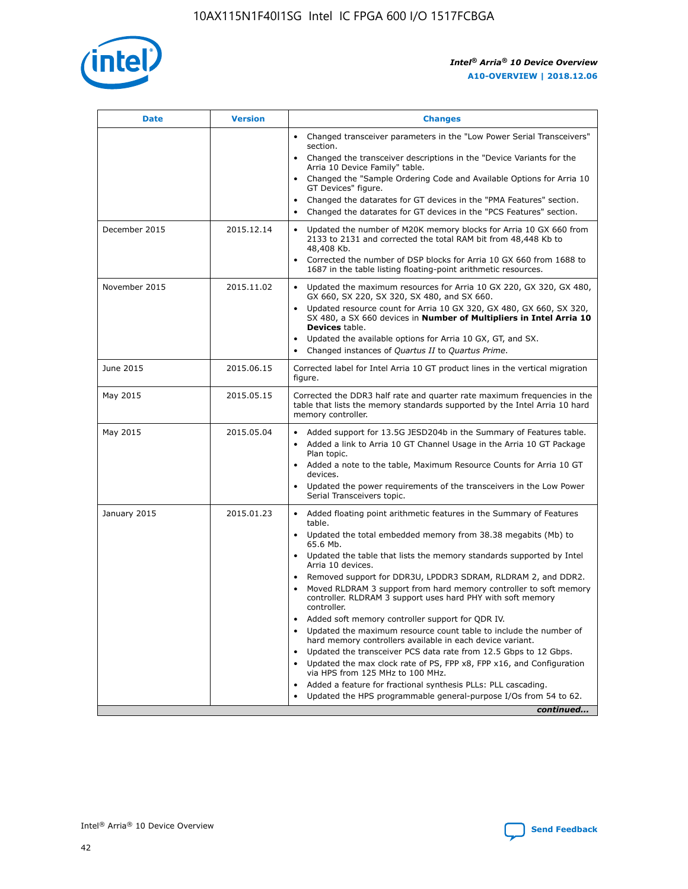| Date | Version | Changes |
| --- | --- | --- |
| | | • Changed transceiver parameters in the "Low Power Serial Transceivers" section.<br>• Changed the transceiver descriptions in the "Device Variants for the Arria 10 Device Family" table.<br>• Changed the "Sample Ordering Code and Available Options for Arria 10 GT Devices" figure.<br>• Changed the datarates for GT devices in the "PMA Features" section.<br>• Changed the datarates for GT devices in the "PCS Features" section. |
| December 2015 | 2015.12.14 | • Updated the number of M20K memory blocks for Arria 10 GX 660 from 2133 to 2131 and corrected the total RAM bit from 48,448 Kb to 48,408 Kb.<br>• Corrected the number of DSP blocks for Arria 10 GX 660 from 1688 to 1687 in the table listing floating-point arithmetic resources. |
| November 2015 | 2015.11.02 | • Updated the maximum resources for Arria 10 GX 220, GX 320, GX 480, GX 660, SX 220, SX 320, SX 480, and SX 660.<br>• Updated resource count for Arria 10 GX 320, GX 480, GX 660, SX 320, SX 480, a SX 660 devices in **Number of Multipliers in Intel Arria 10 Devices** table.<br>• Updated the available options for Arria 10 GX, GT, and SX.<br>• Changed instances of *Quartus II* to *Quartus Prime*. |
| June 2015 | 2015.06.15 | Corrected label for Intel Arria 10 GT product lines in the vertical migration figure. |
| May 2015 | 2015.05.15 | Corrected the DDR3 half rate and quarter rate maximum frequencies in the table that lists the memory standards supported by the Intel Arria 10 hard memory controller. |
| May 2015 | 2015.05.04 | • Added support for 13.5G JESD204b in the Summary of Features table.<br>• Added a link to Arria 10 GT Channel Usage in the Arria 10 GT Package Plan topic.<br>• Added a note to the table, Maximum Resource Counts for Arria 10 GT devices.<br>• Updated the power requirements of the transceivers in the Low Power Serial Transceivers topic. |
| January 2015 | 2015.01.23 | • Added floating point arithmetic features in the Summary of Features table.<br>• Updated the total embedded memory from 38.38 megabits (Mb) to 65.6 Mb.<br>• Updated the table that lists the memory standards supported by Intel Arria 10 devices.<br>• Removed support for DDR3U, LPDDR3 SDRAM, RLDRAM 2, and DDR2.<br>• Moved RLDRAM 3 support from hard memory controller to soft memory controller. RLDRAM 3 support uses hard PHY with soft memory controller.<br>• Added soft memory controller support for QDR IV.<br>• Updated the maximum resource count table to include the number of hard memory controllers available in each device variant.<br>• Updated the transceiver PCS data rate from 12.5 Gbps to 12 Gbps.<br>• Updated the max clock rate of PS, FPP x8, FPP x16, and Configuration via HPS from 125 MHz to 100 MHz.<br>• Added a feature for fractional synthesis PLLs: PLL cascading.<br>• Updated the HPS programmable general-purpose I/Os from 54 to 62. |

*continued...*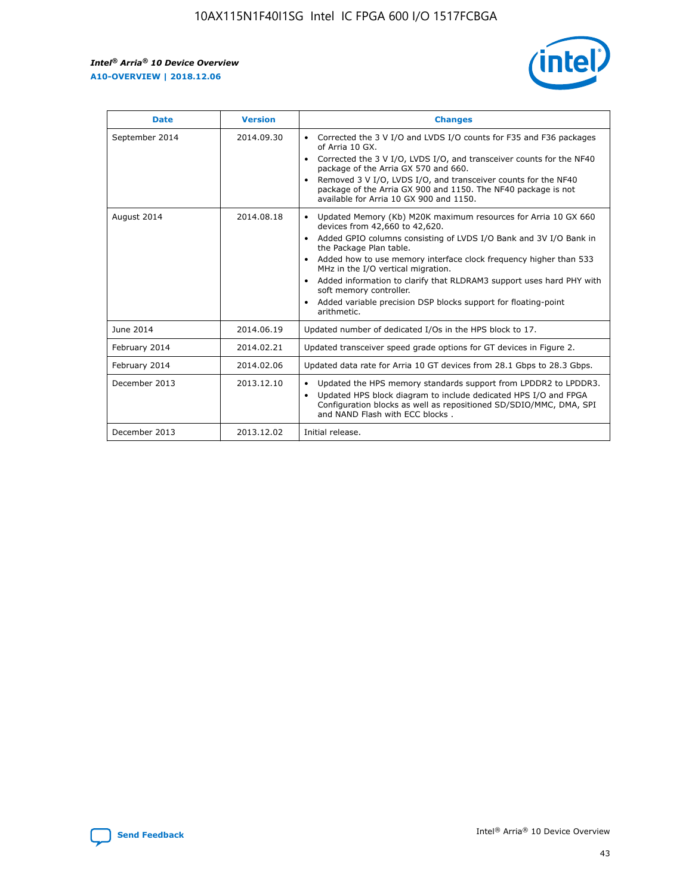| Date | Version | Changes |
| --- | --- | --- |
| September 2014 | 2014.09.30 | • Corrected the 3 V I/O and LVDS I/O counts for F35 and F36 packages of Arria 10 GX.<br>• Corrected the 3 V I/O, LVDS I/O, and transceiver counts for the NF40 package of the Arria GX 570 and 660.<br>• Removed 3 V I/O, LVDS I/O, and transceiver counts for the NF40 package of the Arria GX 900 and 1150. The NF40 package is not available for Arria 10 GX 900 and 1150. |
| August 2014 | 2014.08.18 | • Updated Memory (Kb) M20K maximum resources for Arria 10 GX 660 devices from 42,660 to 42,620.<br>• Added GPIO columns consisting of LVDS I/O Bank and 3V I/O Bank in the Package Plan table.<br>• Added how to use memory interface clock frequency higher than 533 MHz in the I/O vertical migration.<br>• Added information to clarify that RLDRAM3 support uses hard PHY with soft memory controller.<br>• Added variable precision DSP blocks support for floating-point arithmetic. |
| June 2014 | 2014.06.19 | Updated number of dedicated I/Os in the HPS block to 17. |
| February 2014 | 2014.02.21 | Updated transceiver speed grade options for GT devices in Figure 2. |
| February 2014 | 2014.02.06 | Updated data rate for Arria 10 GT devices from 28.1 Gbps to 28.3 Gbps. |
| December 2013 | 2013.12.10 | • Updated the HPS memory standards support from LPDDR2 to LPDDR3.<br>• Updated HPS block diagram to include dedicated HPS I/O and FPGA Configuration blocks as well as repositioned SD/SDIO/MMC, DMA, SPI and NAND Flash with ECC blocks . |
| December 2013 | 2013.12.02 | Initial release. |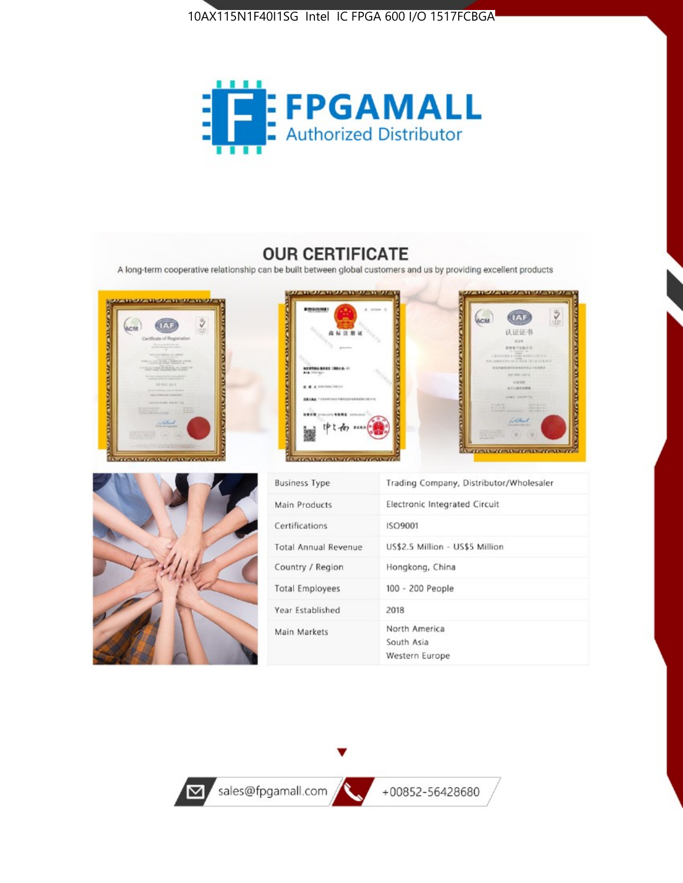FPGAMALL

Authorized Distributor

## OUR CERTIFICATE

A long-term cooperative relationship can be built between global customers and us by providing excellent products

| | |
|---|---|
| Business Type | Trading Company, Distributor/Wholesaler |
| Main Products | Electronic Integrated Circuit |
| Certifications | ISO9001 |
| Total Annual Revenue | US$2.5 Million - US$5 Million |
| Country / Region | Hongkong, China |
| Total Employees | 100 - 200 People |
| Year Established | 2018 |
| Main Markets | North America<br>South Asia<br>Western Europe |

sales@fpgamall.com +00852-56428680